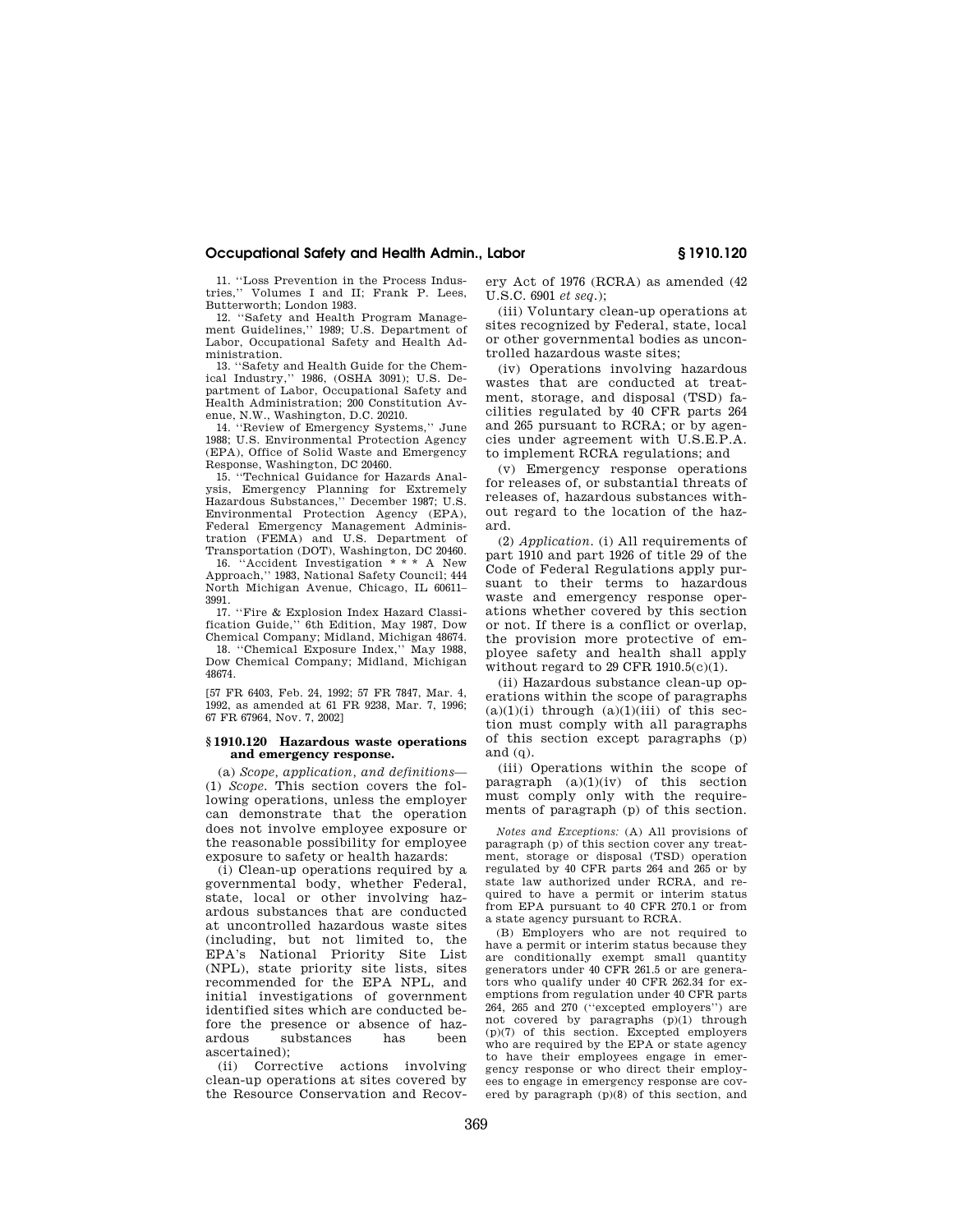11. "Loss Prevention in the Process Industries," Volumes I and II; Frank P. Lees, Butterworth; London 1983.

12. "Safety and Health Program Management Guidelines," 1989; U.S. Department of Labor, Occupational Safety and Health Administration.

13. "Safety and Health Guide for the Chemical Industry," 1986, (OSHA 3091); U.S. Department of Labor, Occupational Safety and Health Administration; 200 Constitution Avenue, N.W., Washington, D.C. 20210.

14. "Review of Emergency Systems," June 1988; U.S. Environmental Protection Agency (EPA), Office of Solid Waste and Emergency Response, Washington, DC 20460.

15. "Technical Guidance for Hazards Analysis, Emergency Planning for Extremely Hazardous Substances," December 1987; U.S. Environmental Protection Agency (EPA), Federal Emergency Management Administration (FEMA) and U.S. Department of Transportation (DOT), Washington, DC 20460.

16. "Accident Investigation * * * A New Approach," 1983, National Safety Council; 444 North Michigan Avenue, Chicago, IL 60611–3991.

17. "Fire & Explosion Index Hazard Classification Guide," 6th Edition, May 1987, Dow Chemical Company; Midland, Michigan 48674.

18. "Chemical Exposure Index," May 1988, Dow Chemical Company; Midland, Michigan 48674.

[57 FR 6403, Feb. 24, 1992; 57 FR 7847, Mar. 4, 1992, as amended at 61 FR 9238, Mar. 7, 1996; 67 FR 67964, Nov. 7, 2002]

## § 1910.120 Hazardous waste operations and emergency response.

(a) *Scope, application, and definitions*—(1) *Scope.* This section covers the following operations, unless the employer can demonstrate that the operation does not involve employee exposure or the reasonable possibility for employee exposure to safety or health hazards:

(i) Clean-up operations required by a governmental body, whether Federal, state, local or other involving hazardous substances that are conducted at uncontrolled hazardous waste sites (including, but not limited to, the EPA's National Priority Site List (NPL), state priority site lists, sites recommended for the EPA NPL, and initial investigations of government identified sites which are conducted before the presence or absence of hazardous substances has been ascertained);

(ii) Corrective actions involving clean-up operations at sites covered by the Resource Conservation and Recovery Act of 1976 (RCRA) as amended (42 U.S.C. 6901 *et seq.*);

(iii) Voluntary clean-up operations at sites recognized by Federal, state, local or other governmental bodies as uncontrolled hazardous waste sites;

(iv) Operations involving hazardous wastes that are conducted at treatment, storage, and disposal (TSD) facilities regulated by 40 CFR parts 264 and 265 pursuant to RCRA; or by agencies under agreement with U.S.E.P.A. to implement RCRA regulations; and

(v) Emergency response operations for releases of, or substantial threats of releases of, hazardous substances without regard to the location of the hazard.

(2) *Application.* (i) All requirements of part 1910 and part 1926 of title 29 of the Code of Federal Regulations apply pursuant to their terms to hazardous waste and emergency response operations whether covered by this section or not. If there is a conflict or overlap, the provision more protective of employee safety and health shall apply without regard to 29 CFR 1910.5(c)(1).

(ii) Hazardous substance clean-up operations within the scope of paragraphs (a)(1)(i) through (a)(1)(iii) of this section must comply with all paragraphs of this section except paragraphs (p) and (q).

(iii) Operations within the scope of paragraph (a)(1)(iv) of this section must comply only with the requirements of paragraph (p) of this section.

*Notes and Exceptions:* (A) All provisions of paragraph (p) of this section cover any treatment, storage or disposal (TSD) operation regulated by 40 CFR parts 264 and 265 or by state law authorized under RCRA, and required to have a permit or interim status from EPA pursuant to 40 CFR 270.1 or from a state agency pursuant to RCRA.

(B) Employers who are not required to have a permit or interim status because they are conditionally exempt small quantity generators under 40 CFR 261.5 or are generators who qualify under 40 CFR 262.34 for exemptions from regulation under 40 CFR parts 264, 265 and 270 ("excepted employers") are not covered by paragraphs (p)(1) through (p)(7) of this section. Excepted employers who are required by the EPA or state agency to have their employees engage in emergency response or who direct their employees to engage in emergency response are covered by paragraph (p)(8) of this section, and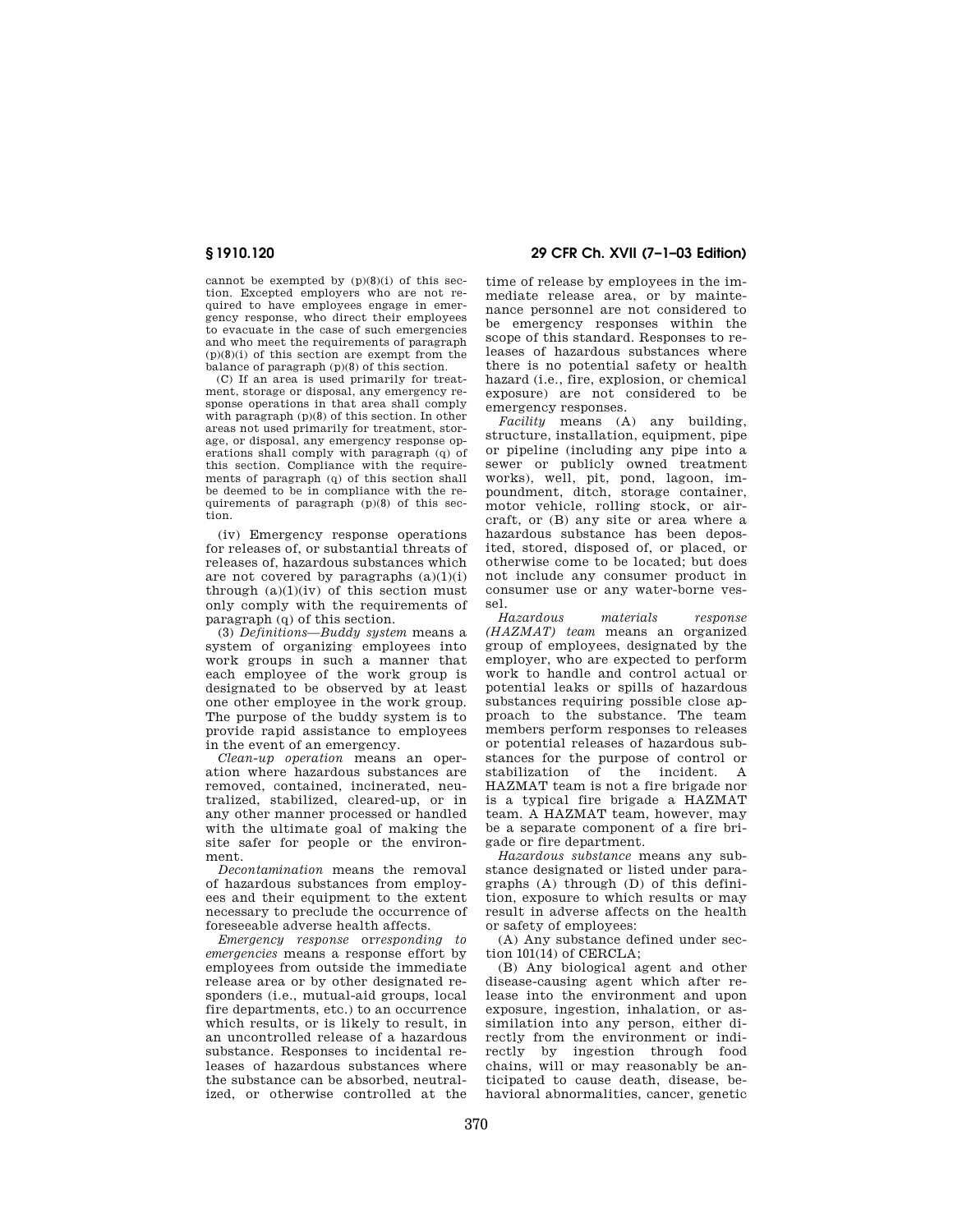cannot be exempted by (p)(8)(i) of this section. Excepted employers who are not required to have employees engage in emergency response, who direct their employees to evacuate in the case of such emergencies and who meet the requirements of paragraph (p)(8)(i) of this section are exempt from the balance of paragraph (p)(8) of this section.

(C) If an area is used primarily for treatment, storage or disposal, any emergency response operations in that area shall comply with paragraph (p)(8) of this section. In other areas not used primarily for treatment, storage, or disposal, any emergency response operations shall comply with paragraph (q) of this section. Compliance with the requirements of paragraph (q) of this section shall be deemed to be in compliance with the requirements of paragraph (p)(8) of this section.

(iv) Emergency response operations for releases of, or substantial threats of releases of, hazardous substances which are not covered by paragraphs (a)(1)(i) through (a)(1)(iv) of this section must only comply with the requirements of paragraph (q) of this section.

(3) *Definitions—Buddy system* means a system of organizing employees into work groups in such a manner that each employee of the work group is designated to be observed by at least one other employee in the work group. The purpose of the buddy system is to provide rapid assistance to employees in the event of an emergency.

*Clean-up operation* means an operation where hazardous substances are removed, contained, incinerated, neutralized, stabilized, cleared-up, or in any other manner processed or handled with the ultimate goal of making the site safer for people or the environment.

*Decontamination* means the removal of hazardous substances from employees and their equipment to the extent necessary to preclude the occurrence of foreseeable adverse health affects.

*Emergency response* or*responding to emergencies* means a response effort by employees from outside the immediate release area or by other designated responders (i.e., mutual-aid groups, local fire departments, etc.) to an occurrence which results, or is likely to result, in an uncontrolled release of a hazardous substance. Responses to incidental releases of hazardous substances where the substance can be absorbed, neutralized, or otherwise controlled at the time of release by employees in the immediate release area, or by maintenance personnel are not considered to be emergency responses within the scope of this standard. Responses to releases of hazardous substances where there is no potential safety or health hazard (i.e., fire, explosion, or chemical exposure) are not considered to be emergency responses.

*Facility* means (A) any building, structure, installation, equipment, pipe or pipeline (including any pipe into a sewer or publicly owned treatment works), well, pit, pond, lagoon, impoundment, ditch, storage container, motor vehicle, rolling stock, or aircraft, or (B) any site or area where a hazardous substance has been deposited, stored, disposed of, or placed, or otherwise come to be located; but does not include any consumer product in consumer use or any water-borne vessel.

*Hazardous materials response (HAZMAT) team* means an organized group of employees, designated by the employer, who are expected to perform work to handle and control actual or potential leaks or spills of hazardous substances requiring possible close approach to the substance. The team members perform responses to releases or potential releases of hazardous substances for the purpose of control or stabilization of the incident. A HAZMAT team is not a fire brigade nor is a typical fire brigade a HAZMAT team. A HAZMAT team, however, may be a separate component of a fire brigade or fire department.

*Hazardous substance* means any substance designated or listed under paragraphs (A) through (D) of this definition, exposure to which results or may result in adverse affects on the health or safety of employees:

(A) Any substance defined under section 101(14) of CERCLA;

(B) Any biological agent and other disease-causing agent which after release into the environment and upon exposure, ingestion, inhalation, or assimilation into any person, either directly from the environment or indirectly by ingestion through food chains, will or may reasonably be anticipated to cause death, disease, behavioral abnormalities, cancer, genetic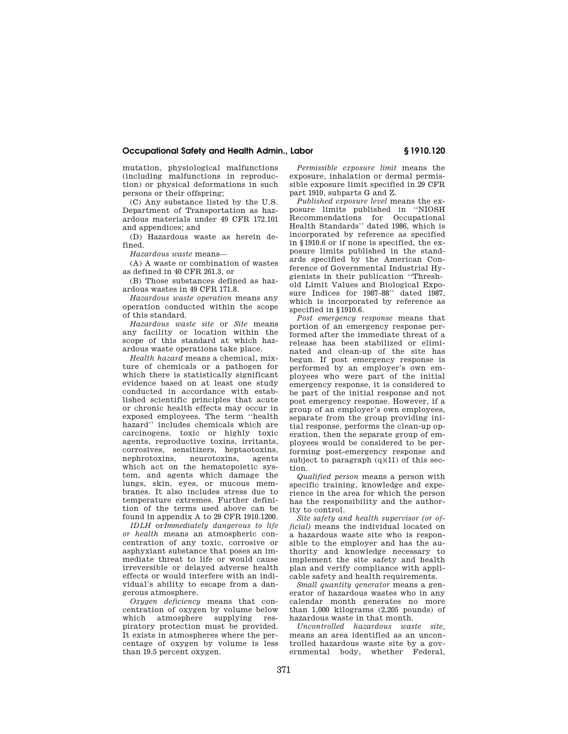mutation, physiological malfunctions (including malfunctions in reproduction) or physical deformations in such persons or their offspring;

(C) Any substance listed by the U.S. Department of Transportation as hazardous materials under 49 CFR 172.101 and appendices; and

(D) Hazardous waste as herein defined.

*Hazardous waste* means—

(A) A waste or combination of wastes as defined in 40 CFR 261.3, or

(B) Those substances defined as hazardous wastes in 49 CFR 171.8.

*Hazardous waste operation* means any operation conducted within the scope of this standard.

*Hazardous waste site* or *Site* means any facility or location within the scope of this standard at which hazardous waste operations take place.

*Health hazard* means a chemical, mixture of chemicals or a pathogen for which there is statistically significant evidence based on at least one study conducted in accordance with established scientific principles that acute or chronic health effects may occur in exposed employees. The term ''health hazard'' includes chemicals which are carcinogens, toxic or highly toxic agents, reproductive toxins, irritants, corrosives, sensitizers, heptaotoxins, nephrotoxins, neurotoxins, agents which act on the hematopoietic system, and agents which damage the lungs, skin, eyes, or mucous membranes. It also includes stress due to temperature extremes. Further definition of the terms used above can be found in appendix A to 29 CFR 1910.1200.

*IDLH* or*Immediately dangerous to life or health* means an atmospheric concentration of any toxic, corrosive or asphyxiant substance that poses an immediate threat to life or would cause irreversible or delayed adverse health effects or would interfere with an individual's ability to escape from a dangerous atmosphere.

*Oxygen deficiency* means that concentration of oxygen by volume below which atmosphere supplying respiratory protection must be provided. It exists in atmospheres where the percentage of oxygen by volume is less than 19.5 percent oxygen.

*Permissible exposure limit* means the exposure, inhalation or dermal permissible exposure limit specified in 29 CFR part 1910, subparts G and Z.

*Published exposure level* means the exposure limits published in ''NIOSH Recommendations for Occupational Health Standards'' dated 1986, which is incorporated by reference as specified in §1910.6 or if none is specified, the exposure limits published in the standards specified by the American Conference of Governmental Industrial Hygienists in their publication ''Threshold Limit Values and Biological Exposure Indices for 1987–88'' dated 1987, which is incorporated by reference as specified in §1910.6.

*Post emergency response* means that portion of an emergency response performed after the immediate threat of a release has been stabilized or eliminated and clean-up of the site has begun. If post emergency response is performed by an employer's own employees who were part of the initial emergency response, it is considered to be part of the initial response and not post emergency response. However, if a group of an employer's own employees, separate from the group providing initial response, performs the clean-up operation, then the separate group of employees would be considered to be performing post-emergency response and subject to paragraph (q)(11) of this section.

*Qualified person* means a person with specific training, knowledge and experience in the area for which the person has the responsibility and the authority to control.

*Site safety and health supervisor (or official)* means the individual located on a hazardous waste site who is responsible to the employer and has the authority and knowledge necessary to implement the site safety and health plan and verify compliance with applicable safety and health requirements.

*Small quantity qenerator* means a generator of hazardous wastes who in any calendar month generates no more than 1,000 kilograms (2,205 pounds) of hazardous waste in that month.

*Uncontrolled hazardous waste site,* means an area identified as an uncontrolled hazardous waste site by a governmental body, whether Federal,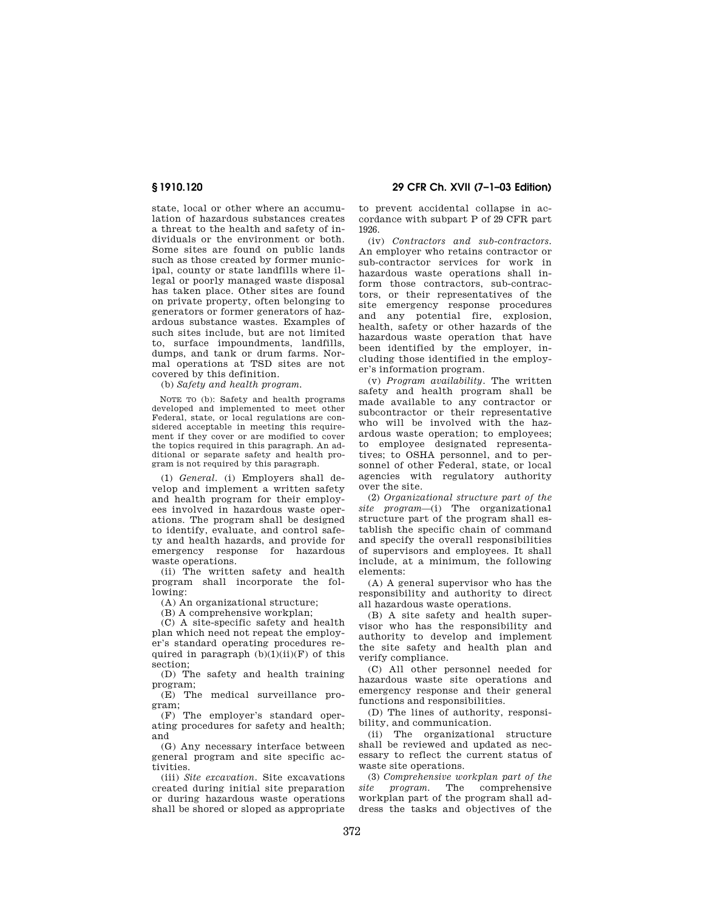state, local or other where an accumulation of hazardous substances creates a threat to the health and safety of individuals or the environment or both. Some sites are found on public lands such as those created by former municipal, county or state landfills where illegal or poorly managed waste disposal has taken place. Other sites are found on private property, often belonging to generators or former generators of hazardous substance wastes. Examples of such sites include, but are not limited to, surface impoundments, landfills, dumps, and tank or drum farms. Normal operations at TSD sites are not covered by this definition.

(b) *Safety and health program.*

NOTE TO (b): Safety and health programs developed and implemented to meet other Federal, state, or local regulations are considered acceptable in meeting this requirement if they cover or are modified to cover the topics required in this paragraph. An additional or separate safety and health program is not required by this paragraph.

(1) *General.* (i) Employers shall develop and implement a written safety and health program for their employees involved in hazardous waste operations. The program shall be designed to identify, evaluate, and control safety and health hazards, and provide for emergency response for hazardous waste operations.

(ii) The written safety and health program shall incorporate the following:

(A) An organizational structure;

(B) A comprehensive workplan;

(C) A site-specific safety and health plan which need not repeat the employer's standard operating procedures required in paragraph (b)(1)(ii)(F) of this section;

(D) The safety and health training program;

(E) The medical surveillance program;

(F) The employer's standard operating procedures for safety and health; and

(G) Any necessary interface between general program and site specific activities.

(iii) *Site excavation.* Site excavations created during initial site preparation or during hazardous waste operations shall be shored or sloped as appropriate to prevent accidental collapse in accordance with subpart P of 29 CFR part 1926.

(iv) *Contractors and sub-contractors.* An employer who retains contractor or sub-contractor services for work in hazardous waste operations shall inform those contractors, sub-contractors, or their representatives of the site emergency response procedures and any potential fire, explosion, health, safety or other hazards of the hazardous waste operation that have been identified by the employer, including those identified in the employer's information program.

(v) *Program availability.* The written safety and health program shall be made available to any contractor or subcontractor or their representative who will be involved with the hazardous waste operation; to employees; to employee designated representatives; to OSHA personnel, and to personnel of other Federal, state, or local agencies with regulatory authority over the site.

(2) *Organizational structure part of the site program*—(i) The organizational structure part of the program shall establish the specific chain of command and specify the overall responsibilities of supervisors and employees. It shall include, at a minimum, the following elements:

(A) A general supervisor who has the responsibility and authority to direct all hazardous waste operations.

(B) A site safety and health supervisor who has the responsibility and authority to develop and implement the site safety and health plan and verify compliance.

(C) All other personnel needed for hazardous waste site operations and emergency response and their general functions and responsibilities.

(D) The lines of authority, responsibility, and communication.

(ii) The organizational structure shall be reviewed and updated as necessary to reflect the current status of waste site operations.

(3) *Comprehensive workplan part of the site program.* The comprehensive workplan part of the program shall address the tasks and objectives of the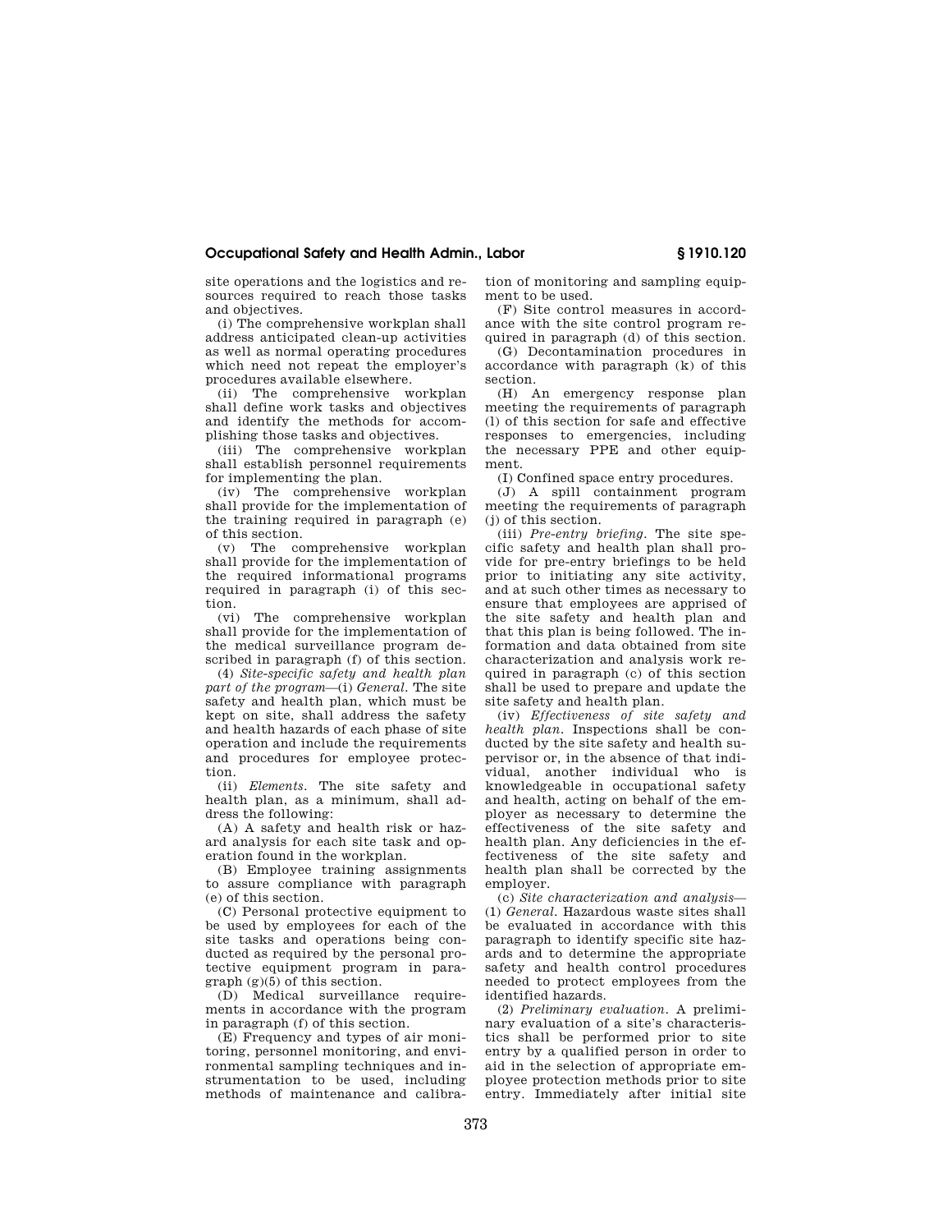site operations and the logistics and resources required to reach those tasks and objectives.

(i) The comprehensive workplan shall address anticipated clean-up activities as well as normal operating procedures which need not repeat the employer's procedures available elsewhere.

(ii) The comprehensive workplan shall define work tasks and objectives and identify the methods for accomplishing those tasks and objectives.

(iii) The comprehensive workplan shall establish personnel requirements for implementing the plan.

(iv) The comprehensive workplan shall provide for the implementation of the training required in paragraph (e) of this section.

(v) The comprehensive workplan shall provide for the implementation of the required informational programs required in paragraph (i) of this section.

(vi) The comprehensive workplan shall provide for the implementation of the medical surveillance program described in paragraph (f) of this section.

(4) *Site-specific safety and health plan part of the program*—(i) *General.* The site safety and health plan, which must be kept on site, shall address the safety and health hazards of each phase of site operation and include the requirements and procedures for employee protection.

(ii) *Elements.* The site safety and health plan, as a minimum, shall address the following:

(A) A safety and health risk or hazard analysis for each site task and operation found in the workplan.

(B) Employee training assignments to assure compliance with paragraph (e) of this section.

(C) Personal protective equipment to be used by employees for each of the site tasks and operations being conducted as required by the personal protective equipment program in paragraph (g)(5) of this section.

(D) Medical surveillance requirements in accordance with the program in paragraph (f) of this section.

(E) Frequency and types of air monitoring, personnel monitoring, and environmental sampling techniques and instrumentation to be used, including methods of maintenance and calibration of monitoring and sampling equipment to be used.

(F) Site control measures in accordance with the site control program required in paragraph (d) of this section.

(G) Decontamination procedures in accordance with paragraph (k) of this section.

(H) An emergency response plan meeting the requirements of paragraph (l) of this section for safe and effective responses to emergencies, including the necessary PPE and other equipment.

(I) Confined space entry procedures.

(J) A spill containment program meeting the requirements of paragraph (j) of this section.

(iii) *Pre-entry briefing.* The site specific safety and health plan shall provide for pre-entry briefings to be held prior to initiating any site activity, and at such other times as necessary to ensure that employees are apprised of the site safety and health plan and that this plan is being followed. The information and data obtained from site characterization and analysis work required in paragraph (c) of this section shall be used to prepare and update the site safety and health plan.

(iv) *Effectiveness of site safety and health plan.* Inspections shall be conducted by the site safety and health supervisor or, in the absence of that individual, another individual who is knowledgeable in occupational safety and health, acting on behalf of the employer as necessary to determine the effectiveness of the site safety and health plan. Any deficiencies in the effectiveness of the site safety and health plan shall be corrected by the employer.

(c) *Site characterization and analysis*—(1) *General.* Hazardous waste sites shall be evaluated in accordance with this paragraph to identify specific site hazards and to determine the appropriate safety and health control procedures needed to protect employees from the identified hazards.

(2) *Preliminary evaluation.* A preliminary evaluation of a site's characteristics shall be performed prior to site entry by a qualified person in order to aid in the selection of appropriate employee protection methods prior to site entry. Immediately after initial site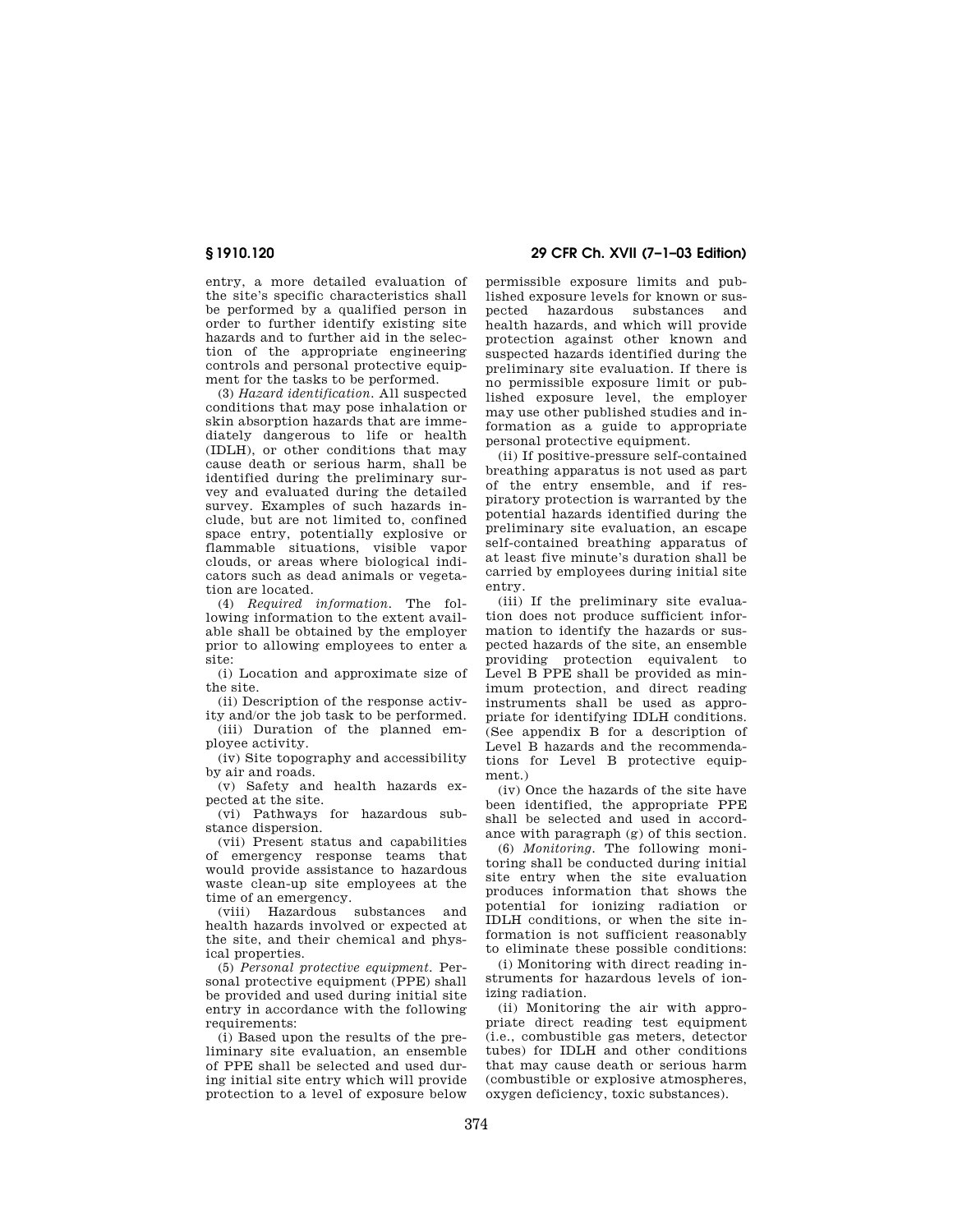entry, a more detailed evaluation of the site's specific characteristics shall be performed by a qualified person in order to further identify existing site hazards and to further aid in the selection of the appropriate engineering controls and personal protective equipment for the tasks to be performed.

(3) *Hazard identification.* All suspected conditions that may pose inhalation or skin absorption hazards that are immediately dangerous to life or health (IDLH), or other conditions that may cause death or serious harm, shall be identified during the preliminary survey and evaluated during the detailed survey. Examples of such hazards include, but are not limited to, confined space entry, potentially explosive or flammable situations, visible vapor clouds, or areas where biological indicators such as dead animals or vegetation are located.

(4) *Required information.* The following information to the extent available shall be obtained by the employer prior to allowing employees to enter a site:

(i) Location and approximate size of the site.

(ii) Description of the response activity and/or the job task to be performed.

(iii) Duration of the planned employee activity.

(iv) Site topography and accessibility by air and roads.

(v) Safety and health hazards expected at the site.

(vi) Pathways for hazardous substance dispersion.

(vii) Present status and capabilities of emergency response teams that would provide assistance to hazardous waste clean-up site employees at the time of an emergency.

(viii) Hazardous substances and health hazards involved or expected at the site, and their chemical and physical properties.

(5) *Personal protective equipment.* Personal protective equipment (PPE) shall be provided and used during initial site entry in accordance with the following requirements:

(i) Based upon the results of the preliminary site evaluation, an ensemble of PPE shall be selected and used during initial site entry which will provide protection to a level of exposure below permissible exposure limits and published exposure levels for known or suspected hazardous substances and health hazards, and which will provide protection against other known and suspected hazards identified during the preliminary site evaluation. If there is no permissible exposure limit or published exposure level, the employer may use other published studies and information as a guide to appropriate personal protective equipment.

(ii) If positive-pressure self-contained breathing apparatus is not used as part of the entry ensemble, and if respiratory protection is warranted by the potential hazards identified during the preliminary site evaluation, an escape self-contained breathing apparatus of at least five minute's duration shall be carried by employees during initial site entry.

(iii) If the preliminary site evaluation does not produce sufficient information to identify the hazards or suspected hazards of the site, an ensemble providing protection equivalent to Level B PPE shall be provided as minimum protection, and direct reading instruments shall be used as appropriate for identifying IDLH conditions. (See appendix B for a description of Level B hazards and the recommendations for Level B protective equipment.)

(iv) Once the hazards of the site have been identified, the appropriate PPE shall be selected and used in accordance with paragraph (g) of this section.

(6) *Monitoring.* The following monitoring shall be conducted during initial site entry when the site evaluation produces information that shows the potential for ionizing radiation or IDLH conditions, or when the site information is not sufficient reasonably to eliminate these possible conditions:

(i) Monitoring with direct reading instruments for hazardous levels of ionizing radiation.

(ii) Monitoring the air with appropriate direct reading test equipment (i.e., combustible gas meters, detector tubes) for IDLH and other conditions that may cause death or serious harm (combustible or explosive atmospheres, oxygen deficiency, toxic substances).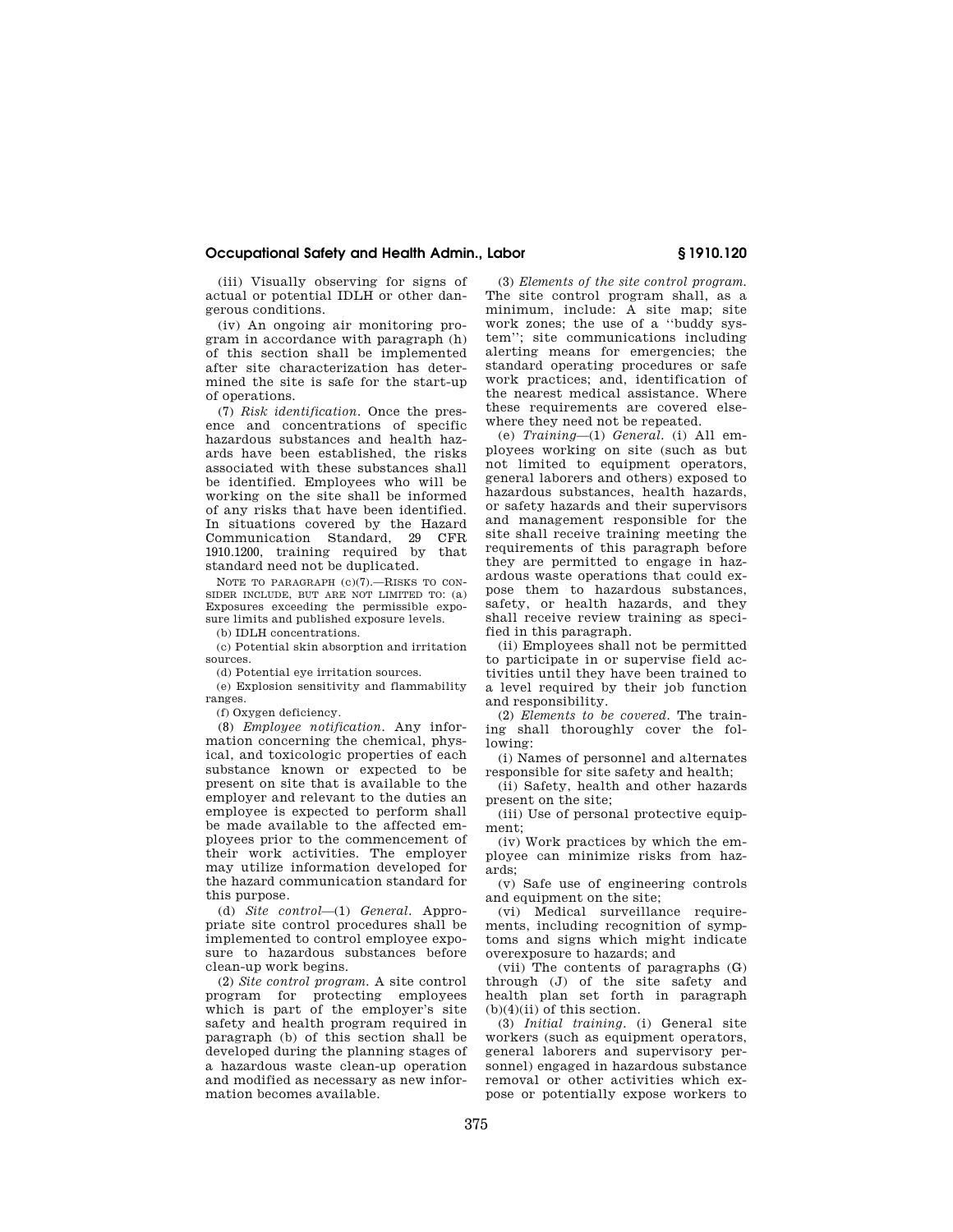(iii) Visually observing for signs of actual or potential IDLH or other dangerous conditions.

(iv) An ongoing air monitoring program in accordance with paragraph (h) of this section shall be implemented after site characterization has determined the site is safe for the start-up of operations.

(7) *Risk identification.* Once the presence and concentrations of specific hazardous substances and health hazards have been established, the risks associated with these substances shall be identified. Employees who will be working on the site shall be informed of any risks that have been identified. In situations covered by the Hazard Communication Standard, 29 CFR 1910.1200, training required by that standard need not be duplicated.

NOTE TO PARAGRAPH (c)(7).—RISKS TO CONSIDER INCLUDE, BUT ARE NOT LIMITED TO: (a) Exposures exceeding the permissible exposure limits and published exposure levels.

(b) IDLH concentrations.

(c) Potential skin absorption and irritation sources.

(d) Potential eye irritation sources.

(e) Explosion sensitivity and flammability ranges.

(f) Oxygen deficiency.

(8) *Employee notification.* Any information concerning the chemical, physical, and toxicologic properties of each substance known or expected to be present on site that is available to the employer and relevant to the duties an employee is expected to perform shall be made available to the affected employees prior to the commencement of their work activities. The employer may utilize information developed for the hazard communication standard for this purpose.

(d) *Site control*—(1) *General.* Appropriate site control procedures shall be implemented to control employee exposure to hazardous substances before clean-up work begins.

(2) *Site control program.* A site control program for protecting employees which is part of the employer's site safety and health program required in paragraph (b) of this section shall be developed during the planning stages of a hazardous waste clean-up operation and modified as necessary as new information becomes available.

(3) *Elements of the site control program.* The site control program shall, as a minimum, include: A site map; site work zones; the use of a "buddy system"; site communications including alerting means for emergencies; the standard operating procedures or safe work practices; and, identification of the nearest medical assistance. Where these requirements are covered elsewhere they need not be repeated.

(e) *Training*—(1) *General.* (i) All employees working on site (such as but not limited to equipment operators, general laborers and others) exposed to hazardous substances, health hazards, or safety hazards and their supervisors and management responsible for the site shall receive training meeting the requirements of this paragraph before they are permitted to engage in hazardous waste operations that could expose them to hazardous substances, safety, or health hazards, and they shall receive review training as specified in this paragraph.

(ii) Employees shall not be permitted to participate in or supervise field activities until they have been trained to a level required by their job function and responsibility.

(2) *Elements to be covered.* The training shall thoroughly cover the following:

(i) Names of personnel and alternates responsible for site safety and health;

(ii) Safety, health and other hazards present on the site;

(iii) Use of personal protective equipment;

(iv) Work practices by which the employee can minimize risks from hazards;

(v) Safe use of engineering controls and equipment on the site;

(vi) Medical surveillance requirements, including recognition of symptoms and signs which might indicate overexposure to hazards; and

(vii) The contents of paragraphs (G) through (J) of the site safety and health plan set forth in paragraph (b)(4)(ii) of this section.

(3) *Initial training.* (i) General site workers (such as equipment operators, general laborers and supervisory personnel) engaged in hazardous substance removal or other activities which expose or potentially expose workers to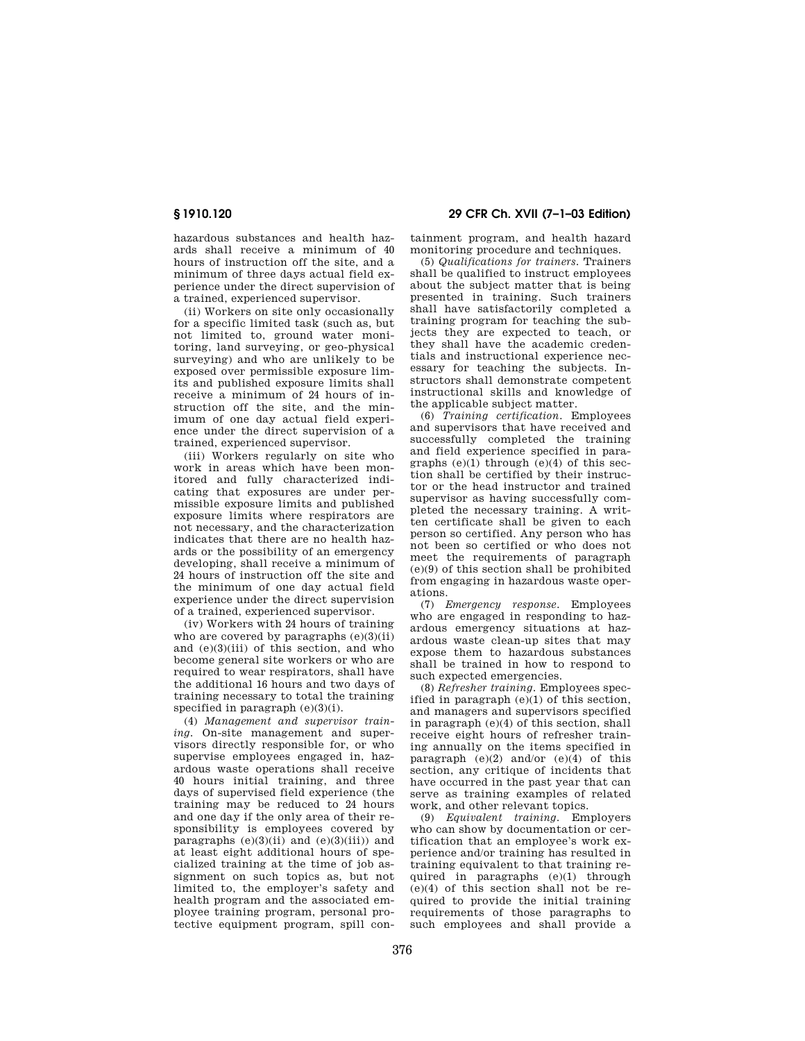hazardous substances and health hazards shall receive a minimum of 40 hours of instruction off the site, and a minimum of three days actual field experience under the direct supervision of a trained, experienced supervisor.

(ii) Workers on site only occasionally for a specific limited task (such as, but not limited to, ground water monitoring, land surveying, or geo-physical surveying) and who are unlikely to be exposed over permissible exposure limits and published exposure limits shall receive a minimum of 24 hours of instruction off the site, and the minimum of one day actual field experience under the direct supervision of a trained, experienced supervisor.

(iii) Workers regularly on site who work in areas which have been monitored and fully characterized indicating that exposures are under permissible exposure limits and published exposure limits where respirators are not necessary, and the characterization indicates that there are no health hazards or the possibility of an emergency developing, shall receive a minimum of 24 hours of instruction off the site and the minimum of one day actual field experience under the direct supervision of a trained, experienced supervisor.

(iv) Workers with 24 hours of training who are covered by paragraphs (e)(3)(ii) and (e)(3)(iii) of this section, and who become general site workers or who are required to wear respirators, shall have the additional 16 hours and two days of training necessary to total the training specified in paragraph (e)(3)(i).

(4) *Management and supervisor training.* On-site management and supervisors directly responsible for, or who supervise employees engaged in, hazardous waste operations shall receive 40 hours initial training, and three days of supervised field experience (the training may be reduced to 24 hours and one day if the only area of their responsibility is employees covered by paragraphs (e)(3)(ii) and (e)(3)(iii)) and at least eight additional hours of specialized training at the time of job assignment on such topics as, but not limited to, the employer's safety and health program and the associated employee training program, personal protective equipment program, spill containment program, and health hazard monitoring procedure and techniques.

(5) *Qualifications for trainers.* Trainers shall be qualified to instruct employees about the subject matter that is being presented in training. Such trainers shall have satisfactorily completed a training program for teaching the subjects they are expected to teach, or they shall have the academic credentials and instructional experience necessary for teaching the subjects. Instructors shall demonstrate competent instructional skills and knowledge of the applicable subject matter.

(6) *Training certification.* Employees and supervisors that have received and successfully completed the training and field experience specified in paragraphs (e)(1) through (e)(4) of this section shall be certified by their instructor or the head instructor and trained supervisor as having successfully completed the necessary training. A written certificate shall be given to each person so certified. Any person who has not been so certified or who does not meet the requirements of paragraph (e)(9) of this section shall be prohibited from engaging in hazardous waste operations.

(7) *Emergency response.* Employees who are engaged in responding to hazardous emergency situations at hazardous waste clean-up sites that may expose them to hazardous substances shall be trained in how to respond to such expected emergencies.

(8) *Refresher training.* Employees specified in paragraph (e)(1) of this section, and managers and supervisors specified in paragraph (e)(4) of this section, shall receive eight hours of refresher training annually on the items specified in paragraph (e)(2) and/or (e)(4) of this section, any critique of incidents that have occurred in the past year that can serve as training examples of related work, and other relevant topics.

(9) *Equivalent training.* Employers who can show by documentation or certification that an employee's work experience and/or training has resulted in training equivalent to that training required in paragraphs (e)(1) through (e)(4) of this section shall not be required to provide the initial training requirements of those paragraphs to such employees and shall provide a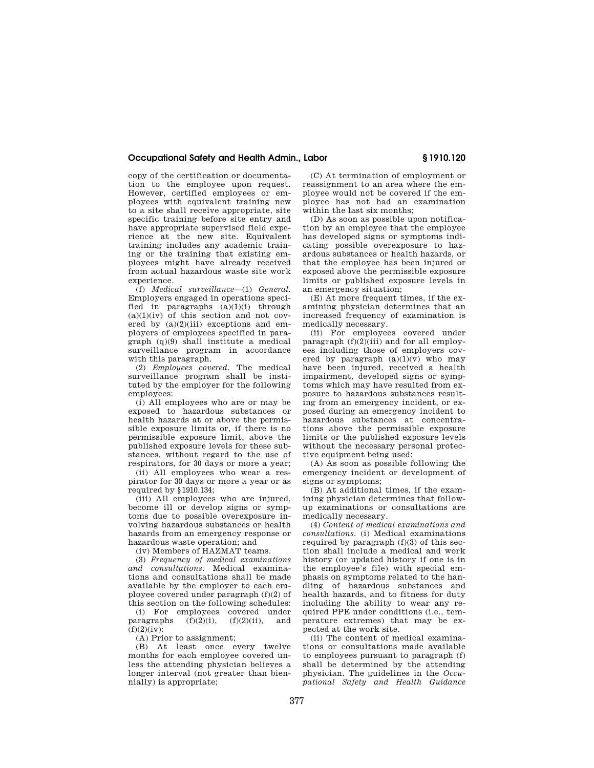copy of the certification or documentation to the employee upon request. However, certified employees or employees with equivalent training new to a site shall receive appropriate, site specific training before site entry and have appropriate supervised field experience at the new site. Equivalent training includes any academic training or the training that existing employees might have already received from actual hazardous waste site work experience.

(f) *Medical surveillance*—(1) *General*. Employers engaged in operations specified in paragraphs (a)(1)(i) through (a)(1)(iv) of this section and not covered by (a)(2)(iii) exceptions and employers of employees specified in paragraph (q)(9) shall institute a medical surveillance program in accordance with this paragraph.

(2) *Employees covered*. The medical surveillance program shall be instituted by the employer for the following employees:

(i) All employees who are or may be exposed to hazardous substances or health hazards at or above the permissible exposure limits or, if there is no permissible exposure limit, above the published exposure levels for these substances, without regard to the use of respirators, for 30 days or more a year;

(ii) All employees who wear a respirator for 30 days or more a year or as required by §1910.134;

(iii) All employees who are injured, become ill or develop signs or symptoms due to possible overexposure involving hazardous substances or health hazards from an emergency response or hazardous waste operation; and

(iv) Members of HAZMAT teams.

(3) *Frequency of medical examinations and consultations*. Medical examinations and consultations shall be made available by the employer to each employee covered under paragraph (f)(2) of this section on the following schedules:

(i) For employees covered under paragraphs (f)(2)(i), (f)(2)(ii), and (f)(2)(iv):

(A) Prior to assignment;

(B) At least once every twelve months for each employee covered unless the attending physician believes a longer interval (not greater than biennially) is appropriate;

(C) At termination of employment or reassignment to an area where the employee would not be covered if the employee has not had an examination within the last six months;

(D) As soon as possible upon notification by an employee that the employee has developed signs or symptoms indicating possible overexposure to hazardous substances or health hazards, or that the employee has been injured or exposed above the permissible exposure limits or published exposure levels in an emergency situation;

(E) At more frequent times, if the examining physician determines that an increased frequency of examination is medically necessary.

(ii) For employees covered under paragraph (f)(2)(iii) and for all employees including those of employers covered by paragraph (a)(1)(v) who may have been injured, received a health impairment, developed signs or symptoms which may have resulted from exposure to hazardous substances resulting from an emergency incident, or exposed during an emergency incident to hazardous substances at concentrations above the permissible exposure limits or the published exposure levels without the necessary personal protective equipment being used:

(A) As soon as possible following the emergency incident or development of signs or symptoms;

(B) At additional times, if the examining physician determines that follow-up examinations or consultations are medically necessary.

(4) *Content of medical examinations and consultations*. (i) Medical examinations required by paragraph (f)(3) of this section shall include a medical and work history (or updated history if one is in the employee's file) with special emphasis on symptoms related to the handling of hazardous substances and health hazards, and to fitness for duty including the ability to wear any required PPE under conditions (i.e., temperature extremes) that may be expected at the work site.

(ii) The content of medical examinations or consultations made available to employees pursuant to paragraph (f) shall be determined by the attending physician. The guidelines in the *Occupational Safety and Health Guidance*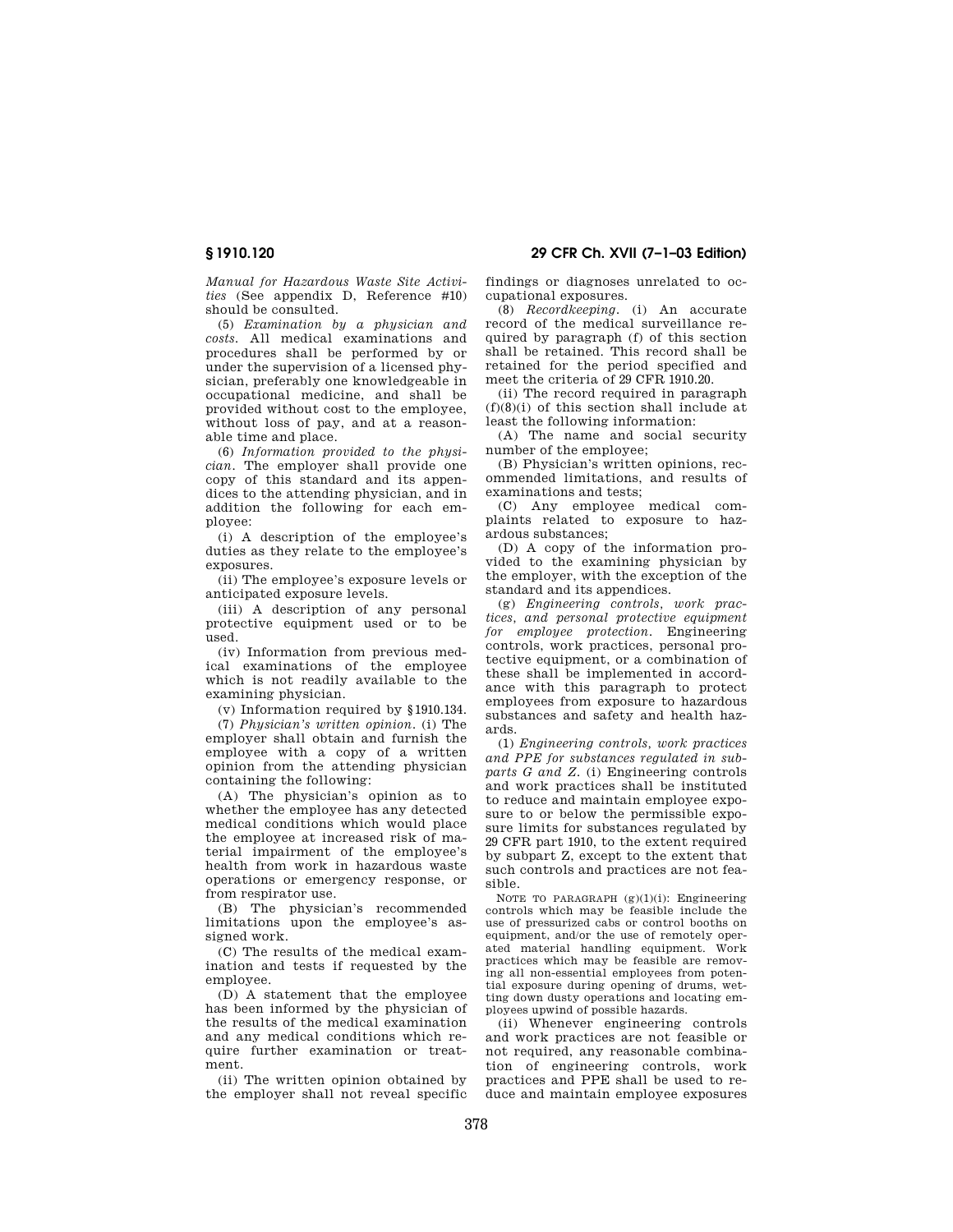*Manual for Hazardous Waste Site Activities* (See appendix D, Reference #10) should be consulted.

(5) *Examination by a physician and costs.* All medical examinations and procedures shall be performed by or under the supervision of a licensed physician, preferably one knowledgeable in occupational medicine, and shall be provided without cost to the employee, without loss of pay, and at a reasonable time and place.

(6) *Information provided to the physician.* The employer shall provide one copy of this standard and its appendices to the attending physician, and in addition the following for each employee:

(i) A description of the employee's duties as they relate to the employee's exposures.

(ii) The employee's exposure levels or anticipated exposure levels.

(iii) A description of any personal protective equipment used or to be used.

(iv) Information from previous medical examinations of the employee which is not readily available to the examining physician.

(v) Information required by §1910.134.

(7) *Physician's written opinion.* (i) The employer shall obtain and furnish the employee with a copy of a written opinion from the attending physician containing the following:

(A) The physician's opinion as to whether the employee has any detected medical conditions which would place the employee at increased risk of material impairment of the employee's health from work in hazardous waste operations or emergency response, or from respirator use.

(B) The physician's recommended limitations upon the employee's assigned work.

(C) The results of the medical examination and tests if requested by the employee.

(D) A statement that the employee has been informed by the physician of the results of the medical examination and any medical conditions which require further examination or treatment.

(ii) The written opinion obtained by the employer shall not reveal specific findings or diagnoses unrelated to occupational exposures.

(8) *Recordkeeping.* (i) An accurate record of the medical surveillance required by paragraph (f) of this section shall be retained. This record shall be retained for the period specified and meet the criteria of 29 CFR 1910.20.

(ii) The record required in paragraph (f)(8)(i) of this section shall include at least the following information:

(A) The name and social security number of the employee;

(B) Physician's written opinions, recommended limitations, and results of examinations and tests;

(C) Any employee medical complaints related to exposure to hazardous substances;

(D) A copy of the information provided to the examining physician by the employer, with the exception of the standard and its appendices.

(g) *Engineering controls, work practices, and personal protective equipment for employee protection.* Engineering controls, work practices, personal protective equipment, or a combination of these shall be implemented in accordance with this paragraph to protect employees from exposure to hazardous substances and safety and health hazards.

(1) *Engineering controls, work practices and PPE for substances regulated in subparts G and Z.* (i) Engineering controls and work practices shall be instituted to reduce and maintain employee exposure to or below the permissible exposure limits for substances regulated by 29 CFR part 1910, to the extent required by subpart Z, except to the extent that such controls and practices are not feasible.

NOTE TO PARAGRAPH (g)(1)(i): Engineering controls which may be feasible include the use of pressurized cabs or control booths on equipment, and/or the use of remotely operated material handling equipment. Work practices which may be feasible are removing all non-essential employees from potential exposure during opening of drums, wetting down dusty operations and locating employees upwind of possible hazards.

(ii) Whenever engineering controls and work practices are not feasible or not required, any reasonable combination of engineering controls, work practices and PPE shall be used to reduce and maintain employee exposures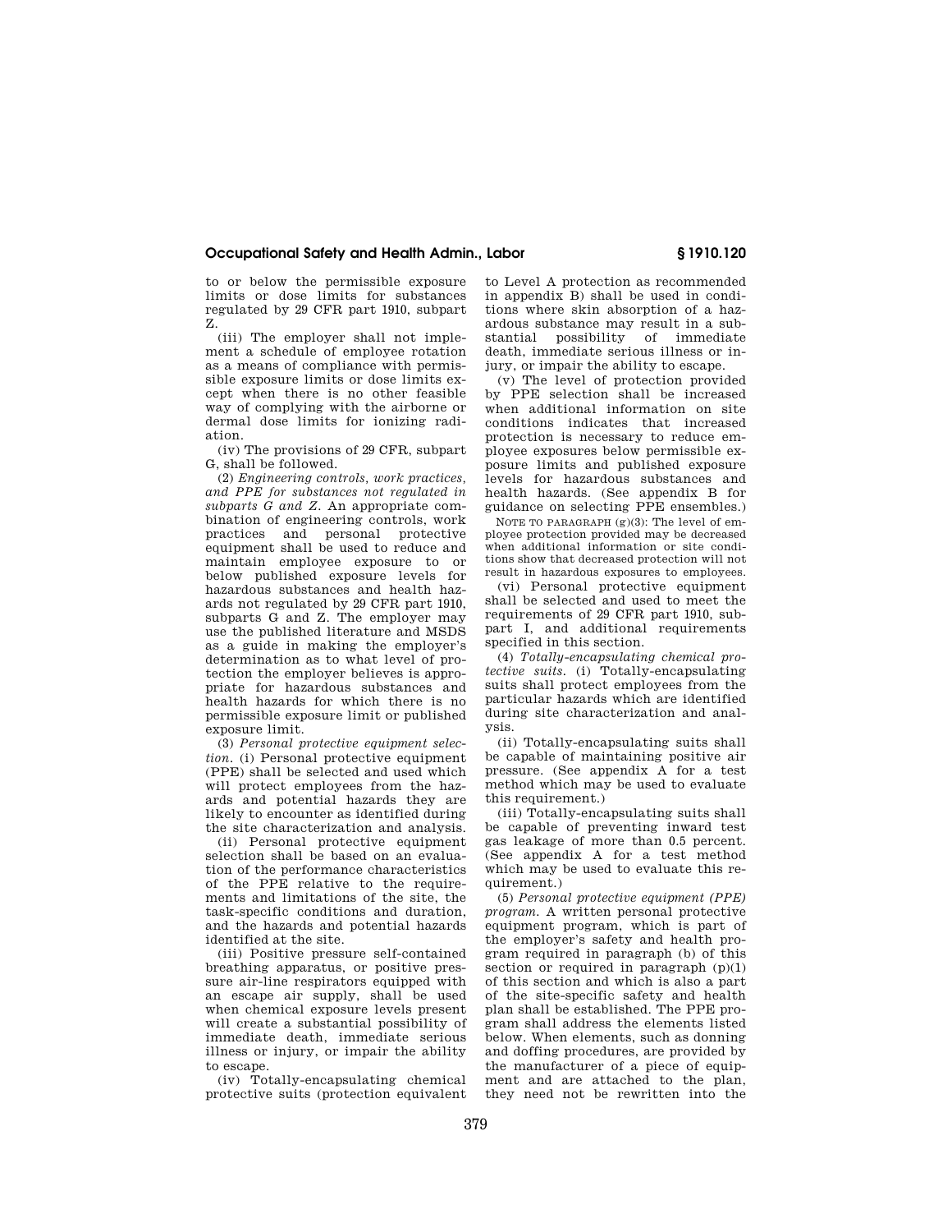to or below the permissible exposure limits or dose limits for substances regulated by 29 CFR part 1910, subpart Z.

(iii) The employer shall not implement a schedule of employee rotation as a means of compliance with permissible exposure limits or dose limits except when there is no other feasible way of complying with the airborne or dermal dose limits for ionizing radiation.

(iv) The provisions of 29 CFR, subpart G, shall be followed.

(2) *Engineering controls, work practices, and PPE for substances not regulated in subparts G and Z.* An appropriate combination of engineering controls, work practices and personal protective equipment shall be used to reduce and maintain employee exposure to or below published exposure levels for hazardous substances and health hazards not regulated by 29 CFR part 1910, subparts G and Z. The employer may use the published literature and MSDS as a guide in making the employer's determination as to what level of protection the employer believes is appropriate for hazardous substances and health hazards for which there is no permissible exposure limit or published exposure limit.

(3) *Personal protective equipment selection.* (i) Personal protective equipment (PPE) shall be selected and used which will protect employees from the hazards and potential hazards they are likely to encounter as identified during the site characterization and analysis.

(ii) Personal protective equipment selection shall be based on an evaluation of the performance characteristics of the PPE relative to the requirements and limitations of the site, the task-specific conditions and duration, and the hazards and potential hazards identified at the site.

(iii) Positive pressure self-contained breathing apparatus, or positive pressure air-line respirators equipped with an escape air supply, shall be used when chemical exposure levels present will create a substantial possibility of immediate death, immediate serious illness or injury, or impair the ability to escape.

(iv) Totally-encapsulating chemical protective suits (protection equivalent to Level A protection as recommended in appendix B) shall be used in conditions where skin absorption of a hazardous substance may result in a substantial possibility of immediate death, immediate serious illness or injury, or impair the ability to escape.

(v) The level of protection provided by PPE selection shall be increased when additional information on site conditions indicates that increased protection is necessary to reduce employee exposures below permissible exposure limits and published exposure levels for hazardous substances and health hazards. (See appendix B for guidance on selecting PPE ensembles.)

NOTE TO PARAGRAPH (g)(3): The level of employee protection provided may be decreased when additional information or site conditions show that decreased protection will not result in hazardous exposures to employees.

(vi) Personal protective equipment shall be selected and used to meet the requirements of 29 CFR part 1910, subpart I, and additional requirements specified in this section.

(4) *Totally-encapsulating chemical protective suits.* (i) Totally-encapsulating suits shall protect employees from the particular hazards which are identified during site characterization and analysis.

(ii) Totally-encapsulating suits shall be capable of maintaining positive air pressure. (See appendix A for a test method which may be used to evaluate this requirement.)

(iii) Totally-encapsulating suits shall be capable of preventing inward test gas leakage of more than 0.5 percent. (See appendix A for a test method which may be used to evaluate this requirement.)

(5) *Personal protective equipment (PPE) program.* A written personal protective equipment program, which is part of the employer's safety and health program required in paragraph (b) of this section or required in paragraph (p)(1) of this section and which is also a part of the site-specific safety and health plan shall be established. The PPE program shall address the elements listed below. When elements, such as donning and doffing procedures, are provided by the manufacturer of a piece of equipment and are attached to the plan, they need not be rewritten into the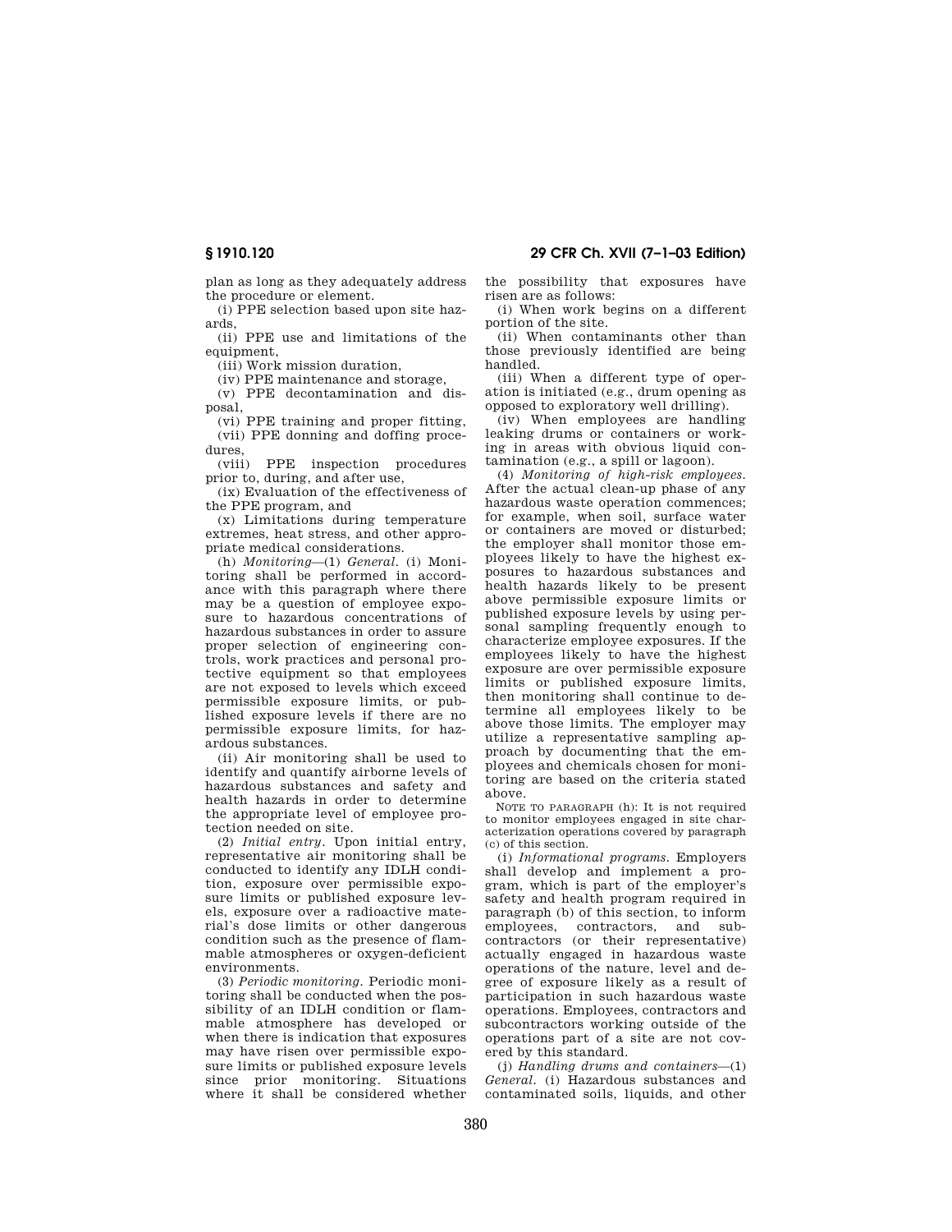plan as long as they adequately address the procedure or element.

(i) PPE selection based upon site hazards,

(ii) PPE use and limitations of the equipment,

(iii) Work mission duration,

(iv) PPE maintenance and storage,

(v) PPE decontamination and disposal,

(vi) PPE training and proper fitting,

(vii) PPE donning and doffing procedures,

(viii) PPE inspection procedures prior to, during, and after use,

(ix) Evaluation of the effectiveness of the PPE program, and

(x) Limitations during temperature extremes, heat stress, and other appropriate medical considerations.

(h) *Monitoring*—(1) *General.* (i) Monitoring shall be performed in accordance with this paragraph where there may be a question of employee exposure to hazardous concentrations of hazardous substances in order to assure proper selection of engineering controls, work practices and personal protective equipment so that employees are not exposed to levels which exceed permissible exposure limits, or published exposure levels if there are no permissible exposure limits, for hazardous substances.

(ii) Air monitoring shall be used to identify and quantify airborne levels of hazardous substances and safety and health hazards in order to determine the appropriate level of employee protection needed on site.

(2) *Initial entry.* Upon initial entry, representative air monitoring shall be conducted to identify any IDLH condition, exposure over permissible exposure limits or published exposure levels, exposure over a radioactive material's dose limits or other dangerous condition such as the presence of flammable atmospheres or oxygen-deficient environments.

(3) *Periodic monitoring.* Periodic monitoring shall be conducted when the possibility of an IDLH condition or flammable atmosphere has developed or when there is indication that exposures may have risen over permissible exposure limits or published exposure levels since prior monitoring. Situations where it shall be considered whether the possibility that exposures have risen are as follows:

(i) When work begins on a different portion of the site.

(ii) When contaminants other than those previously identified are being handled.

(iii) When a different type of operation is initiated (e.g., drum opening as opposed to exploratory well drilling).

(iv) When employees are handling leaking drums or containers or working in areas with obvious liquid contamination (e.g., a spill or lagoon).

(4) *Monitoring of high-risk employees.* After the actual clean-up phase of any hazardous waste operation commences; for example, when soil, surface water or containers are moved or disturbed; the employer shall monitor those employees likely to have the highest exposures to hazardous substances and health hazards likely to be present above permissible exposure limits or published exposure levels by using personal sampling frequently enough to characterize employee exposures. If the employees likely to have the highest exposure are over permissible exposure limits or published exposure limits, then monitoring shall continue to determine all employees likely to be above those limits. The employer may utilize a representative sampling approach by documenting that the employees and chemicals chosen for monitoring are based on the criteria stated above.

NOTE TO PARAGRAPH (h): It is not required to monitor employees engaged in site characterization operations covered by paragraph (c) of this section.

(i) *Informational programs.* Employers shall develop and implement a program, which is part of the employer's safety and health program required in paragraph (b) of this section, to inform employees, contractors, and subcontractors (or their representative) actually engaged in hazardous waste operations of the nature, level and degree of exposure likely as a result of participation in such hazardous waste operations. Employees, contractors and subcontractors working outside of the operations part of a site are not covered by this standard.

(j) *Handling drums and containers*—(1) *General.* (i) Hazardous substances and contaminated soils, liquids, and other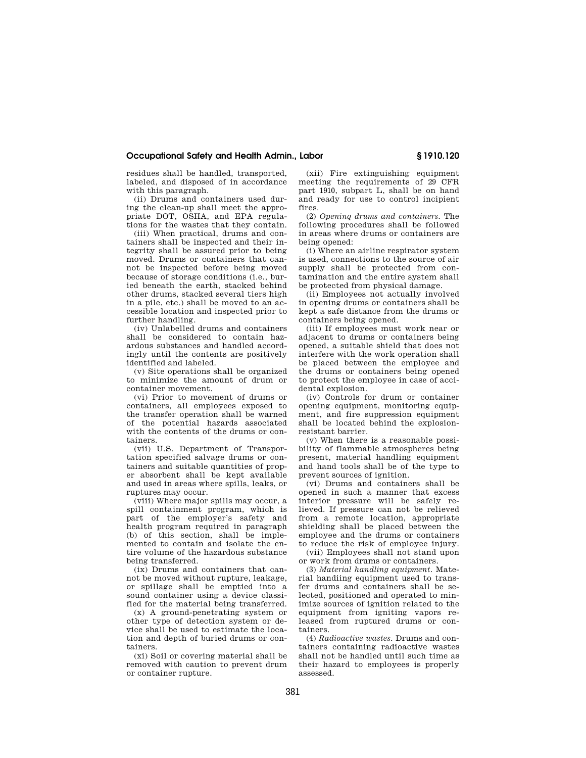residues shall be handled, transported, labeled, and disposed of in accordance with this paragraph.

(ii) Drums and containers used during the clean-up shall meet the appropriate DOT, OSHA, and EPA regulations for the wastes that they contain.

(iii) When practical, drums and containers shall be inspected and their integrity shall be assured prior to being moved. Drums or containers that cannot be inspected before being moved because of storage conditions (i.e., buried beneath the earth, stacked behind other drums, stacked several tiers high in a pile, etc.) shall be moved to an accessible location and inspected prior to further handling.

(iv) Unlabelled drums and containers shall be considered to contain hazardous substances and handled accordingly until the contents are positively identified and labeled.

(v) Site operations shall be organized to minimize the amount of drum or container movement.

(vi) Prior to movement of drums or containers, all employees exposed to the transfer operation shall be warned of the potential hazards associated with the contents of the drums or containers.

(vii) U.S. Department of Transportation specified salvage drums or containers and suitable quantities of proper absorbent shall be kept available and used in areas where spills, leaks, or ruptures may occur.

(viii) Where major spills may occur, a spill containment program, which is part of the employer's safety and health program required in paragraph (b) of this section, shall be implemented to contain and isolate the entire volume of the hazardous substance being transferred.

(ix) Drums and containers that cannot be moved without rupture, leakage, or spillage shall be emptied into a sound container using a device classified for the material being transferred.

(x) A ground-penetrating system or other type of detection system or device shall be used to estimate the location and depth of buried drums or containers.

(xi) Soil or covering material shall be removed with caution to prevent drum or container rupture.

(xii) Fire extinguishing equipment meeting the requirements of 29 CFR part 1910, subpart L, shall be on hand and ready for use to control incipient fires.

(2) *Opening drums and containers.* The following procedures shall be followed in areas where drums or containers are being opened:

(i) Where an airline respirator system is used, connections to the source of air supply shall be protected from contamination and the entire system shall be protected from physical damage.

(ii) Employees not actually involved in opening drums or containers shall be kept a safe distance from the drums or containers being opened.

(iii) If employees must work near or adjacent to drums or containers being opened, a suitable shield that does not interfere with the work operation shall be placed between the employee and the drums or containers being opened to protect the employee in case of accidental explosion.

(iv) Controls for drum or container opening equipment, monitoring equipment, and fire suppression equipment shall be located behind the explosion-resistant barrier.

(v) When there is a reasonable possibility of flammable atmospheres being present, material handling equipment and hand tools shall be of the type to prevent sources of ignition.

(vi) Drums and containers shall be opened in such a manner that excess interior pressure will be safely relieved. If pressure can not be relieved from a remote location, appropriate shielding shall be placed between the employee and the drums or containers to reduce the risk of employee injury.

(vii) Employees shall not stand upon or work from drums or containers.

(3) *Material handling equipment.* Material handiing equipment used to transfer drums and containers shall be selected, positioned and operated to minimize sources of ignition related to the equipment from igniting vapors released from ruptured drums or containers.

(4) *Radioactive wastes.* Drums and containers containing radioactive wastes shall not be handled until such time as their hazard to employees is properly assessed.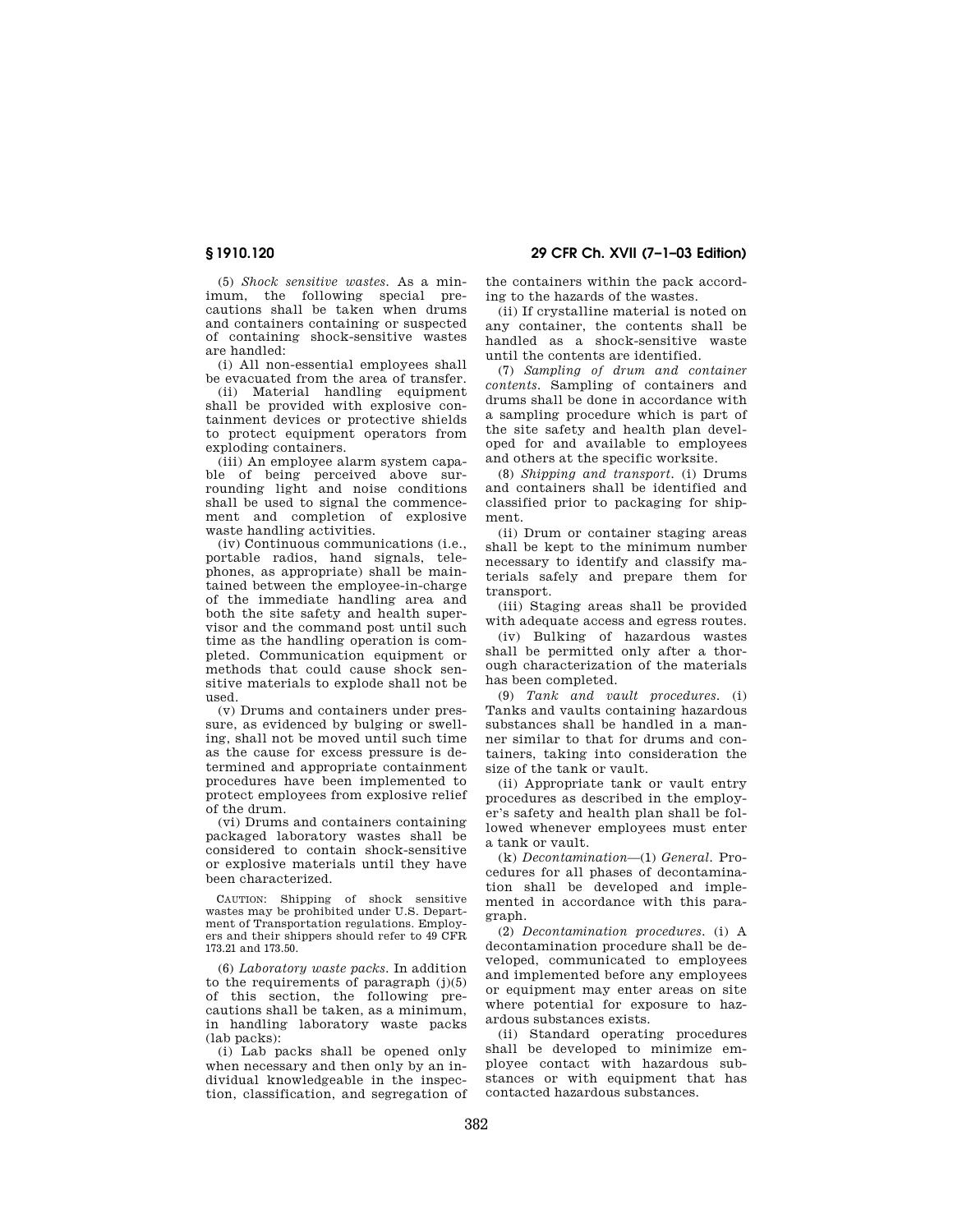(5) *Shock sensitive wastes.* As a minimum, the following special precautions shall be taken when drums and containers containing or suspected of containing shock-sensitive wastes are handled:

(i) All non-essential employees shall be evacuated from the area of transfer.

(ii) Material handling equipment shall be provided with explosive containment devices or protective shields to protect equipment operators from exploding containers.

(iii) An employee alarm system capable of being perceived above surrounding light and noise conditions shall be used to signal the commencement and completion of explosive waste handling activities.

(iv) Continuous communications (i.e., portable radios, hand signals, telephones, as appropriate) shall be maintained between the employee-in-charge of the immediate handling area and both the site safety and health supervisor and the command post until such time as the handling operation is completed. Communication equipment or methods that could cause shock sensitive materials to explode shall not be used.

(v) Drums and containers under pressure, as evidenced by bulging or swelling, shall not be moved until such time as the cause for excess pressure is determined and appropriate containment procedures have been implemented to protect employees from explosive relief of the drum.

(vi) Drums and containers containing packaged laboratory wastes shall be considered to contain shock-sensitive or explosive materials until they have been characterized.

CAUTION: Shipping of shock sensitive wastes may be prohibited under U.S. Department of Transportation regulations. Employers and their shippers should refer to 49 CFR 173.21 and 173.50.

(6) *Laboratory waste packs.* In addition to the requirements of paragraph (j)(5) of this section, the following precautions shall be taken, as a minimum, in handling laboratory waste packs (lab packs):

(i) Lab packs shall be opened only when necessary and then only by an individual knowledgeable in the inspection, classification, and segregation of the containers within the pack according to the hazards of the wastes.

(ii) If crystalline material is noted on any container, the contents shall be handled as a shock-sensitive waste until the contents are identified.

(7) *Sampling of drum and container contents.* Sampling of containers and drums shall be done in accordance with a sampling procedure which is part of the site safety and health plan developed for and available to employees and others at the specific worksite.

(8) *Shipping and transport.* (i) Drums and containers shall be identified and classified prior to packaging for shipment.

(ii) Drum or container staging areas shall be kept to the minimum number necessary to identify and classify materials safely and prepare them for transport.

(iii) Staging areas shall be provided with adequate access and egress routes.

(iv) Bulking of hazardous wastes shall be permitted only after a thorough characterization of the materials has been completed.

(9) *Tank and vault procedures.* (i) Tanks and vaults containing hazardous substances shall be handled in a manner similar to that for drums and containers, taking into consideration the size of the tank or vault.

(ii) Appropriate tank or vault entry procedures as described in the employer's safety and health plan shall be followed whenever employees must enter a tank or vault.

(k) *Decontamination*—(1) *General.* Procedures for all phases of decontamination shall be developed and implemented in accordance with this paragraph.

(2) *Decontamination procedures.* (i) A decontamination procedure shall be developed, communicated to employees and implemented before any employees or equipment may enter areas on site where potential for exposure to hazardous substances exists.

(ii) Standard operating procedures shall be developed to minimize employee contact with hazardous substances or with equipment that has contacted hazardous substances.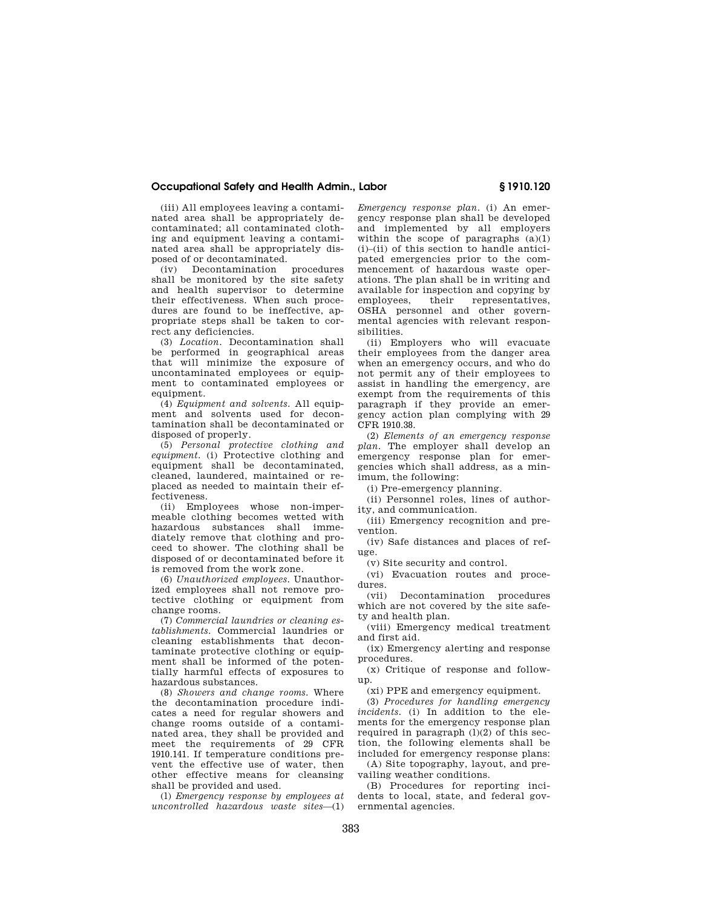(iii) All employees leaving a contaminated area shall be appropriately decontaminated; all contaminated clothing and equipment leaving a contaminated area shall be appropriately disposed of or decontaminated.

(iv) Decontamination procedures shall be monitored by the site safety and health supervisor to determine their effectiveness. When such procedures are found to be ineffective, appropriate steps shall be taken to correct any deficiencies.

(3) *Location.* Decontamination shall be performed in geographical areas that will minimize the exposure of uncontaminated employees or equipment to contaminated employees or equipment.

(4) *Equipment and solvents.* All equipment and solvents used for decontamination shall be decontaminated or disposed of properly.

(5) *Personal protective clothing and equipment.* (i) Protective clothing and equipment shall be decontaminated, cleaned, laundered, maintained or replaced as needed to maintain their effectiveness.

(ii) Employees whose non-impermeable clothing becomes wetted with hazardous substances shall immediately remove that clothing and proceed to shower. The clothing shall be disposed of or decontaminated before it is removed from the work zone.

(6) *Unauthorized employees.* Unauthorized employees shall not remove protective clothing or equipment from change rooms.

(7) *Commercial laundries or cleaning establishments.* Commercial laundries or cleaning establishments that decontaminate protective clothing or equipment shall be informed of the potentially harmful effects of exposures to hazardous substances.

(8) *Showers and change rooms.* Where the decontamination procedure indicates a need for regular showers and change rooms outside of a contaminated area, they shall be provided and meet the requirements of 29 CFR 1910.141. If temperature conditions prevent the effective use of water, then other effective means for cleansing shall be provided and used.

(l) *Emergency response by employees at uncontrolled hazardous waste sites*—(1) *Emergency response plan.* (i) An emergency response plan shall be developed and implemented by all employers within the scope of paragraphs (a)(1)(i)–(ii) of this section to handle anticipated emergencies prior to the commencement of hazardous waste operations. The plan shall be in writing and available for inspection and copying by employees, their representatives, OSHA personnel and other governmental agencies with relevant responsibilities.

(ii) Employers who will evacuate their employees from the danger area when an emergency occurs, and who do not permit any of their employees to assist in handling the emergency, are exempt from the requirements of this paragraph if they provide an emergency action plan complying with 29 CFR 1910.38.

(2) *Elements of an emergency response plan.* The employer shall develop an emergency response plan for emergencies which shall address, as a minimum, the following:

(i) Pre-emergency planning.

(ii) Personnel roles, lines of authority, and communication.

(iii) Emergency recognition and prevention.

(iv) Safe distances and places of refuge.

(v) Site security and control.

(vi) Evacuation routes and procedures.

(vii) Decontamination procedures which are not covered by the site safety and health plan.

(viii) Emergency medical treatment and first aid.

(ix) Emergency alerting and response procedures.

(x) Critique of response and follow-up.

(xi) PPE and emergency equipment.

(3) *Procedures for handling emergency incidents.* (i) In addition to the elements for the emergency response plan required in paragraph (l)(2) of this section, the following elements shall be included for emergency response plans:

(A) Site topography, layout, and prevailing weather conditions.

(B) Procedures for reporting incidents to local, state, and federal governmental agencies.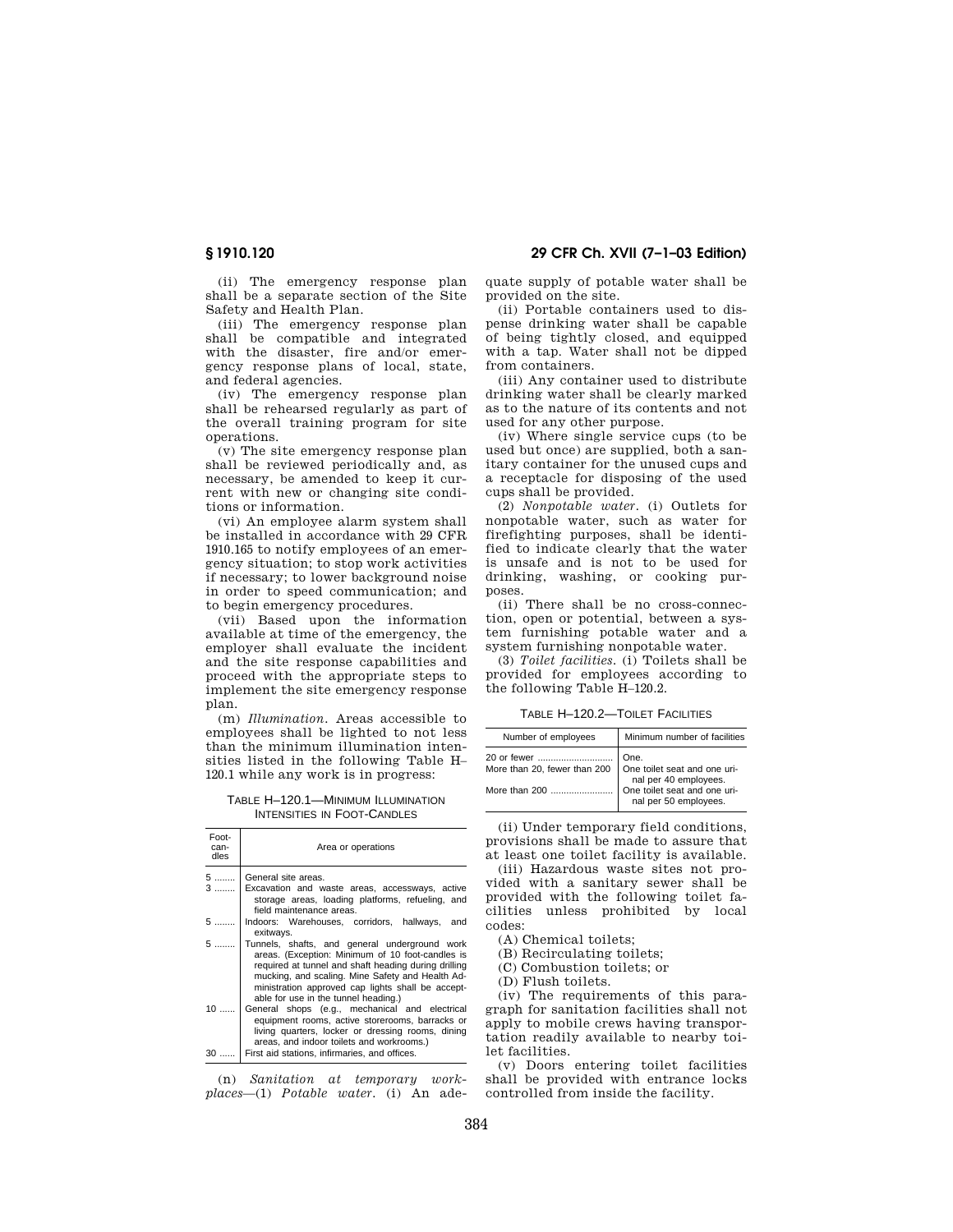(ii) The emergency response plan shall be a separate section of the Site Safety and Health Plan.

(iii) The emergency response plan shall be compatible and integrated with the disaster, fire and/or emergency response plans of local, state, and federal agencies.

(iv) The emergency response plan shall be rehearsed regularly as part of the overall training program for site operations.

(v) The site emergency response plan shall be reviewed periodically and, as necessary, be amended to keep it current with new or changing site conditions or information.

(vi) An employee alarm system shall be installed in accordance with 29 CFR 1910.165 to notify employees of an emergency situation; to stop work activities if necessary; to lower background noise in order to speed communication; and to begin emergency procedures.

(vii) Based upon the information available at time of the emergency, the employer shall evaluate the incident and the site response capabilities and proceed with the appropriate steps to implement the site emergency response plan.

(m) *Illumination.* Areas accessible to employees shall be lighted to not less than the minimum illumination intensities listed in the following Table H–120.1 while any work is in progress:

TABLE H–120.1—MINIMUM ILLUMINATION INTENSITIES IN FOOT-CANDLES

| Foot-candles | Area or operations |
|---|---|
| 5 | General site areas. |
| 3 | Excavation and waste areas, accessways, active storage areas, loading platforms, refueling, and field maintenance areas. |
| 5 | Indoors: Warehouses, corridors, hallways, and exitways. |
| 5 | Tunnels, shafts, and general underground work areas. (Exception: Minimum of 10 foot-candles is required at tunnel and shaft heading during drilling mucking, and scaling. Mine Safety and Health Administration approved cap lights shall be acceptable for use in the tunnel heading.) |
| 10 | General shops (e.g., mechanical and electrical equipment rooms, active storerooms, barracks or living quarters, locker or dressing rooms, dining areas, and indoor toilets and workrooms.) |
| 30 | First aid stations, infirmaries, and offices. |

(n) *Sanitation at temporary workplaces*—(1) *Potable water.* (i) An adequate supply of potable water shall be provided on the site.

(ii) Portable containers used to dispense drinking water shall be capable of being tightly closed, and equipped with a tap. Water shall not be dipped from containers.

(iii) Any container used to distribute drinking water shall be clearly marked as to the nature of its contents and not used for any other purpose.

(iv) Where single service cups (to be used but once) are supplied, both a sanitary container for the unused cups and a receptacle for disposing of the used cups shall be provided.

(2) *Nonpotable water.* (i) Outlets for nonpotable water, such as water for firefighting purposes, shall be identified to indicate clearly that the water is unsafe and is not to be used for drinking, washing, or cooking purposes.

(ii) There shall be no cross-connection, open or potential, between a system furnishing potable water and a system furnishing nonpotable water.

(3) *Toilet facilities.* (i) Toilets shall be provided for employees according to the following Table H–120.2.

TABLE H–120.2—TOILET FACILITIES

| Number of employees | Minimum number of facilities |
|---|---|
| 20 or fewer | One. |
| More than 20, fewer than 200 | One toilet seat and one urinal per 40 employees. |
| More than 200 | One toilet seat and one urinal per 50 employees. |

(ii) Under temporary field conditions, provisions shall be made to assure that at least one toilet facility is available.

(iii) Hazardous waste sites not provided with a sanitary sewer shall be provided with the following toilet facilities unless prohibited by local codes:

(A) Chemical toilets;

(B) Recirculating toilets;

(C) Combustion toilets; or

(D) Flush toilets.

(iv) The requirements of this paragraph for sanitation facilities shall not apply to mobile crews having transportation readily available to nearby toilet facilities.

(v) Doors entering toilet facilities shall be provided with entrance locks controlled from inside the facility.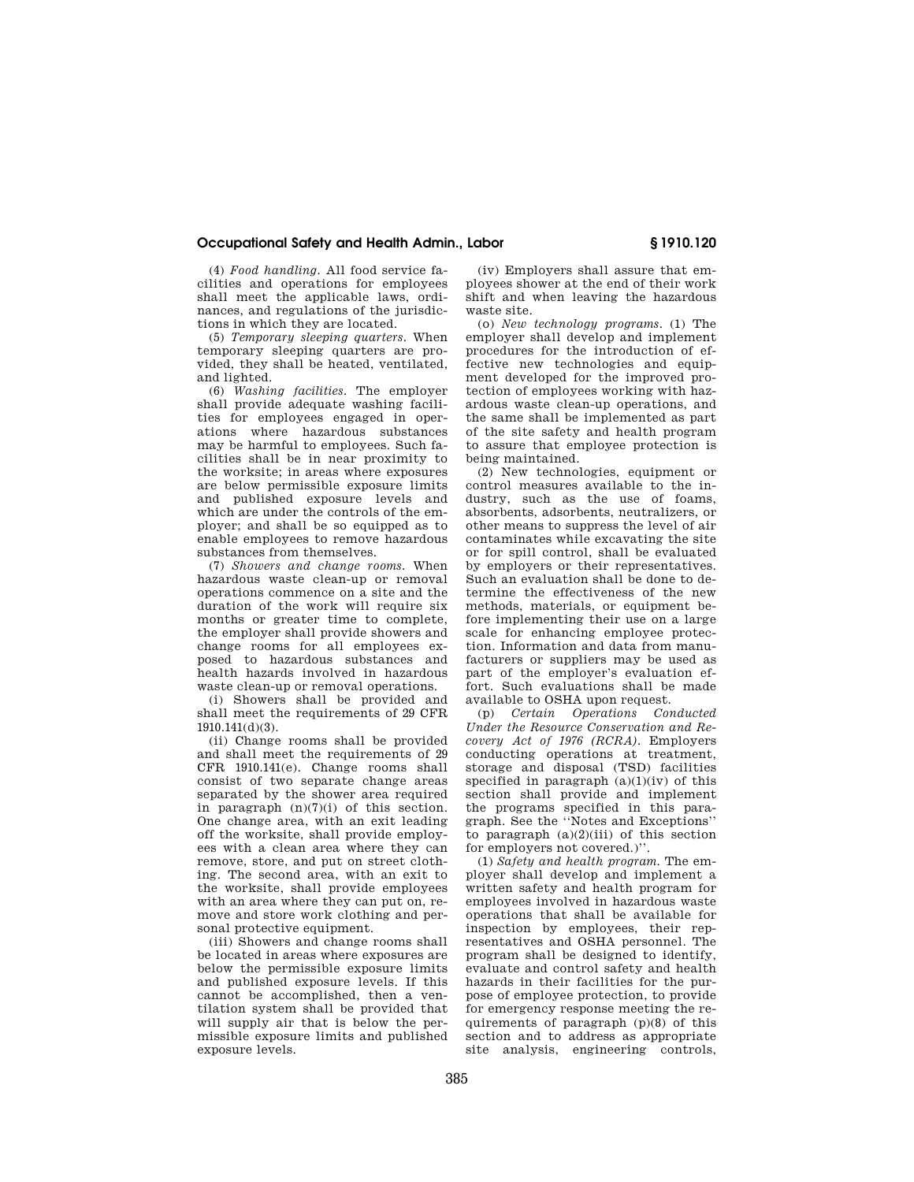(4) *Food handling.* All food service facilities and operations for employees shall meet the applicable laws, ordinances, and regulations of the jurisdictions in which they are located.

(5) *Temporary sleeping quarters.* When temporary sleeping quarters are provided, they shall be heated, ventilated, and lighted.

(6) *Washing facilities.* The employer shall provide adequate washing facilities for employees engaged in operations where hazardous substances may be harmful to employees. Such facilities shall be in near proximity to the worksite; in areas where exposures are below permissible exposure limits and published exposure levels and which are under the controls of the employer; and shall be so equipped as to enable employees to remove hazardous substances from themselves.

(7) *Showers and change rooms.* When hazardous waste clean-up or removal operations commence on a site and the duration of the work will require six months or greater time to complete, the employer shall provide showers and change rooms for all employees exposed to hazardous substances and health hazards involved in hazardous waste clean-up or removal operations.

(i) Showers shall be provided and shall meet the requirements of 29 CFR 1910.141(d)(3).

(ii) Change rooms shall be provided and shall meet the requirements of 29 CFR 1910.141(e). Change rooms shall consist of two separate change areas separated by the shower area required in paragraph (n)(7)(i) of this section. One change area, with an exit leading off the worksite, shall provide employees with a clean area where they can remove, store, and put on street clothing. The second area, with an exit to the worksite, shall provide employees with an area where they can put on, remove and store work clothing and personal protective equipment.

(iii) Showers and change rooms shall be located in areas where exposures are below the permissible exposure limits and published exposure levels. If this cannot be accomplished, then a ventilation system shall be provided that will supply air that is below the permissible exposure limits and published exposure levels.

(iv) Employers shall assure that employees shower at the end of their work shift and when leaving the hazardous waste site.

(o) *New technology programs.* (1) The employer shall develop and implement procedures for the introduction of effective new technologies and equipment developed for the improved protection of employees working with hazardous waste clean-up operations, and the same shall be implemented as part of the site safety and health program to assure that employee protection is being maintained.

(2) New technologies, equipment or control measures available to the industry, such as the use of foams, absorbents, adsorbents, neutralizers, or other means to suppress the level of air contaminates while excavating the site or for spill control, shall be evaluated by employers or their representatives. Such an evaluation shall be done to determine the effectiveness of the new methods, materials, or equipment before implementing their use on a large scale for enhancing employee protection. Information and data from manufacturers or suppliers may be used as part of the employer's evaluation effort. Such evaluations shall be made available to OSHA upon request.

(p) *Certain Operations Conducted Under the Resource Conservation and Recovery Act of 1976 (RCRA).* Employers conducting operations at treatment, storage and disposal (TSD) facilities specified in paragraph (a)(1)(iv) of this section shall provide and implement the programs specified in this paragraph. See the ''Notes and Exceptions'' to paragraph (a)(2)(iii) of this section for employers not covered.)''.

(1) *Safety and health program.* The employer shall develop and implement a written safety and health program for employees involved in hazardous waste operations that shall be available for inspection by employees, their representatives and OSHA personnel. The program shall be designed to identify, evaluate and control safety and health hazards in their facilities for the purpose of employee protection, to provide for emergency response meeting the requirements of paragraph (p)(8) of this section and to address as appropriate site analysis, engineering controls,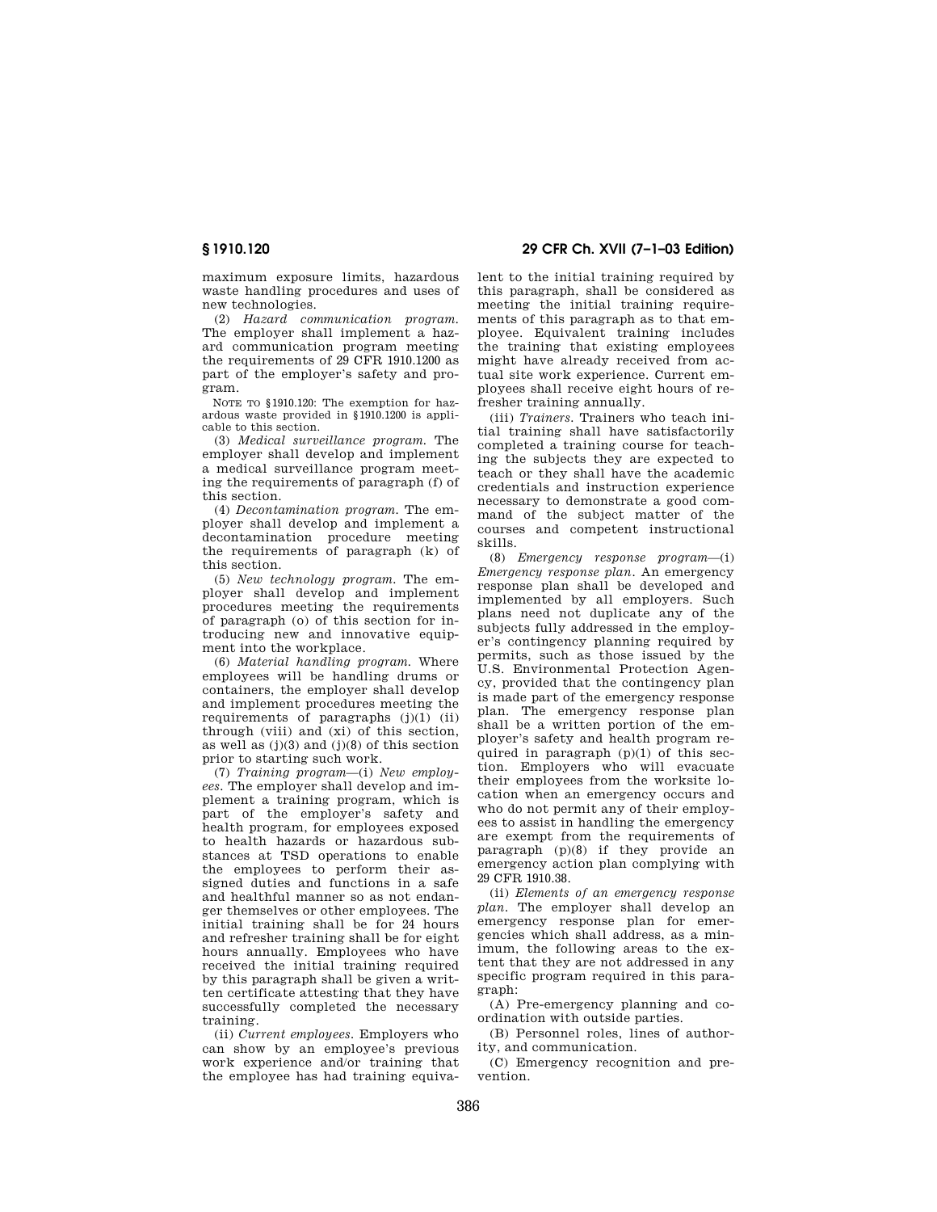maximum exposure limits, hazardous waste handling procedures and uses of new technologies.

(2) *Hazard communication program.* The employer shall implement a hazard communication program meeting the requirements of 29 CFR 1910.1200 as part of the employer's safety and program.

NOTE TO §1910.120: The exemption for hazardous waste provided in §1910.1200 is applicable to this section.

(3) *Medical surveillance program.* The employer shall develop and implement a medical surveillance program meeting the requirements of paragraph (f) of this section.

(4) *Decontamination program.* The employer shall develop and implement a decontamination procedure meeting the requirements of paragraph (k) of this section.

(5) *New technology program.* The employer shall develop and implement procedures meeting the requirements of paragraph (o) of this section for introducing new and innovative equipment into the workplace.

(6) *Material handling program.* Where employees will be handling drums or containers, the employer shall develop and implement procedures meeting the requirements of paragraphs (j)(1) (ii) through (viii) and (xi) of this section, as well as (j)(3) and (j)(8) of this section prior to starting such work.

(7) *Training program*—(i) *New employees.* The employer shall develop and implement a training program, which is part of the employer's safety and health program, for employees exposed to health hazards or hazardous substances at TSD operations to enable the employees to perform their assigned duties and functions in a safe and healthful manner so as not endanger themselves or other employees. The initial training shall be for 24 hours and refresher training shall be for eight hours annually. Employees who have received the initial training required by this paragraph shall be given a written certificate attesting that they have successfully completed the necessary training.

(ii) *Current employees.* Employers who can show by an employee's previous work experience and/or training that the employee has had training equivalent to the initial training required by this paragraph, shall be considered as meeting the initial training requirements of this paragraph as to that employee. Equivalent training includes the training that existing employees might have already received from actual site work experience. Current employees shall receive eight hours of refresher training annually.

(iii) *Trainers.* Trainers who teach initial training shall have satisfactorily completed a training course for teaching the subjects they are expected to teach or they shall have the academic credentials and instruction experience necessary to demonstrate a good command of the subject matter of the courses and competent instructional skills.

(8) *Emergency response program*—(i) *Emergency response plan.* An emergency response plan shall be developed and implemented by all employers. Such plans need not duplicate any of the subjects fully addressed in the employer's contingency planning required by permits, such as those issued by the U.S. Environmental Protection Agency, provided that the contingency plan is made part of the emergency response plan. The emergency response plan shall be a written portion of the employer's safety and health program required in paragraph (p)(1) of this section. Employers who will evacuate their employees from the worksite location when an emergency occurs and who do not permit any of their employees to assist in handling the emergency are exempt from the requirements of paragraph (p)(8) if they provide an emergency action plan complying with 29 CFR 1910.38.

(ii) *Elements of an emergency response plan.* The employer shall develop an emergency response plan for emergencies which shall address, as a minimum, the following areas to the extent that they are not addressed in any specific program required in this paragraph:

(A) Pre-emergency planning and coordination with outside parties.

(B) Personnel roles, lines of authority, and communication.

(C) Emergency recognition and prevention.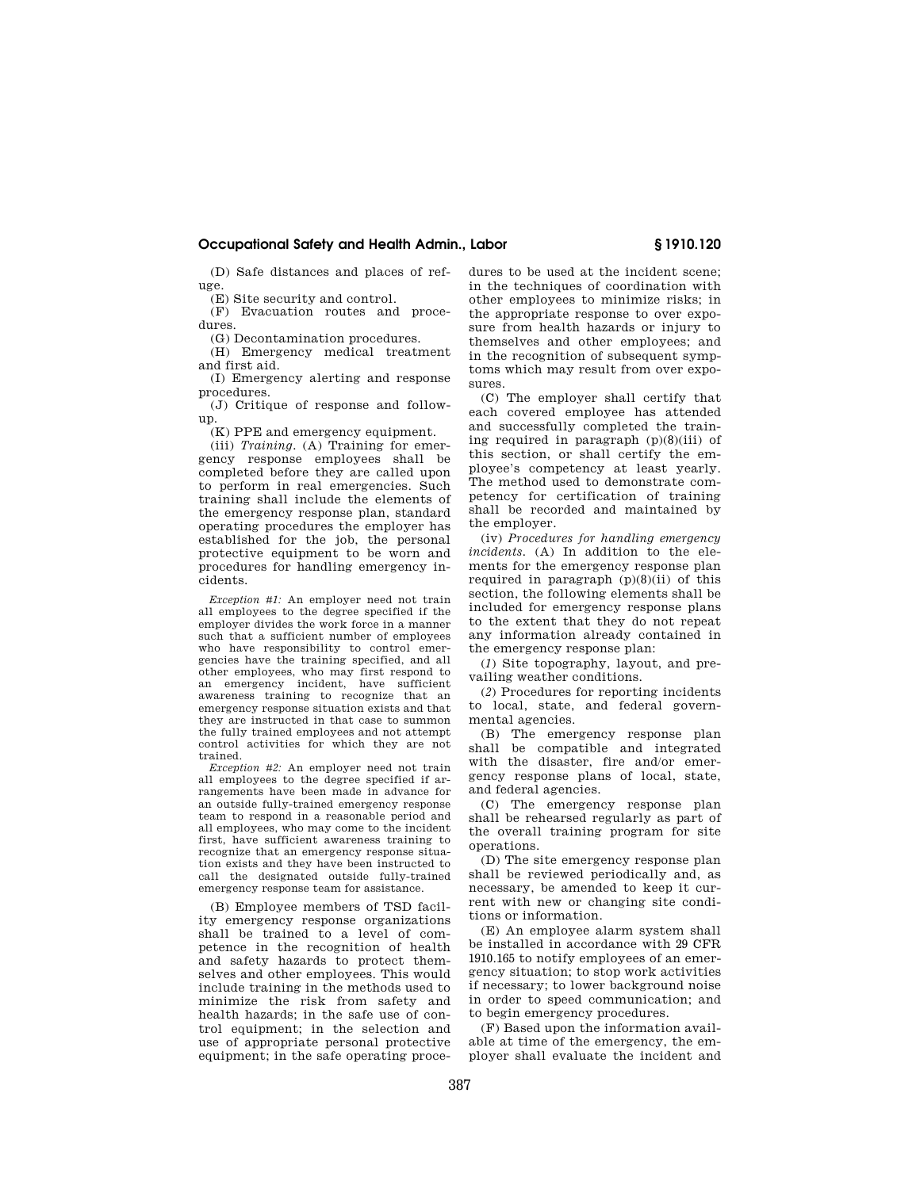(D) Safe distances and places of refuge.

(E) Site security and control.

(F) Evacuation routes and procedures.

(G) Decontamination procedures.

(H) Emergency medical treatment and first aid.

(I) Emergency alerting and response procedures.

(J) Critique of response and follow-up.

(K) PPE and emergency equipment.

(iii) *Training.* (A) Training for emergency response employees shall be completed before they are called upon to perform in real emergencies. Such training shall include the elements of the emergency response plan, standard operating procedures the employer has established for the job, the personal protective equipment to be worn and procedures for handling emergency incidents.

*Exception #1:* An employer need not train all employees to the degree specified if the employer divides the work force in a manner such that a sufficient number of employees who have responsibility to control emergencies have the training specified, and all other employees, who may first respond to an emergency incident, have sufficient awareness training to recognize that an emergency response situation exists and that they are instructed in that case to summon the fully trained employees and not attempt control activities for which they are not trained.

*Exception #2:* An employer need not train all employees to the degree specified if arrangements have been made in advance for an outside fully-trained emergency response team to respond in a reasonable period and all employees, who may come to the incident first, have sufficient awareness training to recognize that an emergency response situation exists and they have been instructed to call the designated outside fully-trained emergency response team for assistance.

(B) Employee members of TSD facility emergency response organizations shall be trained to a level of competence in the recognition of health and safety hazards to protect themselves and other employees. This would include training in the methods used to minimize the risk from safety and health hazards; in the safe use of control equipment; in the selection and use of appropriate personal protective equipment; in the safe operating procedures to be used at the incident scene; in the techniques of coordination with other employees to minimize risks; in the appropriate response to over exposure from health hazards or injury to themselves and other employees; and in the recognition of subsequent symptoms which may result from over exposures.

(C) The employer shall certify that each covered employee has attended and successfully completed the training required in paragraph (p)(8)(iii) of this section, or shall certify the employee's competency at least yearly. The method used to demonstrate competency for certification of training shall be recorded and maintained by the employer.

(iv) *Procedures for handling emergency incidents.* (A) In addition to the elements for the emergency response plan required in paragraph (p)(8)(ii) of this section, the following elements shall be included for emergency response plans to the extent that they do not repeat any information already contained in the emergency response plan:

(*1*) Site topography, layout, and prevailing weather conditions.

(*2*) Procedures for reporting incidents to local, state, and federal governmental agencies.

(B) The emergency response plan shall be compatible and integrated with the disaster, fire and/or emergency response plans of local, state, and federal agencies.

(C) The emergency response plan shall be rehearsed regularly as part of the overall training program for site operations.

(D) The site emergency response plan shall be reviewed periodically and, as necessary, be amended to keep it current with new or changing site conditions or information.

(E) An employee alarm system shall be installed in accordance with 29 CFR 1910.165 to notify employees of an emergency situation; to stop work activities if necessary; to lower background noise in order to speed communication; and to begin emergency procedures.

(F) Based upon the information available at time of the emergency, the employer shall evaluate the incident and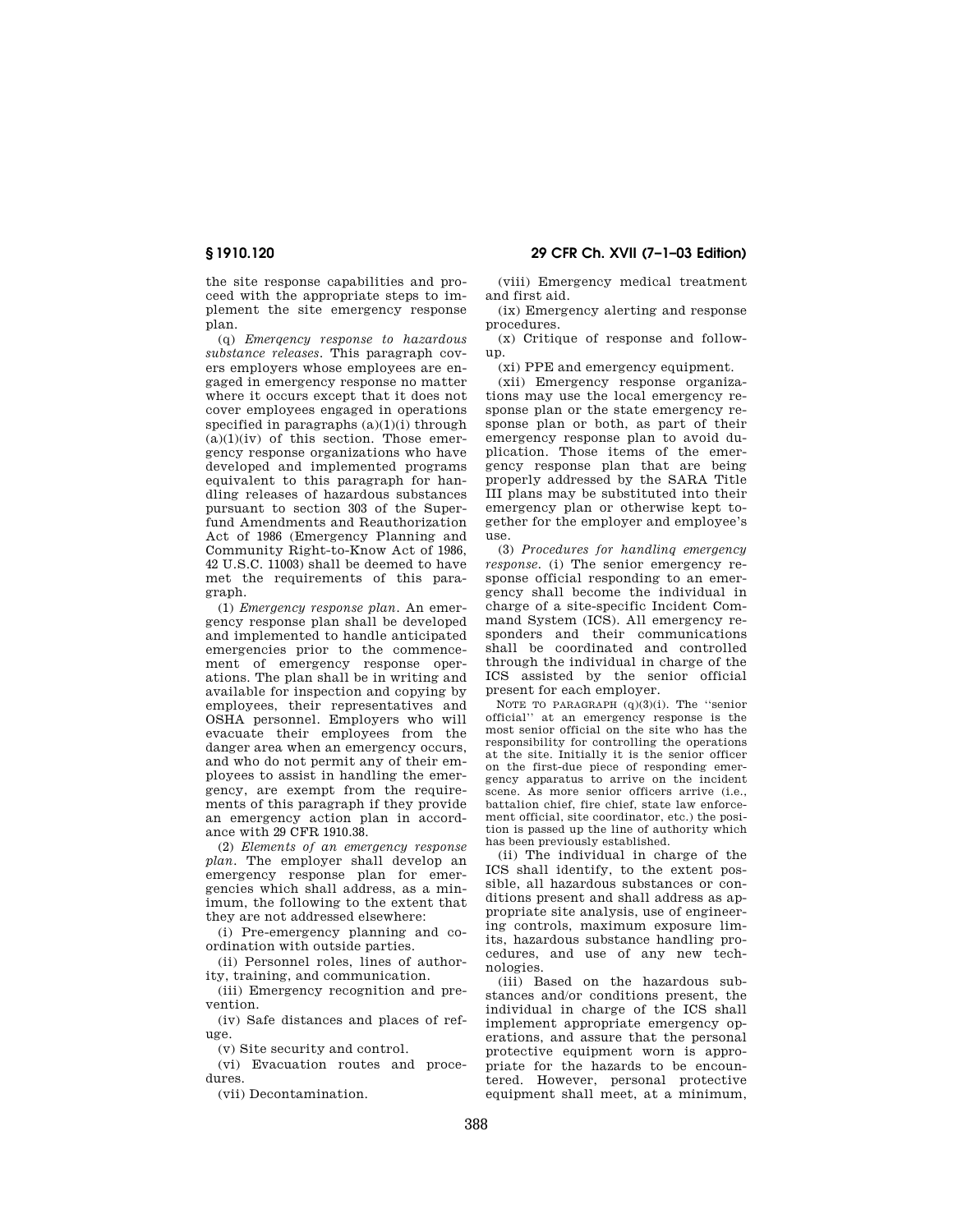the site response capabilities and proceed with the appropriate steps to implement the site emergency response plan.

(q) *Emergency response to hazardous substance releases.* This paragraph covers employers whose employees are engaged in emergency response no matter where it occurs except that it does not cover employees engaged in operations specified in paragraphs (a)(1)(i) through (a)(1)(iv) of this section. Those emergency response organizations who have developed and implemented programs equivalent to this paragraph for handling releases of hazardous substances pursuant to section 303 of the Superfund Amendments and Reauthorization Act of 1986 (Emergency Planning and Community Right-to-Know Act of 1986, 42 U.S.C. 11003) shall be deemed to have met the requirements of this paragraph.

(1) *Emergency response plan.* An emergency response plan shall be developed and implemented to handle anticipated emergencies prior to the commencement of emergency response operations. The plan shall be in writing and available for inspection and copying by employees, their representatives and OSHA personnel. Employers who will evacuate their employees from the danger area when an emergency occurs, and who do not permit any of their employees to assist in handling the emergency, are exempt from the requirements of this paragraph if they provide an emergency action plan in accordance with 29 CFR 1910.38.

(2) *Elements of an emergency response plan.* The employer shall develop an emergency response plan for emergencies which shall address, as a minimum, the following to the extent that they are not addressed elsewhere:

(i) Pre-emergency planning and coordination with outside parties.

(ii) Personnel roles, lines of authority, training, and communication.

(iii) Emergency recognition and prevention.

(iv) Safe distances and places of refuge.

(v) Site security and control.

(vi) Evacuation routes and procedures.

(vii) Decontamination.

(viii) Emergency medical treatment and first aid.

(ix) Emergency alerting and response procedures.

(x) Critique of response and follow-up.

(xi) PPE and emergency equipment.

(xii) Emergency response organizations may use the local emergency response plan or the state emergency response plan or both, as part of their emergency response plan to avoid duplication. Those items of the emergency response plan that are being properly addressed by the SARA Title III plans may be substituted into their emergency plan or otherwise kept together for the employer and employee's use.

(3) *Procedures for handling emergency response.* (i) The senior emergency response official responding to an emergency shall become the individual in charge of a site-specific Incident Command System (ICS). All emergency responders and their communications shall be coordinated and controlled through the individual in charge of the ICS assisted by the senior official present for each employer.

NOTE TO PARAGRAPH (q)(3)(i). The "senior official" at an emergency response is the most senior official on the site who has the responsibility for controlling the operations at the site. Initially it is the senior officer on the first-due piece of responding emergency apparatus to arrive on the incident scene. As more senior officers arrive (i.e., battalion chief, fire chief, state law enforcement official, site coordinator, etc.) the position is passed up the line of authority which has been previously established.

(ii) The individual in charge of the ICS shall identify, to the extent possible, all hazardous substances or conditions present and shall address as appropriate site analysis, use of engineering controls, maximum exposure limits, hazardous substance handling procedures, and use of any new technologies.

(iii) Based on the hazardous substances and/or conditions present, the individual in charge of the ICS shall implement appropriate emergency operations, and assure that the personal protective equipment worn is appropriate for the hazards to be encountered. However, personal protective equipment shall meet, at a minimum,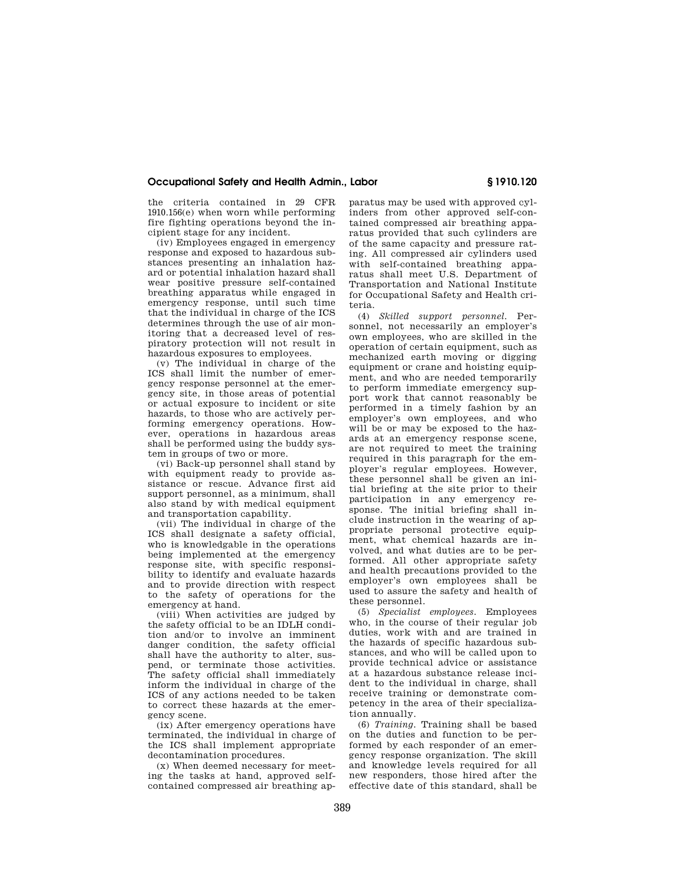the criteria contained in 29 CFR 1910.156(e) when worn while performing fire fighting operations beyond the incipient stage for any incident.

(iv) Employees engaged in emergency response and exposed to hazardous substances presenting an inhalation hazard or potential inhalation hazard shall wear positive pressure self-contained breathing apparatus while engaged in emergency response, until such time that the individual in charge of the ICS determines through the use of air monitoring that a decreased level of respiratory protection will not result in hazardous exposures to employees.

(v) The individual in charge of the ICS shall limit the number of emergency response personnel at the emergency site, in those areas of potential or actual exposure to incident or site hazards, to those who are actively performing emergency operations. However, operations in hazardous areas shall be performed using the buddy system in groups of two or more.

(vi) Back-up personnel shall stand by with equipment ready to provide assistance or rescue. Advance first aid support personnel, as a minimum, shall also stand by with medical equipment and transportation capability.

(vii) The individual in charge of the ICS shall designate a safety official, who is knowledgable in the operations being implemented at the emergency response site, with specific responsibility to identify and evaluate hazards and to provide direction with respect to the safety of operations for the emergency at hand.

(viii) When activities are judged by the safety official to be an IDLH condition and/or to involve an imminent danger condition, the safety official shall have the authority to alter, suspend, or terminate those activities. The safety official shall immediately inform the individual in charge of the ICS of any actions needed to be taken to correct these hazards at the emergency scene.

(ix) After emergency operations have terminated, the individual in charge of the ICS shall implement appropriate decontamination procedures.

(x) When deemed necessary for meeting the tasks at hand, approved self-contained compressed air breathing apparatus may be used with approved cylinders from other approved self-contained compressed air breathing apparatus provided that such cylinders are of the same capacity and pressure rating. All compressed air cylinders used with self-contained breathing apparatus shall meet U.S. Department of Transportation and National Institute for Occupational Safety and Health criteria.

(4) *Skilled support personnel.* Personnel, not necessarily an employer's own employees, who are skilled in the operation of certain equipment, such as mechanized earth moving or digging equipment or crane and hoisting equipment, and who are needed temporarily to perform immediate emergency support work that cannot reasonably be performed in a timely fashion by an employer's own employees, and who will be or may be exposed to the hazards at an emergency response scene, are not required to meet the training required in this paragraph for the employer's regular employees. However, these personnel shall be given an initial briefing at the site prior to their participation in any emergency response. The initial briefing shall include instruction in the wearing of appropriate personal protective equipment, what chemical hazards are involved, and what duties are to be performed. All other appropriate safety and health precautions provided to the employer's own employees shall be used to assure the safety and health of these personnel.

(5) *Specialist employees.* Employees who, in the course of their regular job duties, work with and are trained in the hazards of specific hazardous substances, and who will be called upon to provide technical advice or assistance at a hazardous substance release incident to the individual in charge, shall receive training or demonstrate competency in the area of their specialization annually.

(6) *Training.* Training shall be based on the duties and function to be performed by each responder of an emergency response organization. The skill and knowledge levels required for all new responders, those hired after the effective date of this standard, shall be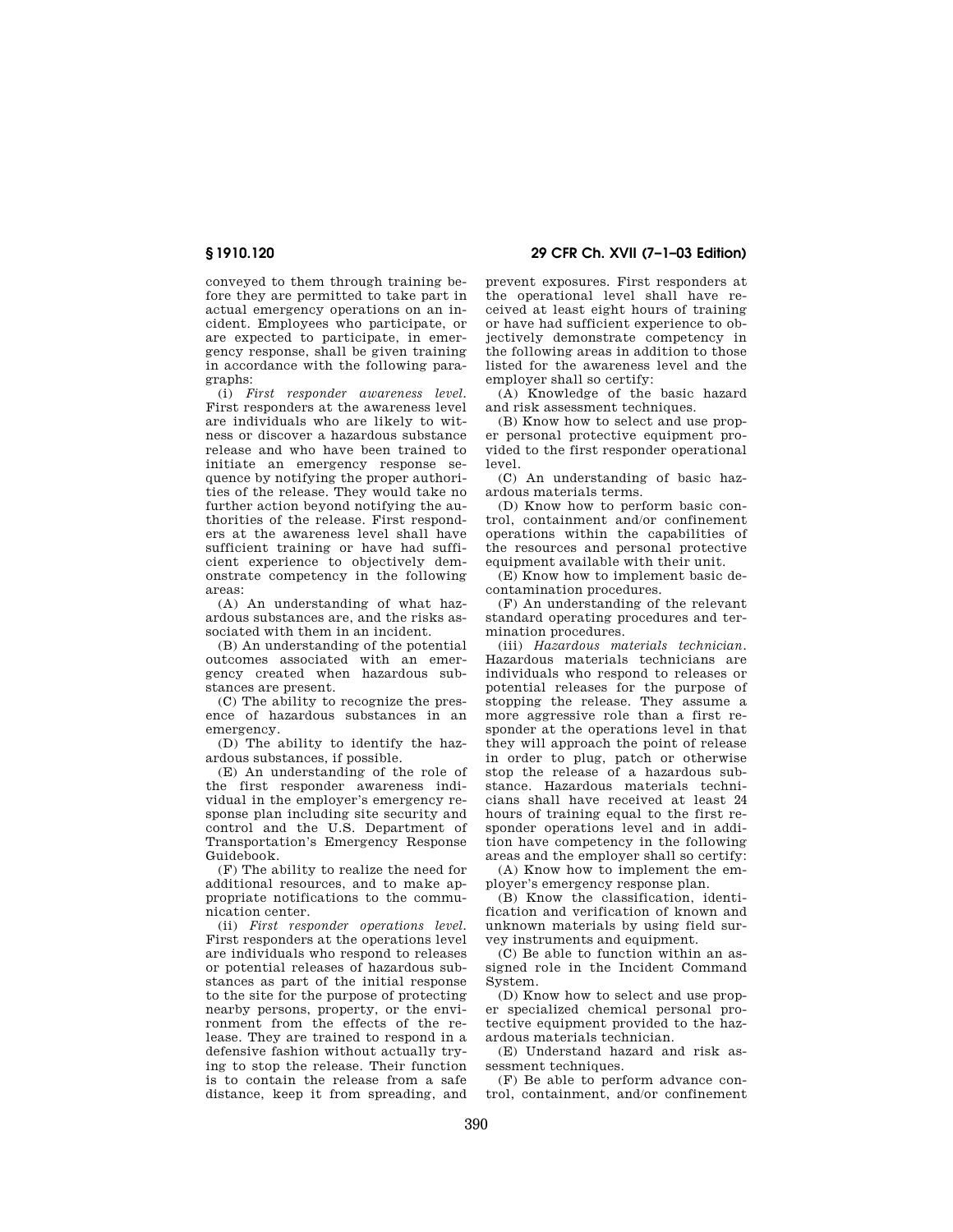conveyed to them through training before they are permitted to take part in actual emergency operations on an incident. Employees who participate, or are expected to participate, in emergency response, shall be given training in accordance with the following paragraphs:

(i) *First responder awareness level.* First responders at the awareness level are individuals who are likely to witness or discover a hazardous substance release and who have been trained to initiate an emergency response sequence by notifying the proper authorities of the release. They would take no further action beyond notifying the authorities of the release. First responders at the awareness level shall have sufficient training or have had sufficient experience to objectively demonstrate competency in the following areas:

(A) An understanding of what hazardous substances are, and the risks associated with them in an incident.

(B) An understanding of the potential outcomes associated with an emergency created when hazardous substances are present.

(C) The ability to recognize the presence of hazardous substances in an emergency.

(D) The ability to identify the hazardous substances, if possible.

(E) An understanding of the role of the first responder awareness individual in the employer's emergency response plan including site security and control and the U.S. Department of Transportation's Emergency Response Guidebook.

(F) The ability to realize the need for additional resources, and to make appropriate notifications to the communication center.

(ii) *First responder operations level.* First responders at the operations level are individuals who respond to releases or potential releases of hazardous substances as part of the initial response to the site for the purpose of protecting nearby persons, property, or the environment from the effects of the release. They are trained to respond in a defensive fashion without actually trying to stop the release. Their function is to contain the release from a safe distance, keep it from spreading, and prevent exposures. First responders at the operational level shall have received at least eight hours of training or have had sufficient experience to objectively demonstrate competency in the following areas in addition to those listed for the awareness level and the employer shall so certify:

(A) Knowledge of the basic hazard and risk assessment techniques.

(B) Know how to select and use proper personal protective equipment provided to the first responder operational level.

(C) An understanding of basic hazardous materials terms.

(D) Know how to perform basic control, containment and/or confinement operations within the capabilities of the resources and personal protective equipment available with their unit.

(E) Know how to implement basic decontamination procedures.

(F) An understanding of the relevant standard operating procedures and termination procedures.

(iii) *Hazardous materials technician.* Hazardous materials technicians are individuals who respond to releases or potential releases for the purpose of stopping the release. They assume a more aggressive role than a first responder at the operations level in that they will approach the point of release in order to plug, patch or otherwise stop the release of a hazardous substance. Hazardous materials technicians shall have received at least 24 hours of training equal to the first responder operations level and in addition have competency in the following areas and the employer shall so certify:

(A) Know how to implement the employer's emergency response plan.

(B) Know the classification, identification and verification of known and unknown materials by using field survey instruments and equipment.

(C) Be able to function within an assigned role in the Incident Command System.

(D) Know how to select and use proper specialized chemical personal protective equipment provided to the hazardous materials technician.

(E) Understand hazard and risk assessment techniques.

(F) Be able to perform advance control, containment, and/or confinement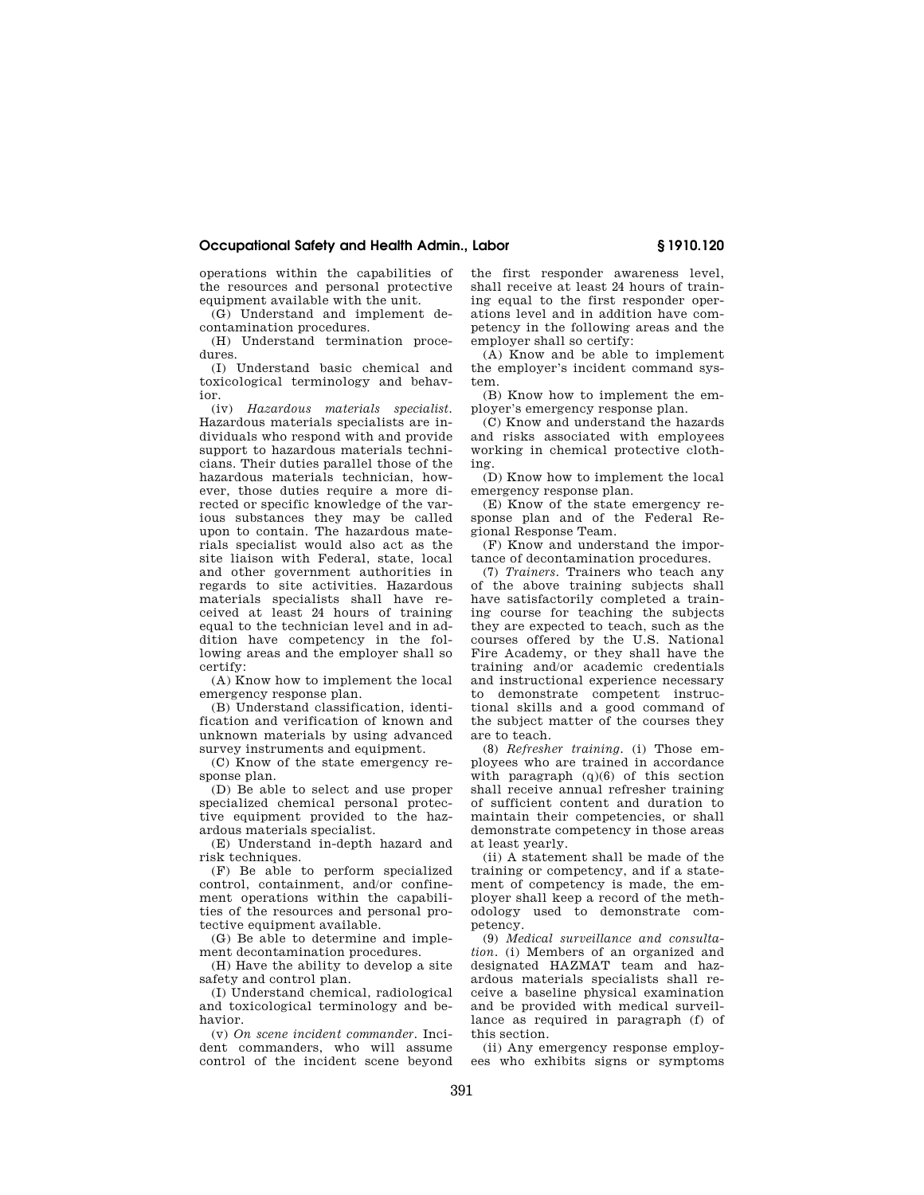operations within the capabilities of the resources and personal protective equipment available with the unit.

(G) Understand and implement decontamination procedures.

(H) Understand termination procedures.

(I) Understand basic chemical and toxicological terminology and behavior.

(iv) *Hazardous materials specialist.* Hazardous materials specialists are individuals who respond with and provide support to hazardous materials technicians. Their duties parallel those of the hazardous materials technician, however, those duties require a more directed or specific knowledge of the various substances they may be called upon to contain. The hazardous materials specialist would also act as the site liaison with Federal, state, local and other government authorities in regards to site activities. Hazardous materials specialists shall have received at least 24 hours of training equal to the technician level and in addition have competency in the following areas and the employer shall so certify:

(A) Know how to implement the local emergency response plan.

(B) Understand classification, identification and verification of known and unknown materials by using advanced survey instruments and equipment.

(C) Know of the state emergency response plan.

(D) Be able to select and use proper specialized chemical personal protective equipment provided to the hazardous materials specialist.

(E) Understand in-depth hazard and risk techniques.

(F) Be able to perform specialized control, containment, and/or confinement operations within the capabilities of the resources and personal protective equipment available.

(G) Be able to determine and implement decontamination procedures.

(H) Have the ability to develop a site safety and control plan.

(I) Understand chemical, radiological and toxicological terminology and behavior.

(v) *On scene incident commander.* Incident commanders, who will assume control of the incident scene beyond the first responder awareness level, shall receive at least 24 hours of training equal to the first responder operations level and in addition have competency in the following areas and the employer shall so certify:

(A) Know and be able to implement the employer's incident command system.

(B) Know how to implement the employer's emergency response plan.

(C) Know and understand the hazards and risks associated with employees working in chemical protective clothing.

(D) Know how to implement the local emergency response plan.

(E) Know of the state emergency response plan and of the Federal Regional Response Team.

(F) Know and understand the importance of decontamination procedures.

(7) *Trainers.* Trainers who teach any of the above training subjects shall have satisfactorily completed a training course for teaching the subjects they are expected to teach, such as the courses offered by the U.S. National Fire Academy, or they shall have the training and/or academic credentials and instructional experience necessary to demonstrate competent instructional skills and a good command of the subject matter of the courses they are to teach.

(8) *Refresher training.* (i) Those employees who are trained in accordance with paragraph (q)(6) of this section shall receive annual refresher training of sufficient content and duration to maintain their competencies, or shall demonstrate competency in those areas at least yearly.

(ii) A statement shall be made of the training or competency, and if a statement of competency is made, the employer shall keep a record of the methodology used to demonstrate competency.

(9) *Medical surveillance and consultation.* (i) Members of an organized and designated HAZMAT team and hazardous materials specialists shall receive a baseline physical examination and be provided with medical surveillance as required in paragraph (f) of this section.

(ii) Any emergency response employees who exhibits signs or symptoms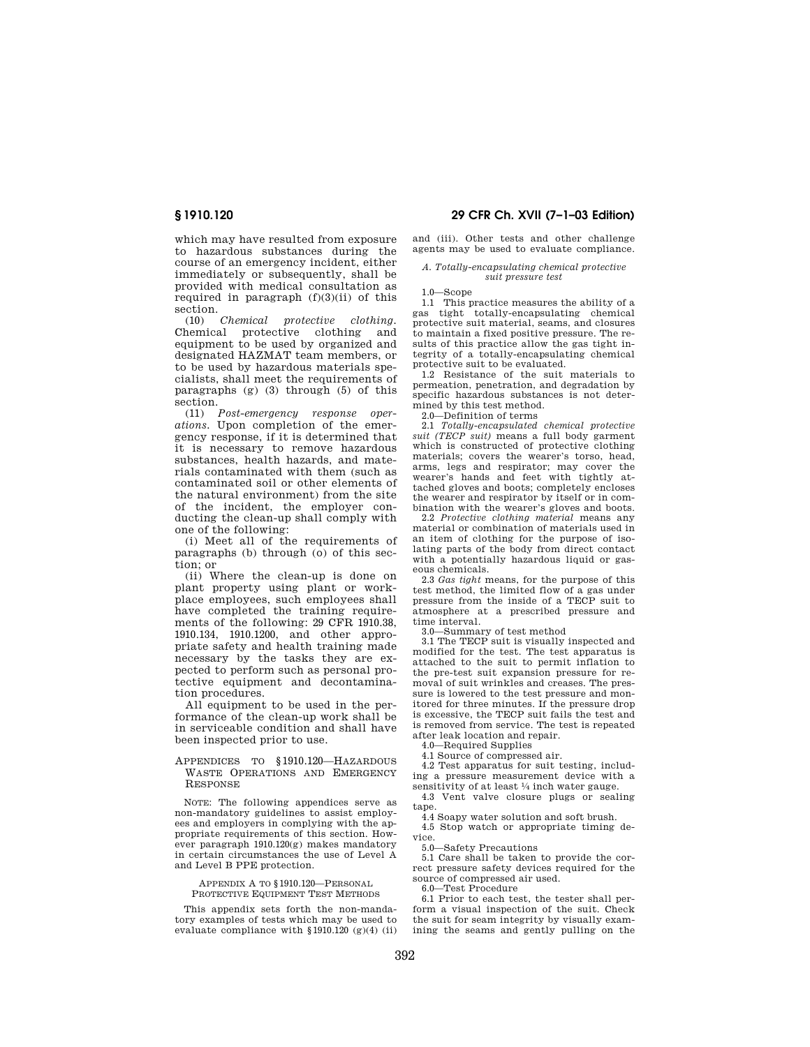which may have resulted from exposure to hazardous substances during the course of an emergency incident, either immediately or subsequently, shall be provided with medical consultation as required in paragraph (f)(3)(ii) of this section.

(10) *Chemical protective clothing.* Chemical protective clothing and equipment to be used by organized and designated HAZMAT team members, or to be used by hazardous materials specialists, shall meet the requirements of paragraphs (g) (3) through (5) of this section.

(11) *Post-emergency response operations.* Upon completion of the emergency response, if it is determined that it is necessary to remove hazardous substances, health hazards, and materials contaminated with them (such as contaminated soil or other elements of the natural environment) from the site of the incident, the employer conducting the clean-up shall comply with one of the following:

(i) Meet all of the requirements of paragraphs (b) through (o) of this section; or

(ii) Where the clean-up is done on plant property using plant or workplace employees, such employees shall have completed the training requirements of the following: 29 CFR 1910.38, 1910.134, 1910.1200, and other appropriate safety and health training made necessary by the tasks they are expected to perform such as personal protective equipment and decontamination procedures.

All equipment to be used in the performance of the clean-up work shall be in serviceable condition and shall have been inspected prior to use.

## APPENDICES TO §1910.120—HAZARDOUS WASTE OPERATIONS AND EMERGENCY RESPONSE

NOTE: The following appendices serve as non-mandatory guidelines to assist employees and employers in complying with the appropriate requirements of this section. However paragraph 1910.120(g) makes mandatory in certain circumstances the use of Level A and Level B PPE protection.

### APPENDIX A TO §1910.120—PERSONAL PROTECTIVE EQUIPMENT TEST METHODS

This appendix sets forth the non-mandatory examples of tests which may be used to evaluate compliance with §1910.120 (g)(4) (ii) and (iii). Other tests and other challenge agents may be used to evaluate compliance.

#### *A. Totally-encapsulating chemical protective suit pressure test*

1.0—Scope

1.1 This practice measures the ability of a gas tight totally-encapsulating chemical protective suit material, seams, and closures to maintain a fixed positive pressure. The results of this practice allow the gas tight integrity of a totally-encapsulating chemical protective suit to be evaluated.

1.2 Resistance of the suit materials to permeation, penetration, and degradation by specific hazardous substances is not determined by this test method.

2.0—Definition of terms

2.1 *Totally-encapsulated chemical protective suit (TECP suit)* means a full body garment which is constructed of protective clothing materials; covers the wearer's torso, head, arms, legs and respirator; may cover the wearer's hands and feet with tightly attached gloves and boots; completely encloses the wearer and respirator by itself or in combination with the wearer's gloves and boots.

2.2 *Protective clothing material* means any material or combination of materials used in an item of clothing for the purpose of isolating parts of the body from direct contact with a potentially hazardous liquid or gaseous chemicals.

2.3 *Gas tight* means, for the purpose of this test method, the limited flow of a gas under pressure from the inside of a TECP suit to atmosphere at a prescribed pressure and time interval.

3.0—Summary of test method

3.1 The TECP suit is visually inspected and modified for the test. The test apparatus is attached to the suit to permit inflation to the pre-test suit expansion pressure for removal of suit wrinkles and creases. The pressure is lowered to the test pressure and monitored for three minutes. If the pressure drop is excessive, the TECP suit fails the test and is removed from service. The test is repeated after leak location and repair.

4.0—Required Supplies

4.1 Source of compressed air.

4.2 Test apparatus for suit testing, including a pressure measurement device with a sensitivity of at least ¼ inch water gauge.

4.3 Vent valve closure plugs or sealing tape.

4.4 Soapy water solution and soft brush.

4.5 Stop watch or appropriate timing device.

5.0—Safety Precautions

5.1 Care shall be taken to provide the correct pressure safety devices required for the source of compressed air used.

6.0—Test Procedure

6.1 Prior to each test, the tester shall perform a visual inspection of the suit. Check the suit for seam integrity by visually examining the seams and gently pulling on the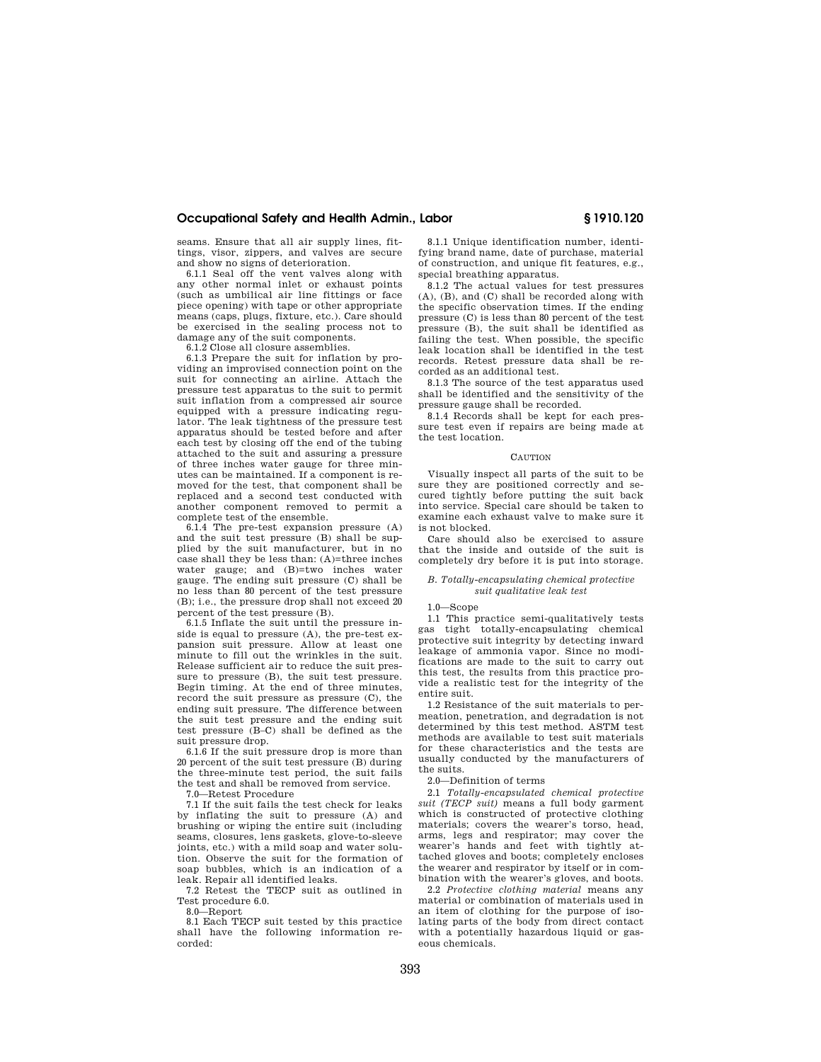seams. Ensure that all air supply lines, fittings, visor, zippers, and valves are secure and show no signs of deterioration.

6.1.1 Seal off the vent valves along with any other normal inlet or exhaust points (such as umbilical air line fittings or face piece opening) with tape or other appropriate means (caps, plugs, fixture, etc.). Care should be exercised in the sealing process not to damage any of the suit components.

6.1.2 Close all closure assemblies.

6.1.3 Prepare the suit for inflation by providing an improvised connection point on the suit for connecting an airline. Attach the pressure test apparatus to the suit to permit suit inflation from a compressed air source equipped with a pressure indicating regulator. The leak tightness of the pressure test apparatus should be tested before and after each test by closing off the end of the tubing attached to the suit and assuring a pressure of three inches water gauge for three minutes can be maintained. If a component is removed for the test, that component shall be replaced and a second test conducted with another component removed to permit a complete test of the ensemble.

6.1.4 The pre-test expansion pressure (A) and the suit test pressure (B) shall be supplied by the suit manufacturer, but in no case shall they be less than: (A)=three inches water gauge; and (B)=two inches water gauge. The ending suit pressure (C) shall be no less than 80 percent of the test pressure (B); i.e., the pressure drop shall not exceed 20 percent of the test pressure (B).

6.1.5 Inflate the suit until the pressure inside is equal to pressure (A), the pre-test expansion suit pressure. Allow at least one minute to fill out the wrinkles in the suit. Release sufficient air to reduce the suit pressure to pressure (B), the suit test pressure. Begin timing. At the end of three minutes, record the suit pressure as pressure (C), the ending suit pressure. The difference between the suit test pressure and the ending suit test pressure (B–C) shall be defined as the suit pressure drop.

6.1.6 If the suit pressure drop is more than 20 percent of the suit test pressure (B) during the three-minute test period, the suit fails the test and shall be removed from service.

7.0—Retest Procedure

7.1 If the suit fails the test check for leaks by inflating the suit to pressure (A) and brushing or wiping the entire suit (including seams, closures, lens gaskets, glove-to-sleeve joints, etc.) with a mild soap and water solution. Observe the suit for the formation of soap bubbles, which is an indication of a leak. Repair all identified leaks.

7.2 Retest the TECP suit as outlined in Test procedure 6.0.

8.0—Report

8.1 Each TECP suit tested by this practice shall have the following information recorded:

8.1.1 Unique identification number, identifying brand name, date of purchase, material of construction, and unique fit features, e.g., special breathing apparatus.

8.1.2 The actual values for test pressures (A), (B), and (C) shall be recorded along with the specific observation times. If the ending pressure (C) is less than 80 percent of the test pressure (B), the suit shall be identified as failing the test. When possible, the specific leak location shall be identified in the test records. Retest pressure data shall be recorded as an additional test.

8.1.3 The source of the test apparatus used shall be identified and the sensitivity of the pressure gauge shall be recorded.

8.1.4 Records shall be kept for each pressure test even if repairs are being made at the test location.

CAUTION

Visually inspect all parts of the suit to be sure they are positioned correctly and secured tightly before putting the suit back into service. Special care should be taken to examine each exhaust valve to make sure it is not blocked.

Care should also be exercised to assure that the inside and outside of the suit is completely dry before it is put into storage.

*B. Totally-encapsulating chemical protective suit qualitative leak test*

1.0—Scope

1.1 This practice semi-qualitatively tests gas tight totally-encapsulating chemical protective suit integrity by detecting inward leakage of ammonia vapor. Since no modifications are made to the suit to carry out this test, the results from this practice provide a realistic test for the integrity of the entire suit.

1.2 Resistance of the suit materials to permeation, penetration, and degradation is not determined by this test method. ASTM test methods are available to test suit materials for these characteristics and the tests are usually conducted by the manufacturers of the suits.

2.0—Definition of terms

2.1 *Totally-encapsulated chemical protective suit (TECP suit)* means a full body garment which is constructed of protective clothing materials; covers the wearer's torso, head, arms, legs and respirator; may cover the wearer's hands and feet with tightly attached gloves and boots; completely encloses the wearer and respirator by itself or in combination with the wearer's gloves, and boots.

2.2 *Protective clothing material* means any material or combination of materials used in an item of clothing for the purpose of isolating parts of the body from direct contact with a potentially hazardous liquid or gaseous chemicals.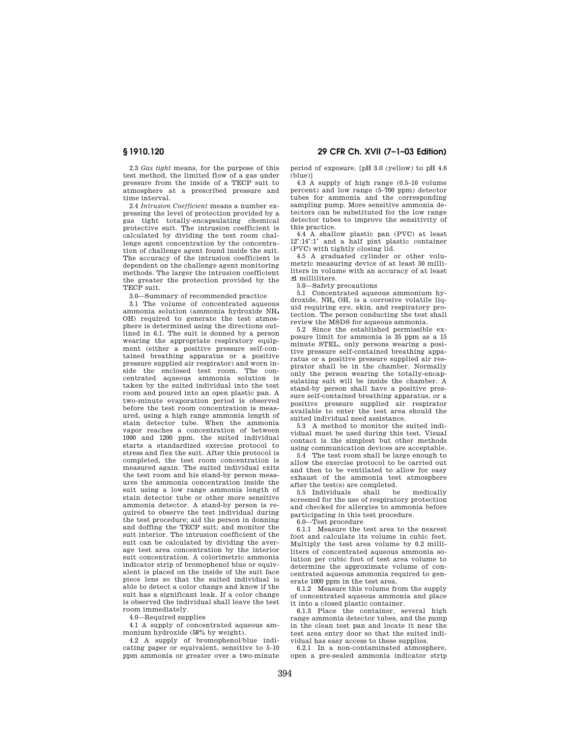2.3 *Gas tight* means, for the purpose of this test method, the limited flow of a gas under pressure from the inside of a TECP suit to atmosphere at a prescribed pressure and time interval.

2.4 *Intrusion Coefficient* means a number expressing the level of protection provided by a gas tight totally-encapsulating chemical protective suit. The intrusion coefficient is calculated by dividing the test room challenge agent concentration by the concentration of challenge agent found inside the suit. The accuracy of the intrusion coefficient is dependent on the challenge agent monitoring methods. The larger the intrusion coefficient the greater the protection provided by the TECP suit.

3.0—Summary of recommended practice

3.1 The volume of concentrated aqueous ammonia solution (ammonia hydroxide $NH_4$ OH) required to generate the test atmosphere is determined using the directions outlined in 6.1. The suit is donned by a person wearing the appropriate respiratory equipment (either a positive pressure self-contained breathing apparatus or a positive pressure supplied air respirator) and worn inside the enclosed test room. The concentrated aqueous ammonia solution is taken by the suited individual into the test room and poured into an open plastic pan. A two-minute evaporation period is observed before the test room concentration is measured, using a high range ammonia length of stain detector tube. When the ammonia vapor reaches a concentration of between 1000 and 1200 ppm, the suited individual starts a standardized exercise protocol to stress and flex the suit. After this protocol is completed, the test room concentration is measured again. The suited individual exits the test room and his stand-by person measures the ammonia concentration inside the suit using a low range ammonia length of stain detector tube or other more sensitive ammonia detector. A stand-by person is required to observe the test individual during the test procedure; aid the person in donning and doffing the TECP suit; and monitor the suit interior. The intrusion coefficient of the suit can be calculated by dividing the average test area concentration by the interior suit concentration. A colorimetric ammonia indicator strip of bromophenol blue or equivalent is placed on the inside of the suit face piece lens so that the suited individual is able to detect a color change and know if the suit has a significant leak. If a color change is observed the individual shall leave the test room immediately.

4.0—Required supplies

4.1 A supply of concentrated aqueous ammonium hydroxide (58% by weight).

4.2 A supply of bromophenol/blue indicating paper or equivalent, sensitive to 5–10 ppm ammonia or greater over a two-minute period of exposure. [pH 3.0 (yellow) to pH 4.6 (blue)]

4.3 A supply of high range (0.5–10 volume percent) and low range (5–700 ppm) detector tubes for ammonia and the corresponding sampling pump. More sensitive ammonia detectors can be substituted for the low range detector tubes to improve the sensitivity of this practice.

4.4 A shallow plastic pan (PVC) at least 12″:14″:1″ and a half pint plastic container (PVC) with tightly closing lid.

4.5 A graduated cylinder or other volumetric measuring device of at least 50 milliliters in volume with an accuracy of at least ±1 milliliters.

5.0—Safety precautions

5.1 Concentrated aqueous ammonium hydroxide, $NH_4$ OH, is a corrosive volatile liquid requiring eye, skin, and respiratory protection. The person conducting the test shall review the MSDS for aqueous ammonia.

5.2 Since the established permissible exposure limit for ammonia is 35 ppm as a 15 minute STEL, only persons wearing a positive pressure self-contained breathing apparatus or a positive pressure supplied air respirator shall be in the chamber. Normally only the person wearing the totally-encapsulating suit will be inside the chamber. A stand-by person shall have a positive pressure self-contained breathing apparatus, or a positive pressure supplied air respirator available to enter the test area should the suited individual need assistance.

5.3 A method to monitor the suited individual must be used during this test. Visual contact is the simplest but other methods using communication devices are acceptable.

5.4 The test room shall be large enough to allow the exercise protocol to be carried out and then to be ventilated to allow for easy exhaust of the ammonia test atmosphere after the test(s) are completed.

5.5 Individuals shall be medically screened for the use of respiratory protection and checked for allergies to ammonia before participating in this test procedure.

6.0—Test procedure

6.1.1 Measure the test area to the nearest foot and calculate its volume in cubic feet. Multiply the test area volume by 0.2 milliliters of concentrated aqueous ammonia solution per cubic foot of test area volume to determine the approximate volume of concentrated aqueous ammonia required to generate 1000 ppm in the test area.

6.1.2 Measure this volume from the supply of concentrated aqueous ammonia and place it into a closed plastic container.

6.1.3 Place the container, several high range ammonia detector tubes, and the pump in the clean test pan and locate it near the test area entry door so that the suited individual has easy access to these supplies.

6.2.1 In a non-contaminated atmosphere, open a pre-sealed ammonia indicator strip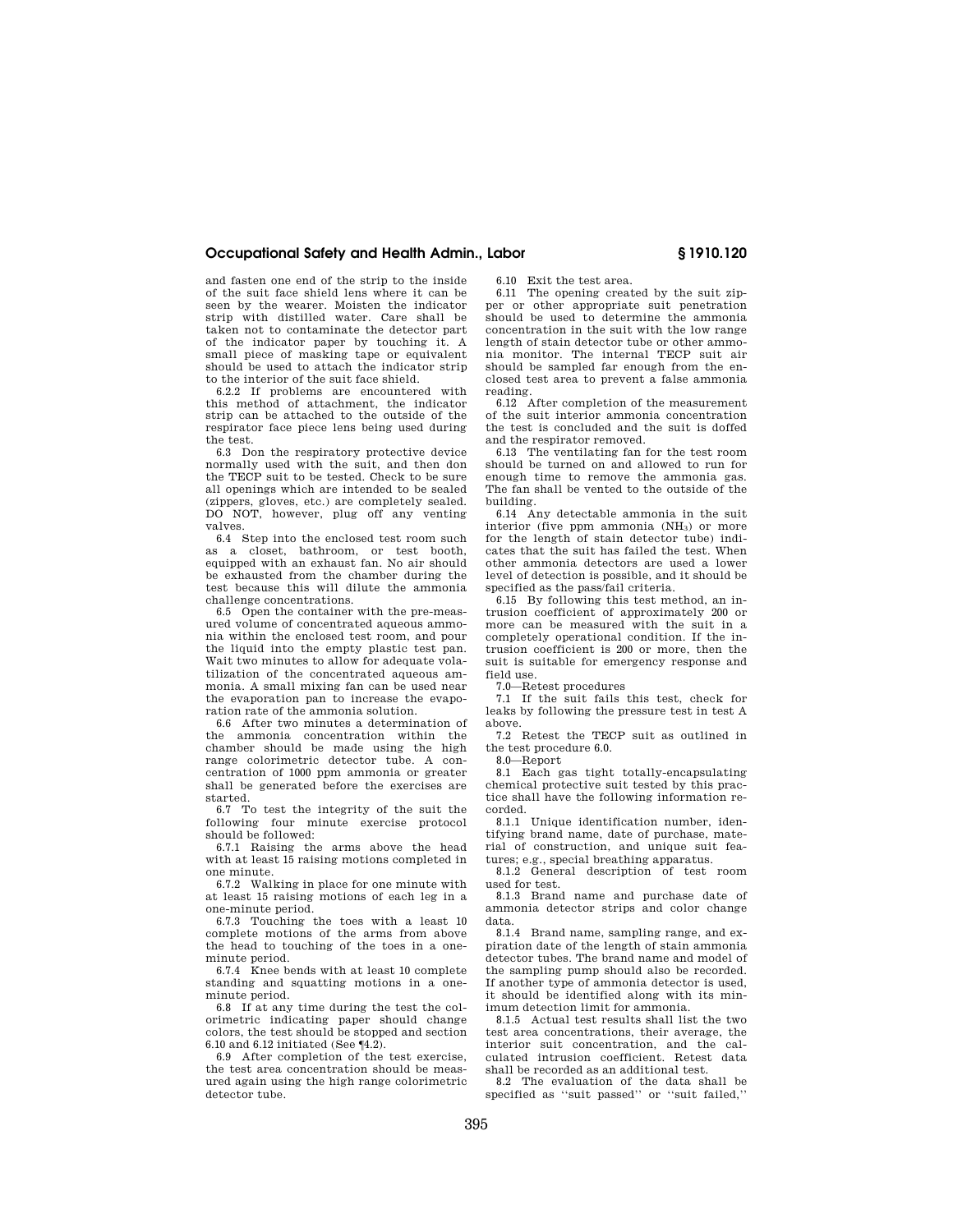and fasten one end of the strip to the inside of the suit face shield lens where it can be seen by the wearer. Moisten the indicator strip with distilled water. Care shall be taken not to contaminate the detector part of the indicator paper by touching it. A small piece of masking tape or equivalent should be used to attach the indicator strip to the interior of the suit face shield.

6.2.2 If problems are encountered with this method of attachment, the indicator strip can be attached to the outside of the respirator face piece lens being used during the test.

6.3 Don the respiratory protective device normally used with the suit, and then don the TECP suit to be tested. Check to be sure all openings which are intended to be sealed (zippers, gloves, etc.) are completely sealed. DO NOT, however, plug off any venting valves.

6.4 Step into the enclosed test room such as a closet, bathroom, or test booth, equipped with an exhaust fan. No air should be exhausted from the chamber during the test because this will dilute the ammonia challenge concentrations.

6.5 Open the container with the pre-measured volume of concentrated aqueous ammonia within the enclosed test room, and pour the liquid into the empty plastic test pan. Wait two minutes to allow for adequate volatilization of the concentrated aqueous ammonia. A small mixing fan can be used near the evaporation pan to increase the evaporation rate of the ammonia solution.

6.6 After two minutes a determination of the ammonia concentration within the chamber should be made using the high range colorimetric detector tube. A concentration of 1000 ppm ammonia or greater shall be generated before the exercises are started.

6.7 To test the integrity of the suit the following four minute exercise protocol should be followed:

6.7.1 Raising the arms above the head with at least 15 raising motions completed in one minute.

6.7.2 Walking in place for one minute with at least 15 raising motions of each leg in a one-minute period.

6.7.3 Touching the toes with a least 10 complete motions of the arms from above the head to touching of the toes in a one-minute period.

6.7.4 Knee bends with at least 10 complete standing and squatting motions in a one-minute period.

6.8 If at any time during the test the colorimetric indicating paper should change colors, the test should be stopped and section 6.10 and 6.12 initiated (See ¶4.2).

6.9 After completion of the test exercise, the test area concentration should be measured again using the high range colorimetric detector tube.

6.10 Exit the test area.

6.11 The opening created by the suit zipper or other appropriate suit penetration should be used to determine the ammonia concentration in the suit with the low range length of stain detector tube or other ammonia monitor. The internal TECP suit air should be sampled far enough from the enclosed test area to prevent a false ammonia reading.

6.12 After completion of the measurement of the suit interior ammonia concentration the test is concluded and the suit is doffed and the respirator removed.

6.13 The ventilating fan for the test room should be turned on and allowed to run for enough time to remove the ammonia gas. The fan shall be vented to the outside of the building.

6.14 Any detectable ammonia in the suit interior (five ppm ammonia ($NH_3$) or more for the length of stain detector tube) indicates that the suit has failed the test. When other ammonia detectors are used a lower level of detection is possible, and it should be specified as the pass/fail criteria.

6.15 By following this test method, an intrusion coefficient of approximately 200 or more can be measured with the suit in a completely operational condition. If the intrusion coefficient is 200 or more, then the suit is suitable for emergency response and field use.

7.0—Retest procedures

7.1 If the suit fails this test, check for leaks by following the pressure test in test A above.

7.2 Retest the TECP suit as outlined in the test procedure 6.0.

8.0—Report

8.1 Each gas tight totally-encapsulating chemical protective suit tested by this practice shall have the following information recorded.

8.1.1 Unique identification number, identifying brand name, date of purchase, material of construction, and unique suit features; e.g., special breathing apparatus.

8.1.2 General description of test room used for test.

8.1.3 Brand name and purchase date of ammonia detector strips and color change data.

8.1.4 Brand name, sampling range, and expiration date of the length of stain ammonia detector tubes. The brand name and model of the sampling pump should also be recorded. If another type of ammonia detector is used, it should be identified along with its minimum detection limit for ammonia.

8.1.5 Actual test results shall list the two test area concentrations, their average, the interior suit concentration, and the calculated intrusion coefficient. Retest data shall be recorded as an additional test.

8.2 The evaluation of the data shall be specified as ''suit passed'' or ''suit failed,''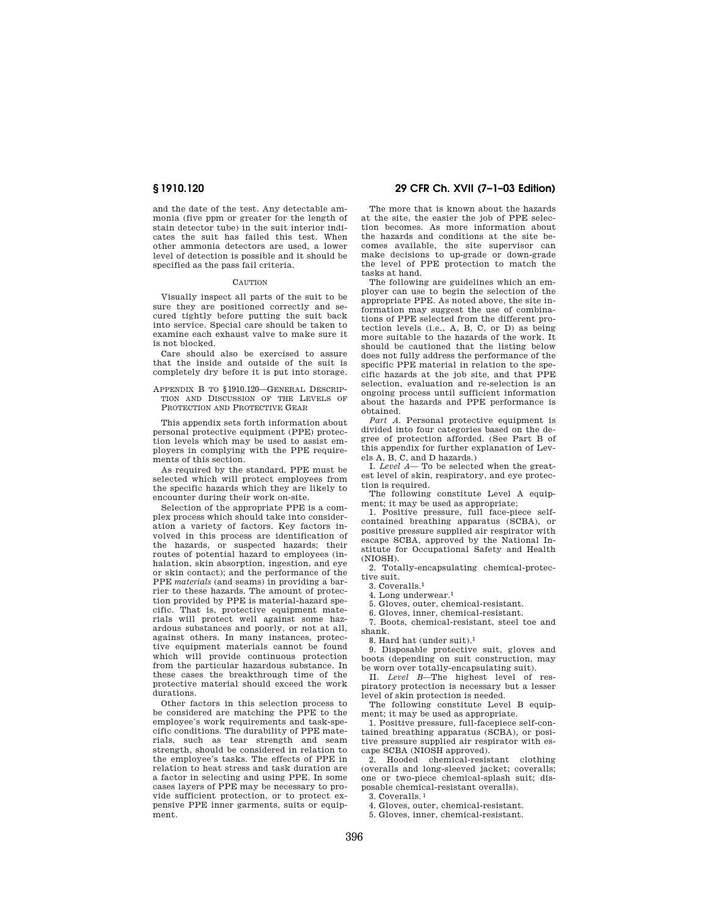and the date of the test. Any detectable ammonia (five ppm or greater for the length of stain detector tube) in the suit interior indicates the suit has failed this test. When other ammonia detectors are used, a lower level of detection is possible and it should be specified as the pass fail criteria.

CAUTION

Visually inspect all parts of the suit to be sure they are positioned correctly and secured tightly before putting the suit back into service. Special care should be taken to examine each exhaust valve to make sure it is not blocked.

Care should also be exercised to assure that the inside and outside of the suit is completely dry before it is put into storage.

## APPENDIX B TO §1910.120—GENERAL DESCRIPTION AND DISCUSSION OF THE LEVELS OF PROTECTION AND PROTECTIVE GEAR

This appendix sets forth information about personal protective equipment (PPE) protection levels which may be used to assist employers in complying with the PPE requirements of this section.

As required by the standard, PPE must be selected which will protect employees from the specific hazards which they are likely to encounter during their work on-site.

Selection of the appropriate PPE is a complex process which should take into consideration a variety of factors. Key factors involved in this process are identification of the hazards, or suspected hazards; their routes of potential hazard to employees (inhalation, skin absorption, ingestion, and eye or skin contact); and the performance of the PPE *materials* (and seams) in providing a barrier to these hazards. The amount of protection provided by PPE is material-hazard specific. That is, protective equipment materials will protect well against some hazardous substances and poorly, or not at all, against others. In many instances, protective equipment materials cannot be found which will provide continuous protection from the particular hazardous substance. In these cases the breakthrough time of the protective material should exceed the work durations.

Other factors in this selection process to be considered are matching the PPE to the employee's work requirements and task-specific conditions. The durability of PPE materials, such as tear strength and seam strength, should be considered in relation to the employee's tasks. The effects of PPE in relation to heat stress and task duration are a factor in selecting and using PPE. In some cases layers of PPE may be necessary to provide sufficient protection, or to protect expensive PPE inner garments, suits or equipment.

The more that is known about the hazards at the site, the easier the job of PPE selection becomes. As more information about the hazards and conditions at the site becomes available, the site supervisor can make decisions to up-grade or down-grade the level of PPE protection to match the tasks at hand.

The following are guidelines which an employer can use to begin the selection of the appropriate PPE. As noted above, the site information may suggest the use of combinations of PPE selected from the different protection levels (i.e., A, B, C, or D) as being more suitable to the hazards of the work. It should be cautioned that the listing below does not fully address the performance of the specific PPE material in relation to the specific hazards at the job site, and that PPE selection, evaluation and re-selection is an ongoing process until sufficient information about the hazards and PPE performance is obtained.

*Part A.* Personal protective equipment is divided into four categories based on the degree of protection afforded. (See Part B of this appendix for further explanation of Levels A, B, C, and D hazards.)

I. *Level A*— To be selected when the greatest level of skin, respiratory, and eye protection is required.

The following constitute Level A equipment; it may be used as appropriate;

1. Positive pressure, full face-piece self-contained breathing apparatus (SCBA), or positive pressure supplied air respirator with escape SCBA, approved by the National Institute for Occupational Safety and Health (NIOSH).
2. Totally-encapsulating chemical-protective suit.
3. Coveralls.[1]
4. Long underwear.[1]
5. Gloves, outer, chemical-resistant.
6. Gloves, inner, chemical-resistant.
7. Boots, chemical-resistant, steel toe and shank.
8. Hard hat (under suit).[1]
9. Disposable protective suit, gloves and boots (depending on suit construction, may be worn over totally-encapsulating suit).

II. *Level B*—The highest level of respiratory protection is necessary but a lesser level of skin protection is needed.

The following constitute Level B equipment; it may be used as appropriate.

1. Positive pressure, full-facepiece self-contained breathing apparatus (SCBA), or positive pressure supplied air respirator with escape SCBA (NIOSH approved).
2. Hooded chemical-resistant clothing (overalls and long-sleeved jacket; coveralls; one or two-piece chemical-splash suit; disposable chemical-resistant overalls).
3. Coveralls.[1]
4. Gloves, outer, chemical-resistant.
5. Gloves, inner, chemical-resistant.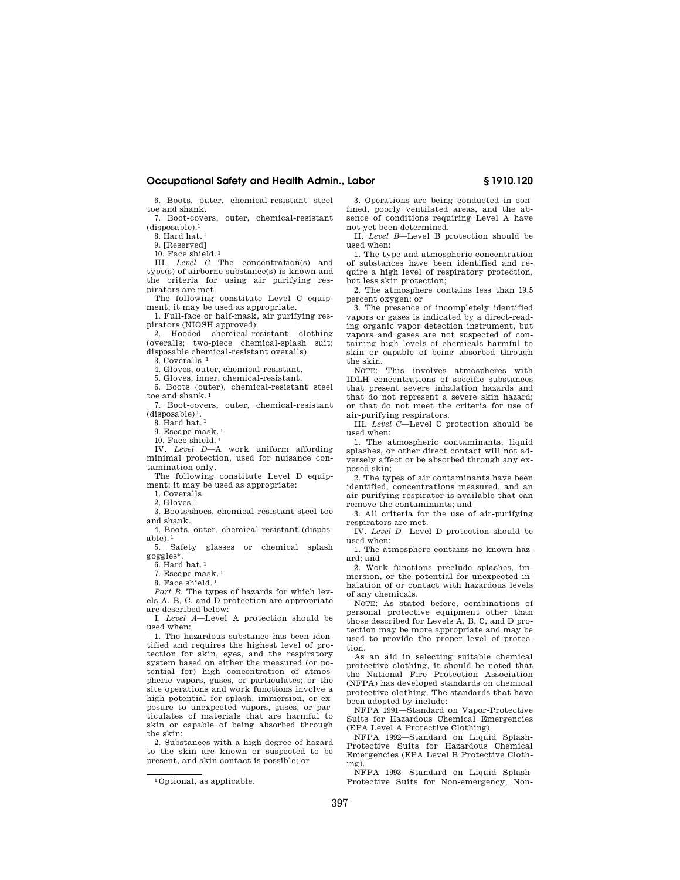6. Boots, outer, chemical-resistant steel toe and shank.

7. Boot-covers, outer, chemical-resistant (disposable).[1]

8. Hard hat.[1]

9. [Reserved]

10. Face shield.[1]

III. *Level C*—The concentration(s) and type(s) of airborne substance(s) is known and the criteria for using air purifying respirators are met.

The following constitute Level C equipment; it may be used as appropriate.

1. Full-face or half-mask, air purifying respirators (NIOSH approved).

2. Hooded chemical-resistant clothing (overalls; two-piece chemical-splash suit; disposable chemical-resistant overalls).

3. Coveralls.[1]

4. Gloves, outer, chemical-resistant.

5. Gloves, inner, chemical-resistant.

6. Boots (outer), chemical-resistant steel toe and shank.[1]

7. Boot-covers, outer, chemical-resistant (disposable)[1].

8. Hard hat.[1]

9. Escape mask.[1]

10. Face shield.[1]

IV. *Level D*—A work uniform affording minimal protection, used for nuisance contamination only.

The following constitute Level D equipment; it may be used as appropriate:

1. Coveralls.

2. Gloves.[1]

3. Boots/shoes, chemical-resistant steel toe and shank.

4. Boots, outer, chemical-resistant (disposable).[1]

5. Safety glasses or chemical splash goggles*.

6. Hard hat.[1]

7. Escape mask.[1]

8. Face shield.[1]

*Part B.* The types of hazards for which levels A, B, C, and D protection are appropriate are described below:

I. *Level A*—Level A protection should be used when:

1. The hazardous substance has been identified and requires the highest level of protection for skin, eyes, and the respiratory system based on either the measured (or potential for) high concentration of atmospheric vapors, gases, or particulates; or the site operations and work functions involve a high potential for splash, immersion, or exposure to unexpected vapors, gases, or particulates of materials that are harmful to skin or capable of being absorbed through the skin;

2. Substances with a high degree of hazard to the skin are known or suspected to be present, and skin contact is possible; or

3. Operations are being conducted in confined, poorly ventilated areas, and the absence of conditions requiring Level A have not yet been determined.

II. *Level B*—Level B protection should be used when:

1. The type and atmospheric concentration of substances have been identified and require a high level of respiratory protection, but less skin protection;

2. The atmosphere contains less than 19.5 percent oxygen; or

3. The presence of incompletely identified vapors or gases is indicated by a direct-reading organic vapor detection instrument, but vapors and gases are not suspected of containing high levels of chemicals harmful to skin or capable of being absorbed through the skin.

NOTE: This involves atmospheres with IDLH concentrations of specific substances that present severe inhalation hazards and that do not represent a severe skin hazard; or that do not meet the criteria for use of air-purifying respirators.

III. *Level C*—Level C protection should be used when:

1. The atmospheric contaminants, liquid splashes, or other direct contact will not adversely affect or be absorbed through any exposed skin;

2. The types of air contaminants have been identified, concentrations measured, and an air-purifying respirator is available that can remove the contaminants; and

3. All criteria for the use of air-purifying respirators are met.

IV. *Level D*—Level D protection should be used when:

1. The atmosphere contains no known hazard; and

2. Work functions preclude splashes, immersion, or the potential for unexpected inhalation of or contact with hazardous levels of any chemicals.

NOTE: As stated before, combinations of personal protective equipment other than those described for Levels A, B, C, and D protection may be more appropriate and may be used to provide the proper level of protection.

As an aid in selecting suitable chemical protective clothing, it should be noted that the National Fire Protection Association (NFPA) has developed standards on chemical protective clothing. The standards that have been adopted by include:

NFPA 1991—Standard on Vapor-Protective Suits for Hazardous Chemical Emergencies (EPA Level A Protective Clothing).

NFPA 1992—Standard on Liquid Splash-Protective Suits for Hazardous Chemical Emergencies (EPA Level B Protective Clothing).

NFPA 1993—Standard on Liquid Splash-Protective Suits for Non-emergency, Non-

[1] Optional, as applicable.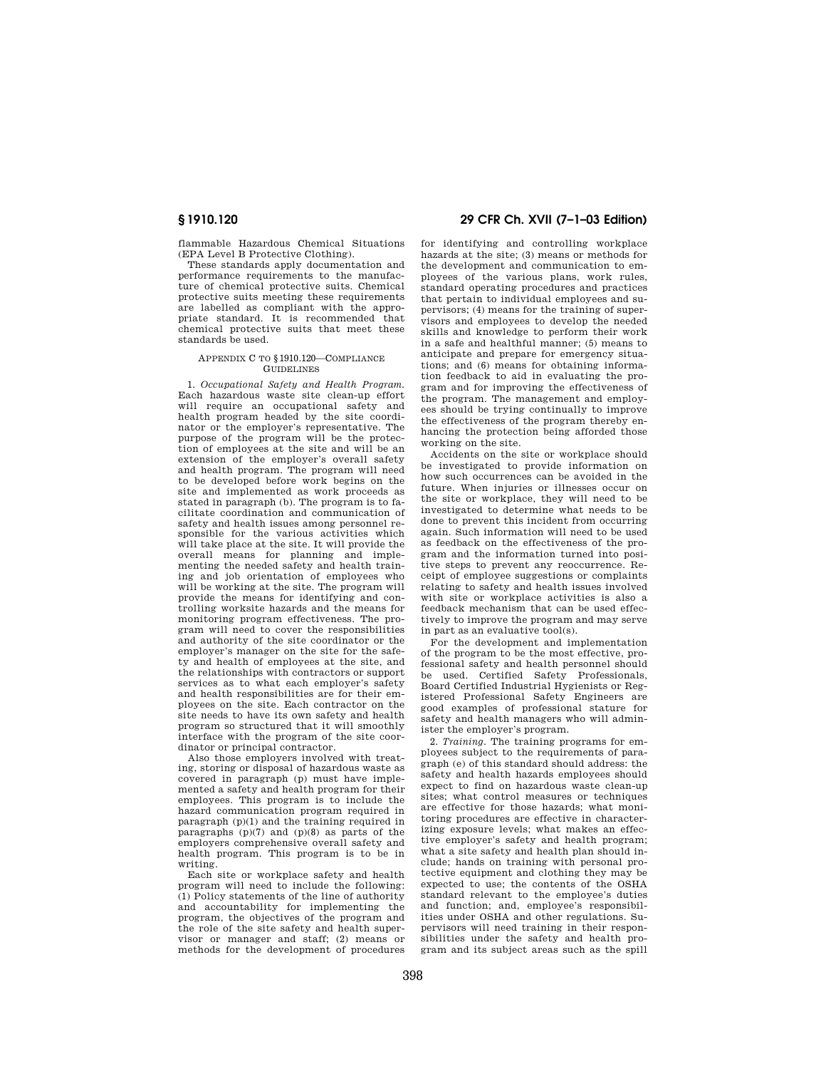flammable Hazardous Chemical Situations (EPA Level B Protective Clothing).

These standards apply documentation and performance requirements to the manufacture of chemical protective suits. Chemical protective suits meeting these requirements are labelled as compliant with the appropriate standard. It is recommended that chemical protective suits that meet these standards be used.

### APPENDIX C TO § 1910.120—COMPLIANCE GUIDELINES

1. *Occupational Safety and Health Program.* Each hazardous waste site clean-up effort will require an occupational safety and health program headed by the site coordinator or the employer's representative. The purpose of the program will be the protection of employees at the site and will be an extension of the employer's overall safety and health program. The program will need to be developed before work begins on the site and implemented as work proceeds as stated in paragraph (b). The program is to facilitate coordination and communication of safety and health issues among personnel responsible for the various activities which will take place at the site. It will provide the overall means for planning and implementing the needed safety and health training and job orientation of employees who will be working at the site. The program will provide the means for identifying and controlling worksite hazards and the means for monitoring program effectiveness. The program will need to cover the responsibilities and authority of the site coordinator or the employer's manager on the site for the safety and health of employees at the site, and the relationships with contractors or support services as to what each employer's safety and health responsibilities are for their employees on the site. Each contractor on the site needs to have its own safety and health program so structured that it will smoothly interface with the program of the site coordinator or principal contractor.

Also those employers involved with treating, storing or disposal of hazardous waste as covered in paragraph (p) must have implemented a safety and health program for their employees. This program is to include the hazard communication program required in paragraph (p)(1) and the training required in paragraphs (p)(7) and (p)(8) as parts of the employers comprehensive overall safety and health program. This program is to be in writing.

Each site or workplace safety and health program will need to include the following: (1) Policy statements of the line of authority and accountability for implementing the program, the objectives of the program and the role of the site safety and health supervisor or manager and staff; (2) means or methods for the development of procedures for identifying and controlling workplace hazards at the site; (3) means or methods for the development and communication to employees of the various plans, work rules, standard operating procedures and practices that pertain to individual employees and supervisors; (4) means for the training of supervisors and employees to develop the needed skills and knowledge to perform their work in a safe and healthful manner; (5) means to anticipate and prepare for emergency situations; and (6) means for obtaining information feedback to aid in evaluating the program and for improving the effectiveness of the program. The management and employees should be trying continually to improve the effectiveness of the program thereby enhancing the protection being afforded those working on the site.

Accidents on the site or workplace should be investigated to provide information on how such occurrences can be avoided in the future. When injuries or illnesses occur on the site or workplace, they will need to be investigated to determine what needs to be done to prevent this incident from occurring again. Such information will need to be used as feedback on the effectiveness of the program and the information turned into positive steps to prevent any reoccurrence. Receipt of employee suggestions or complaints relating to safety and health issues involved with site or workplace activities is also a feedback mechanism that can be used effectively to improve the program and may serve in part as an evaluative tool(s).

For the development and implementation of the program to be the most effective, professional safety and health personnel should be used. Certified Safety Professionals, Board Certified Industrial Hygienists or Registered Professional Safety Engineers are good examples of professional stature for safety and health managers who will administer the employer's program.

2. *Training.* The training programs for employees subject to the requirements of paragraph (e) of this standard should address: the safety and health hazards employees should expect to find on hazardous waste clean-up sites; what control measures or techniques are effective for those hazards; what monitoring procedures are effective in characterizing exposure levels; what makes an effective employer's safety and health program; what a site safety and health plan should include; hands on training with personal protective equipment and clothing they may be expected to use; the contents of the OSHA standard relevant to the employee's duties and function; and, employee's responsibilities under OSHA and other regulations. Supervisors will need training in their responsibilities under the safety and health program and its subject areas such as the spill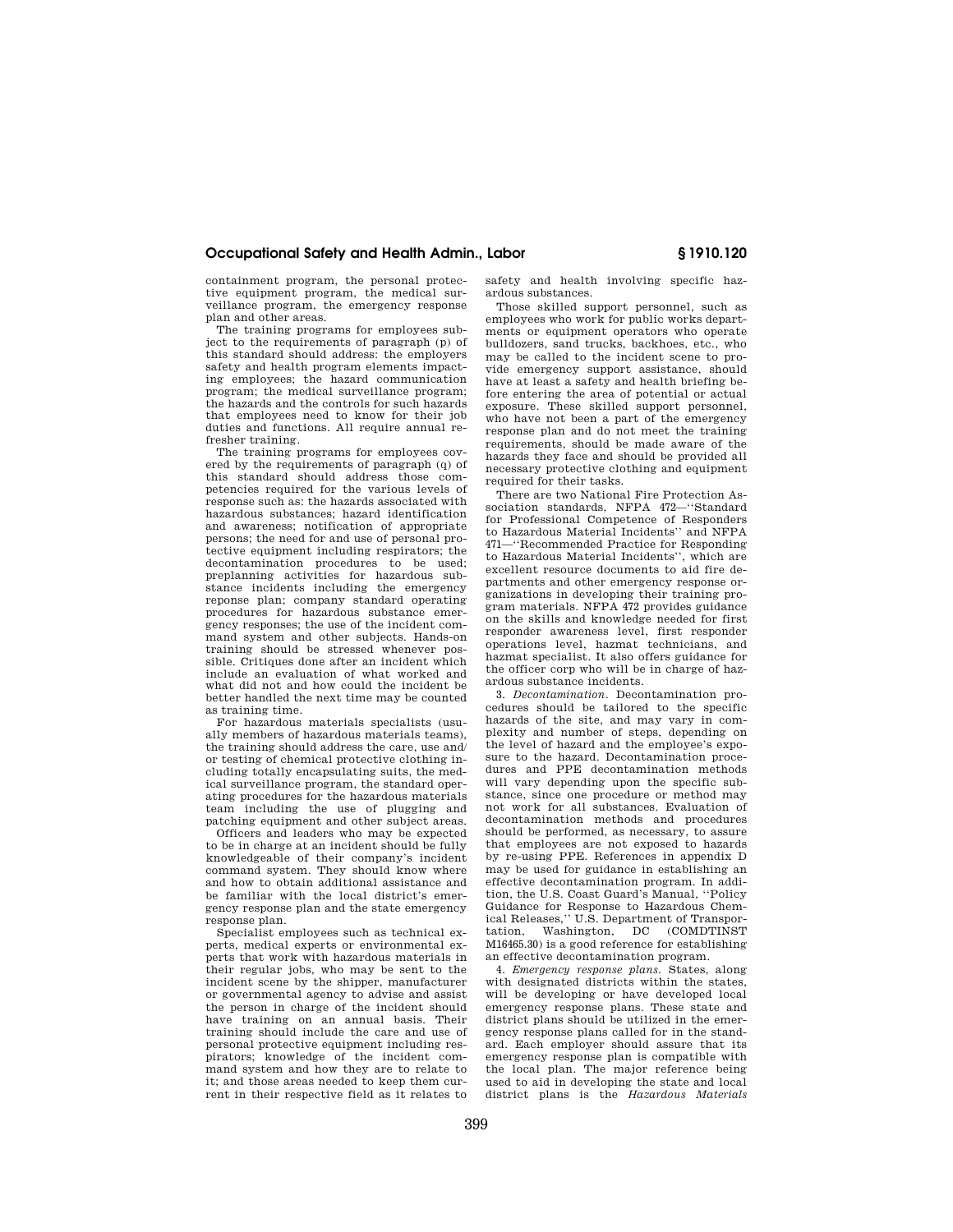containment program, the personal protective equipment program, the medical surveillance program, the emergency response plan and other areas.

The training programs for employees subject to the requirements of paragraph (p) of this standard should address: the employers safety and health program elements impacting employees; the hazard communication program; the medical surveillance program; the hazards and the controls for such hazards that employees need to know for their job duties and functions. All require annual refresher training.

The training programs for employees covered by the requirements of paragraph (q) of this standard should address those competencies required for the various levels of response such as: the hazards associated with hazardous substances; hazard identification and awareness; notification of appropriate persons; the need for and use of personal protective equipment including respirators; the decontamination procedures to be used; preplanning activities for hazardous substance incidents including the emergency reponse plan; company standard operating procedures for hazardous substance emergency responses; the use of the incident command system and other subjects. Hands-on training should be stressed whenever possible. Critiques done after an incident which include an evaluation of what worked and what did not and how could the incident be better handled the next time may be counted as training time.

For hazardous materials specialists (usually members of hazardous materials teams), the training should address the care, use and/or testing of chemical protective clothing including totally encapsulating suits, the medical surveillance program, the standard operating procedures for the hazardous materials team including the use of plugging and patching equipment and other subject areas.

Officers and leaders who may be expected to be in charge at an incident should be fully knowledgeable of their company's incident command system. They should know where and how to obtain additional assistance and be familiar with the local district's emergency response plan and the state emergency response plan.

Specialist employees such as technical experts, medical experts or environmental experts that work with hazardous materials in their regular jobs, who may be sent to the incident scene by the shipper, manufacturer or governmental agency to advise and assist the person in charge of the incident should have training on an annual basis. Their training should include the care and use of personal protective equipment including respirators; knowledge of the incident command system and how they are to relate to it; and those areas needed to keep them current in their respective field as it relates to safety and health involving specific hazardous substances.

Those skilled support personnel, such as employees who work for public works departments or equipment operators who operate bulldozers, sand trucks, backhoes, etc., who may be called to the incident scene to provide emergency support assistance, should have at least a safety and health briefing before entering the area of potential or actual exposure. These skilled support personnel, who have not been a part of the emergency response plan and do not meet the training requirements, should be made aware of the hazards they face and should be provided all necessary protective clothing and equipment required for their tasks.

There are two National Fire Protection Association standards, NFPA 472—''Standard for Professional Competence of Responders to Hazardous Material Incidents'' and NFPA 471—''Recommended Practice for Responding to Hazardous Material Incidents'', which are excellent resource documents to aid fire departments and other emergency response organizations in developing their training program materials. NFPA 472 provides guidance on the skills and knowledge needed for first responder awareness level, first responder operations level, hazmat technicians, and hazmat specialist. It also offers guidance for the officer corp who will be in charge of hazardous substance incidents.

3. *Decontamination.* Decontamination procedures should be tailored to the specific hazards of the site, and may vary in complexity and number of steps, depending on the level of hazard and the employee's exposure to the hazard. Decontamination procedures and PPE decontamination methods will vary depending upon the specific substance, since one procedure or method may not work for all substances. Evaluation of decontamination methods and procedures should be performed, as necessary, to assure that employees are not exposed to hazards by re-using PPE. References in appendix D may be used for guidance in establishing an effective decontamination program. In addition, the U.S. Coast Guard's Manual, ''Policy Guidance for Response to Hazardous Chemical Releases,'' U.S. Department of Transportation, Washington, DC (COMDTINST M16465.30) is a good reference for establishing an effective decontamination program.

4. *Emergency response plans.* States, along with designated districts within the states, will be developing or have developed local emergency response plans. These state and district plans should be utilized in the emergency response plans called for in the standard. Each employer should assure that its emergency response plan is compatible with the local plan. The major reference being used to aid in developing the state and local district plans is the *Hazardous Materials*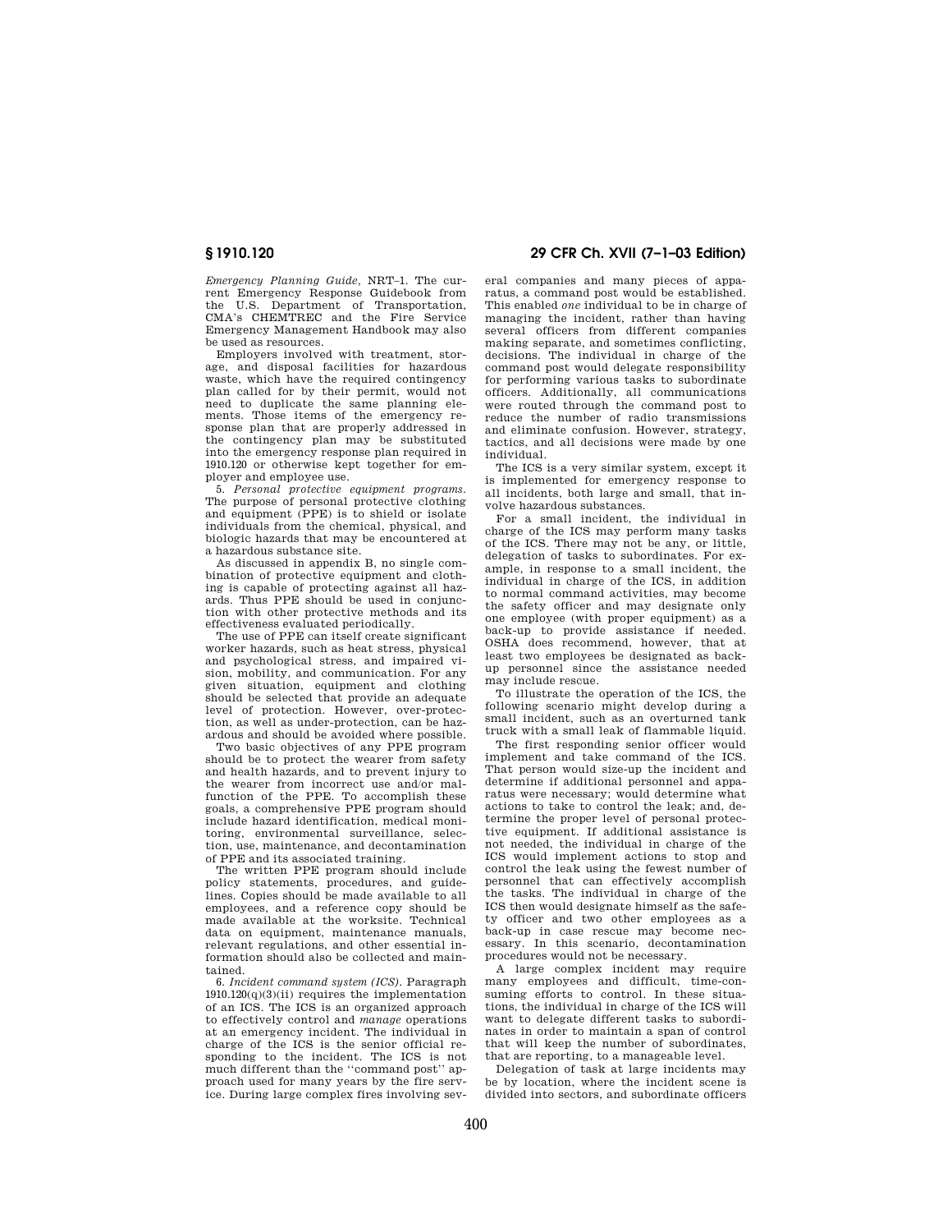*Emergency Planning Guide*, NRT–1. The current Emergency Response Guidebook from the U.S. Department of Transportation, CMA's CHEMTREC and the Fire Service Emergency Management Handbook may also be used as resources.

Employers involved with treatment, storage, and disposal facilities for hazardous waste, which have the required contingency plan called for by their permit, would not need to duplicate the same planning elements. Those items of the emergency response plan that are properly addressed in the contingency plan may be substituted into the emergency response plan required in 1910.120 or otherwise kept together for employer and employee use.

5. *Personal protective equipment programs.* The purpose of personal protective clothing and equipment (PPE) is to shield or isolate individuals from the chemical, physical, and biologic hazards that may be encountered at a hazardous substance site.

As discussed in appendix B, no single combination of protective equipment and clothing is capable of protecting against all hazards. Thus PPE should be used in conjunction with other protective methods and its effectiveness evaluated periodically.

The use of PPE can itself create significant worker hazards, such as heat stress, physical and psychological stress, and impaired vision, mobility, and communication. For any given situation, equipment and clothing should be selected that provide an adequate level of protection. However, over-protection, as well as under-protection, can be hazardous and should be avoided where possible.

Two basic objectives of any PPE program should be to protect the wearer from safety and health hazards, and to prevent injury to the wearer from incorrect use and/or malfunction of the PPE. To accomplish these goals, a comprehensive PPE program should include hazard identification, medical monitoring, environmental surveillance, selection, use, maintenance, and decontamination of PPE and its associated training.

The written PPE program should include policy statements, procedures, and guidelines. Copies should be made available to all employees, and a reference copy should be made available at the worksite. Technical data on equipment, maintenance manuals, relevant regulations, and other essential information should also be collected and maintained.

6. *Incident command system (ICS).* Paragraph 1910.120(q)(3)(ii) requires the implementation of an ICS. The ICS is an organized approach to effectively control and *manage* operations at an emergency incident. The individual in charge of the ICS is the senior official responding to the incident. The ICS is not much different than the "command post" approach used for many years by the fire service. During large complex fires involving several companies and many pieces of apparatus, a command post would be established. This enabled *one* individual to be in charge of managing the incident, rather than having several officers from different companies making separate, and sometimes conflicting, decisions. The individual in charge of the command post would delegate responsibility for performing various tasks to subordinate officers. Additionally, all communications were routed through the command post to reduce the number of radio transmissions and eliminate confusion. However, strategy, tactics, and all decisions were made by one individual.

The ICS is a very similar system, except it is implemented for emergency response to all incidents, both large and small, that involve hazardous substances.

For a small incident, the individual in charge of the ICS may perform many tasks of the ICS. There may not be any, or little, delegation of tasks to subordinates. For example, in response to a small incident, the individual in charge of the ICS, in addition to normal command activities, may become the safety officer and may designate only one employee (with proper equipment) as a back-up to provide assistance if needed. OSHA does recommend, however, that at least two employees be designated as back-up personnel since the assistance needed may include rescue.

To illustrate the operation of the ICS, the following scenario might develop during a small incident, such as an overturned tank truck with a small leak of flammable liquid.

The first responding senior officer would implement and take command of the ICS. That person would size-up the incident and determine if additional personnel and apparatus were necessary; would determine what actions to take to control the leak; and, determine the proper level of personal protective equipment. If additional assistance is not needed, the individual in charge of the ICS would implement actions to stop and control the leak using the fewest number of personnel that can effectively accomplish the tasks. The individual in charge of the ICS then would designate himself as the safety officer and two other employees as a back-up in case rescue may become necessary. In this scenario, decontamination procedures would not be necessary.

A large complex incident may require many employees and difficult, time-consuming efforts to control. In these situations, the individual in charge of the ICS will want to delegate different tasks to subordinates in order to maintain a span of control that will keep the number of subordinates, that are reporting, to a manageable level.

Delegation of task at large incidents may be by location, where the incident scene is divided into sectors, and subordinate officers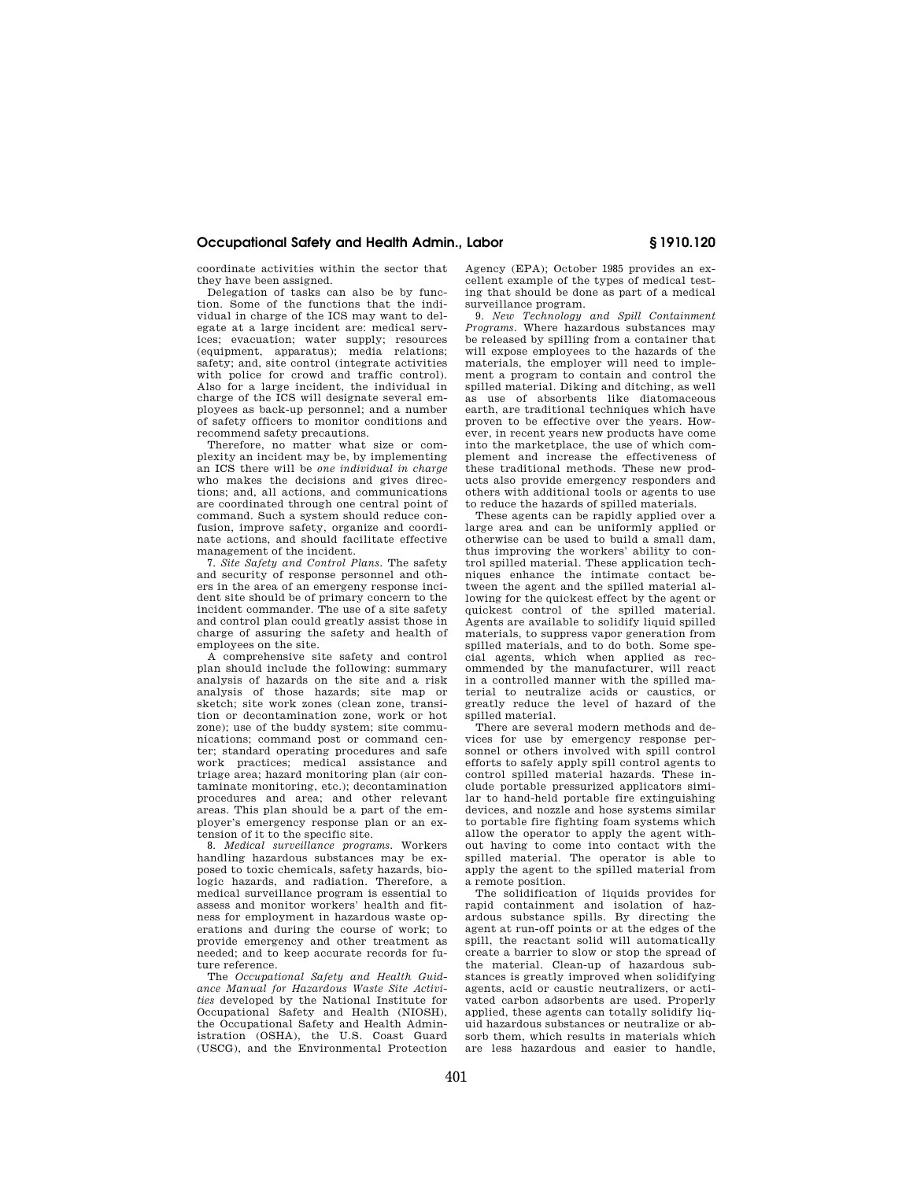coordinate activities within the sector that they have been assigned.

Delegation of tasks can also be by function. Some of the functions that the individual in charge of the ICS may want to delegate at a large incident are: medical services; evacuation; water supply; resources (equipment, apparatus); media relations; safety; and, site control (integrate activities with police for crowd and traffic control). Also for a large incident, the individual in charge of the ICS will designate several employees as back-up personnel; and a number of safety officers to monitor conditions and recommend safety precautions.

Therefore, no matter what size or complexity an incident may be, by implementing an ICS there will be *one individual in charge* who makes the decisions and gives directions; and, all actions, and communications are coordinated through one central point of command. Such a system should reduce confusion, improve safety, organize and coordinate actions, and should facilitate effective management of the incident.

7. *Site Safety and Control Plans.* The safety and security of response personnel and others in the area of an emergeny response incident site should be of primary concern to the incident commander. The use of a site safety and control plan could greatly assist those in charge of assuring the safety and health of employees on the site.

A comprehensive site safety and control plan should include the following: summary analysis of hazards on the site and a risk analysis of those hazards; site map or sketch; site work zones (clean zone, transition or decontamination zone, work or hot zone); use of the buddy system; site communications; command post or command center; standard operating procedures and safe work practices; medical assistance and triage area; hazard monitoring plan (air contaminate monitoring, etc.); decontamination procedures and area; and other relevant areas. This plan should be a part of the employer's emergency response plan or an extension of it to the specific site.

8. *Medical surveillance programs.* Workers handling hazardous substances may be exposed to toxic chemicals, safety hazards, biologic hazards, and radiation. Therefore, a medical surveillance program is essential to assess and monitor workers' health and fitness for employment in hazardous waste operations and during the course of work; to provide emergency and other treatment as needed; and to keep accurate records for future reference.

The *Occupational Safety and Health Guidance Manual for Hazardous Waste Site Activities* developed by the National Institute for Occupational Safety and Health (NIOSH), the Occupational Safety and Health Administration (OSHA), the U.S. Coast Guard (USCG), and the Environmental Protection Agency (EPA); October 1985 provides an excellent example of the types of medical testing that should be done as part of a medical surveillance program.

9. *New Technology and Spill Containment Programs.* Where hazardous substances may be released by spilling from a container that will expose employees to the hazards of the materials, the employer will need to implement a program to contain and control the spilled material. Diking and ditching, as well as use of absorbents like diatomaceous earth, are traditional techniques which have proven to be effective over the years. However, in recent years new products have come into the marketplace, the use of which complement and increase the effectiveness of these traditional methods. These new products also provide emergency responders and others with additional tools or agents to use to reduce the hazards of spilled materials.

These agents can be rapidly applied over a large area and can be uniformly applied or otherwise can be used to build a small dam, thus improving the workers' ability to control spilled material. These application techniques enhance the intimate contact between the agent and the spilled material allowing for the quickest effect by the agent or quickest control of the spilled material. Agents are available to solidify liquid spilled materials, to suppress vapor generation from spilled materials, and to do both. Some special agents, which when applied as recommended by the manufacturer, will react in a controlled manner with the spilled material to neutralize acids or caustics, or greatly reduce the level of hazard of the spilled material.

There are several modern methods and devices for use by emergency response personnel or others involved with spill control efforts to safely apply spill control agents to control spilled material hazards. These include portable pressurized applicators similar to hand-held portable fire extinguishing devices, and nozzle and hose systems similar to portable fire fighting foam systems which allow the operator to apply the agent without having to come into contact with the spilled material. The operator is able to apply the agent to the spilled material from a remote position.

The solidification of liquids provides for rapid containment and isolation of hazardous substance spills. By directing the agent at run-off points or at the edges of the spill, the reactant solid will automatically create a barrier to slow or stop the spread of the material. Clean-up of hazardous substances is greatly improved when solidifying agents, acid or caustic neutralizers, or activated carbon adsorbents are used. Properly applied, these agents can totally solidify liquid hazardous substances or neutralize or absorb them, which results in materials which are less hazardous and easier to handle,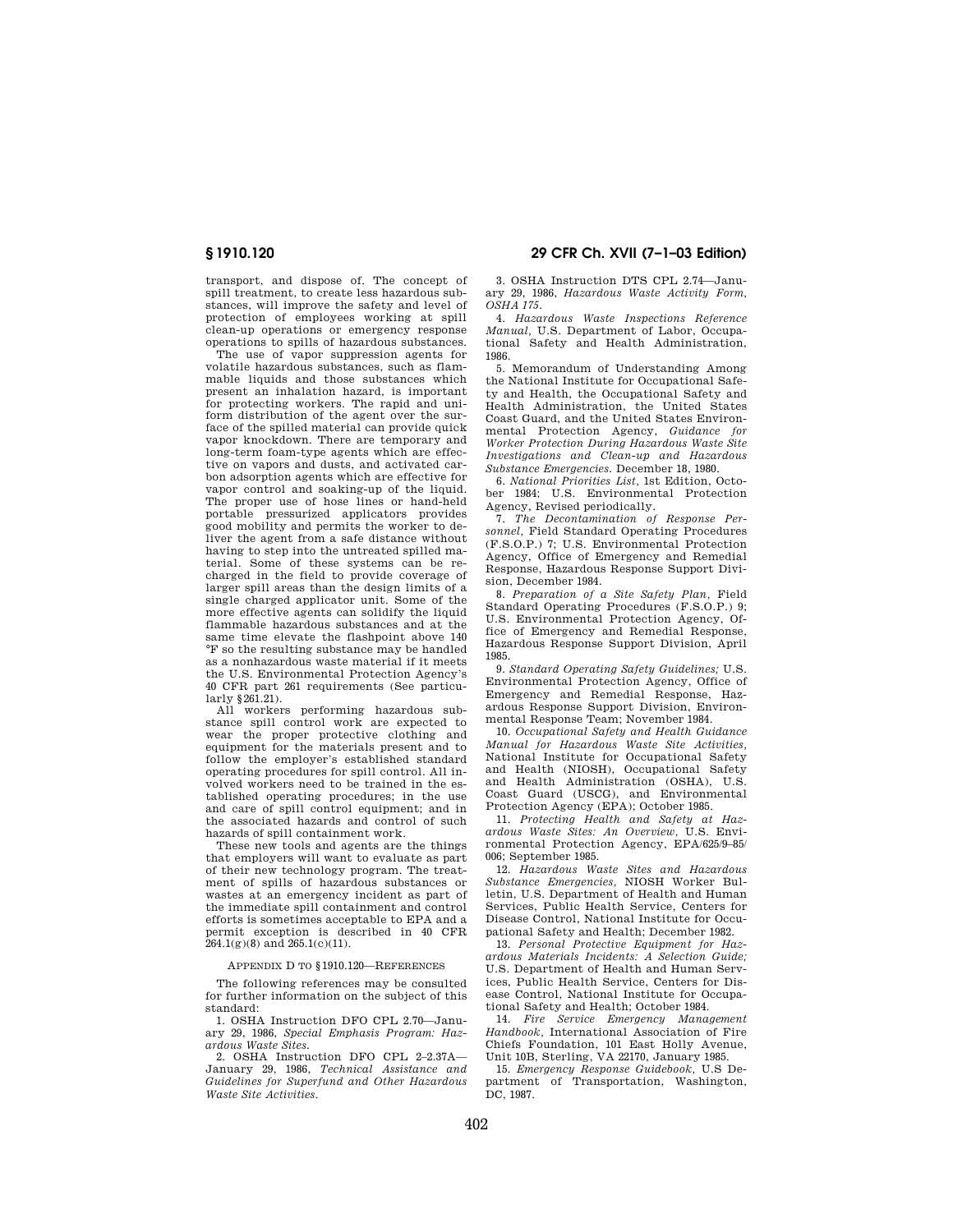transport, and dispose of. The concept of spill treatment, to create less hazardous substances, will improve the safety and level of protection of employees working at spill clean-up operations or emergency response operations to spills of hazardous substances.

The use of vapor suppression agents for volatile hazardous substances, such as flammable liquids and those substances which present an inhalation hazard, is important for protecting workers. The rapid and uniform distribution of the agent over the surface of the spilled material can provide quick vapor knockdown. There are temporary and long-term foam-type agents which are effective on vapors and dusts, and activated carbon adsorption agents which are effective for vapor control and soaking-up of the liquid. The proper use of hose lines or hand-held portable pressurized applicators provides good mobility and permits the worker to deliver the agent from a safe distance without having to step into the untreated spilled material. Some of these systems can be recharged in the field to provide coverage of larger spill areas than the design limits of a single charged applicator unit. Some of the more effective agents can solidify the liquid flammable hazardous substances and at the same time elevate the flashpoint above 140 °F so the resulting substance may be handled as a nonhazardous waste material if it meets the U.S. Environmental Protection Agency's 40 CFR part 261 requirements (See particularly §261.21).

All workers performing hazardous substance spill control work are expected to wear the proper protective clothing and equipment for the materials present and to follow the employer's established standard operating procedures for spill control. All involved workers need to be trained in the established operating procedures; in the use and care of spill control equipment; and in the associated hazards and control of such hazards of spill containment work.

These new tools and agents are the things that employers will want to evaluate as part of their new technology program. The treatment of spills of hazardous substances or wastes at an emergency incident as part of the immediate spill containment and control efforts is sometimes acceptable to EPA and a permit exception is described in 40 CFR 264.1(g)(8) and 265.1(c)(11).

## APPENDIX D TO §1910.120—REFERENCES

The following references may be consulted for further information on the subject of this standard:

1. OSHA Instruction DFO CPL 2.70—January 29, 1986, *Special Emphasis Program: Hazardous Waste Sites.*
2. OSHA Instruction DFO CPL 2-2.37A—January 29, 1986, *Technical Assistance and Guidelines for Superfund and Other Hazardous Waste Site Activities.*
3. OSHA Instruction DTS CPL 2.74—January 29, 1986, *Hazardous Waste Activity Form, OSHA 175.*
4. *Hazardous Waste Inspections Reference Manual,* U.S. Department of Labor, Occupational Safety and Health Administration, 1986.
5. Memorandum of Understanding Among the National Institute for Occupational Safety and Health, the Occupational Safety and Health Administration, the United States Coast Guard, and the United States Environmental Protection Agency, *Guidance for Worker Protection During Hazardous Waste Site Investigations and Clean-up and Hazardous Substance Emergencies.* December 18, 1980.
6. *National Priorities List,* 1st Edition, October 1984; U.S. Environmental Protection Agency, Revised periodically.
7. *The Decontamination of Response Personnel,* Field Standard Operating Procedures (F.S.O.P.) 7; U.S. Environmental Protection Agency, Office of Emergency and Remedial Response, Hazardous Response Support Division, December 1984.
8. *Preparation of a Site Safety Plan,* Field Standard Operating Procedures (F.S.O.P.) 9; U.S. Environmental Protection Agency, Office of Emergency and Remedial Response, Hazardous Response Support Division, April 1985.
9. *Standard Operating Safety Guidelines;* U.S. Environmental Protection Agency, Office of Emergency and Remedial Response, Hazardous Response Support Division, Environmental Response Team; November 1984.
10. *Occupational Safety and Health Guidance Manual for Hazardous Waste Site Activities,* National Institute for Occupational Safety and Health (NIOSH), Occupational Safety and Health Administration (OSHA), U.S. Coast Guard (USCG), and Environmental Protection Agency (EPA); October 1985.
11. *Protecting Health and Safety at Hazardous Waste Sites: An Overview,* U.S. Environmental Protection Agency, EPA/625/9-85/006; September 1985.
12. *Hazardous Waste Sites and Hazardous Substance Emergencies,* NIOSH Worker Bulletin, U.S. Department of Health and Human Services, Public Health Service, Centers for Disease Control, National Institute for Occupational Safety and Health; December 1982.
13. *Personal Protective Equipment for Hazardous Materials Incidents: A Selection Guide;* U.S. Department of Health and Human Services, Public Health Service, Centers for Disease Control, National Institute for Occupational Safety and Health; October 1984.
14. *Fire Service Emergency Management Handbook,* International Association of Fire Chiefs Foundation, 101 East Holly Avenue, Unit 10B, Sterling, VA 22170, January 1985.
15. *Emergency Response Guidebook,* U.S Department of Transportation, Washington, DC, 1987.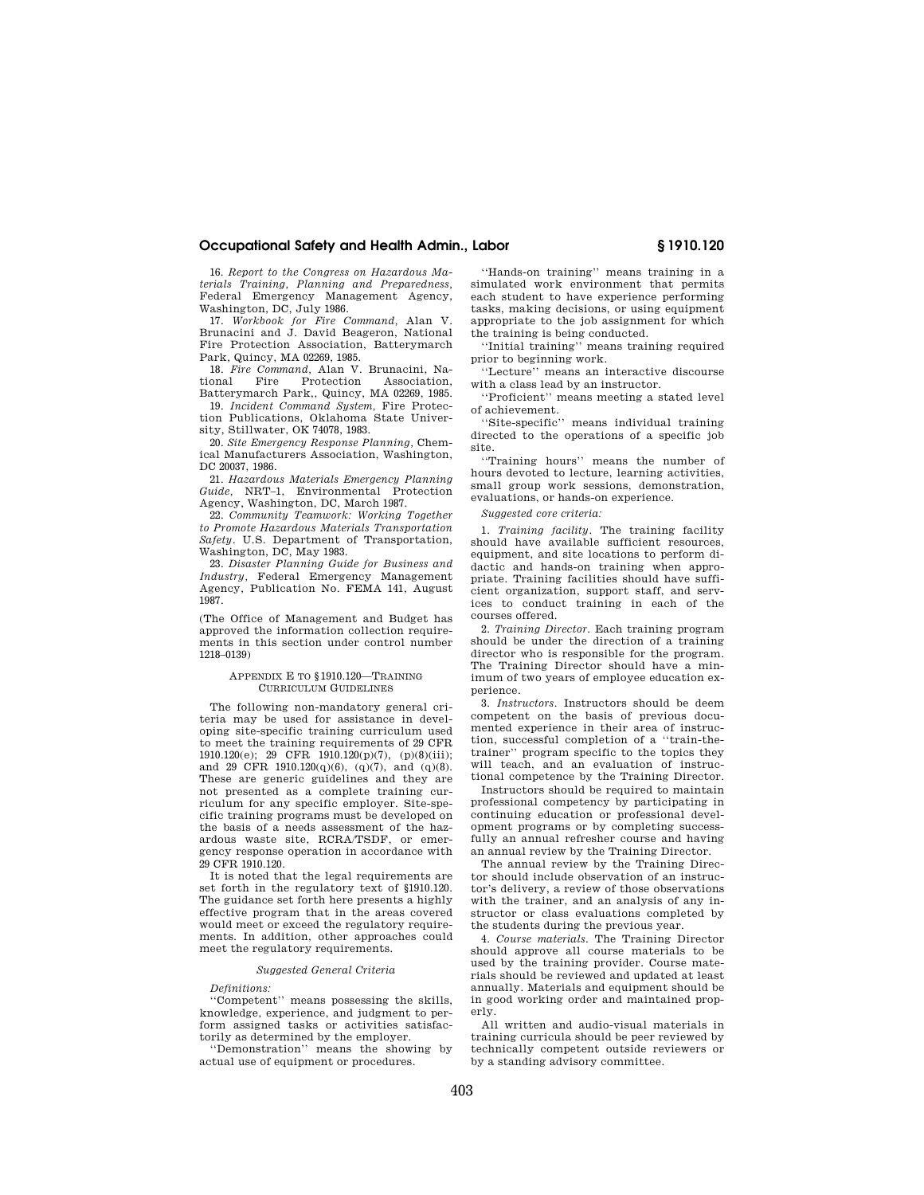16. *Report to the Congress on Hazardous Materials Training, Planning and Preparedness*, Federal Emergency Management Agency, Washington, DC, July 1986.

17. *Workbook for Fire Command*, Alan V. Brunacini and J. David Beageron, National Fire Protection Association, Batterymarch Park, Quincy, MA 02269, 1985.

18. *Fire Command*, Alan V. Brunacini, National Fire Protection Association, Batterymarch Park,, Quincy, MA 02269, 1985.

19. *Incident Command System*, Fire Protection Publications, Oklahoma State University, Stillwater, OK 74078, 1983.

20. *Site Emergency Response Planning*, Chemical Manufacturers Association, Washington, DC 20037, 1986.

21. *Hazardous Materials Emergency Planning Guide*, NRT–1, Environmental Protection Agency, Washington, DC, March 1987.

22. *Community Teamwork: Working Together to Promote Hazardous Materials Transportation Safety*. U.S. Department of Transportation, Washington, DC, May 1983.

23. *Disaster Planning Guide for Business and Industry*, Federal Emergency Management Agency, Publication No. FEMA 141, August 1987.

(The Office of Management and Budget has approved the information collection requirements in this section under control number 1218–0139)

## APPENDIX E TO §1910.120—TRAINING CURRICULUM GUIDELINES

The following non-mandatory general criteria may be used for assistance in developing site-specific training curriculum used to meet the training requirements of 29 CFR 1910.120(e); 29 CFR 1910.120(p)(7), (p)(8)(iii); and 29 CFR 1910.120(q)(6), (q)(7), and (q)(8). These are generic guidelines and they are not presented as a complete training curriculum for any specific employer. Site-specific training programs must be developed on the basis of a needs assessment of the hazardous waste site, RCRA/TSDF, or emergency response operation in accordance with 29 CFR 1910.120.

It is noted that the legal requirements are set forth in the regulatory text of §1910.120. The guidance set forth here presents a highly effective program that in the areas covered would meet or exceed the regulatory requirements. In addition, other approaches could meet the regulatory requirements.

### *Suggested General Criteria*

*Definitions:*

''Competent'' means possessing the skills, knowledge, experience, and judgment to perform assigned tasks or activities satisfactorily as determined by the employer.

''Demonstration'' means the showing by actual use of equipment or procedures.

''Hands-on training'' means training in a simulated work environment that permits each student to have experience performing tasks, making decisions, or using equipment appropriate to the job assignment for which the training is being conducted.

''Initial training'' means training required prior to beginning work.

''Lecture'' means an interactive discourse with a class lead by an instructor.

''Proficient'' means meeting a stated level of achievement.

''Site-specific'' means individual training directed to the operations of a specific job site.

''Training hours'' means the number of hours devoted to lecture, learning activities, small group work sessions, demonstration, evaluations, or hands-on experience.

*Suggested core criteria:*

1. *Training facility*. The training facility should have available sufficient resources, equipment, and site locations to perform didactic and hands-on training when appropriate. Training facilities should have sufficient organization, support staff, and services to conduct training in each of the courses offered.

2. *Training Director*. Each training program should be under the direction of a training director who is responsible for the program. The Training Director should have a minimum of two years of employee education experience.

3. *Instructors*. Instructors should be deem competent on the basis of previous documented experience in their area of instruction, successful completion of a ''train-the-trainer'' program specific to the topics they will teach, and an evaluation of instructional competence by the Training Director.

Instructors should be required to maintain professional competency by participating in continuing education or professional development programs or by completing successfully an annual refresher course and having an annual review by the Training Director.

The annual review by the Training Director should include observation of an instructor's delivery, a review of those observations with the trainer, and an analysis of any instructor or class evaluations completed by the students during the previous year.

4. *Course materials*. The Training Director should approve all course materials to be used by the training provider. Course materials should be reviewed and updated at least annually. Materials and equipment should be in good working order and maintained properly.

All written and audio-visual materials in training curricula should be peer reviewed by technically competent outside reviewers or by a standing advisory committee.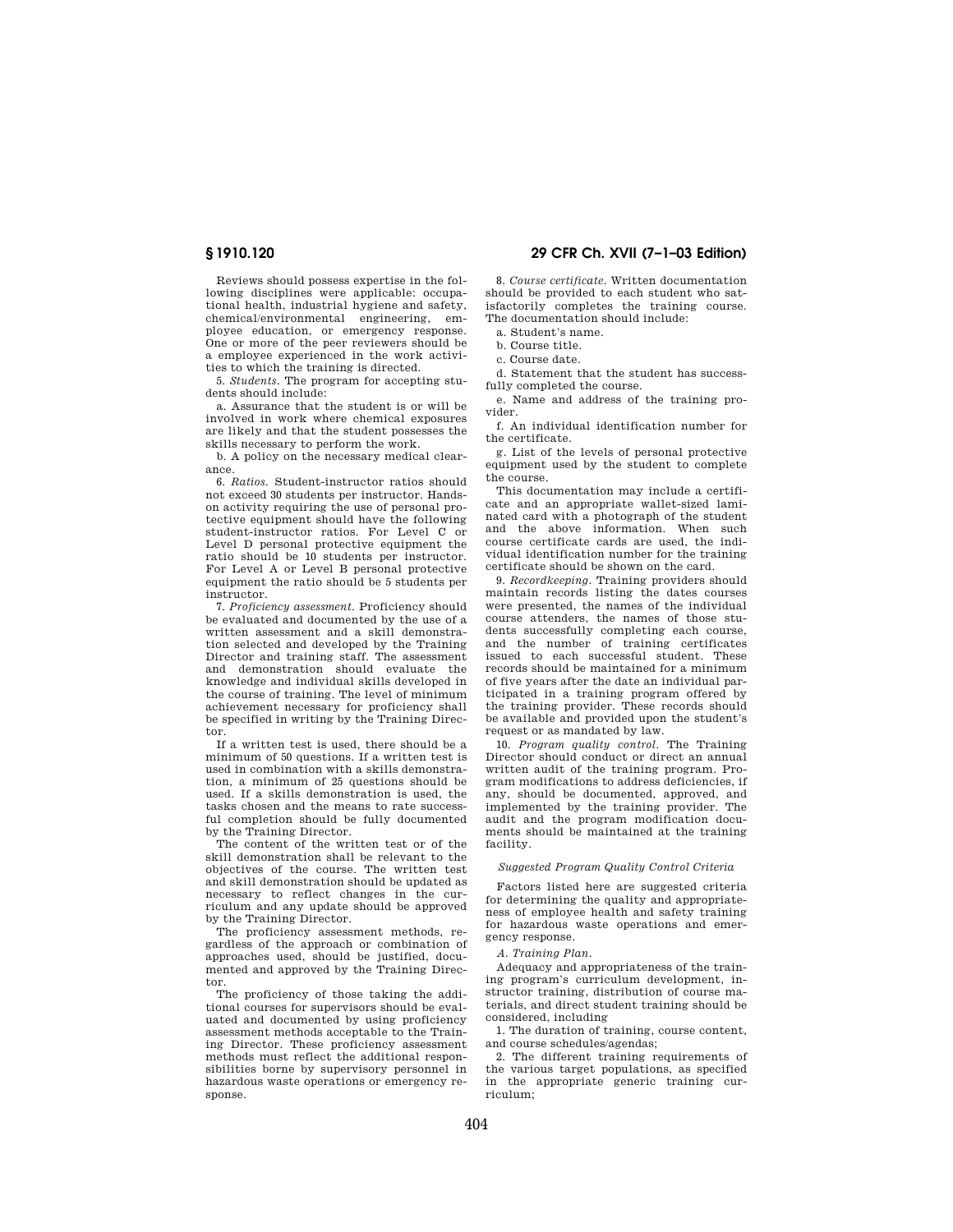Reviews should possess expertise in the following disciplines were applicable: occupational health, industrial hygiene and safety, chemical/environmental engineering, employee education, or emergency response. One or more of the peer reviewers should be a employee experienced in the work activities to which the training is directed.

5. *Students*. The program for accepting students should include:

a. Assurance that the student is or will be involved in work where chemical exposures are likely and that the student possesses the skills necessary to perform the work.

b. A policy on the necessary medical clearance.

6. *Ratios*. Student-instructor ratios should not exceed 30 students per instructor. Hands-on activity requiring the use of personal protective equipment should have the following student-instructor ratios. For Level C or Level D personal protective equipment the ratio should be 10 students per instructor. For Level A or Level B personal protective equipment the ratio should be 5 students per instructor.

7. *Proficiency assessment*. Proficiency should be evaluated and documented by the use of a written assessment and a skill demonstration selected and developed by the Training Director and training staff. The assessment and demonstration should evaluate the knowledge and individual skills developed in the course of training. The level of minimum achievement necessary for proficiency shall be specified in writing by the Training Director.

If a written test is used, there should be a minimum of 50 questions. If a written test is used in combination with a skills demonstration, a minimum of 25 questions should be used. If a skills demonstration is used, the tasks chosen and the means to rate successful completion should be fully documented by the Training Director.

The content of the written test or of the skill demonstration shall be relevant to the objectives of the course. The written test and skill demonstration should be updated as necessary to reflect changes in the curriculum and any update should be approved by the Training Director.

The proficiency assessment methods, regardless of the approach or combination of approaches used, should be justified, documented and approved by the Training Director.

The proficiency of those taking the additional courses for supervisors should be evaluated and documented by using proficiency assessment methods acceptable to the Training Director. These proficiency assessment methods must reflect the additional responsibilities borne by supervisory personnel in hazardous waste operations or emergency response.

8. *Course certificate*. Written documentation should be provided to each student who satisfactorily completes the training course. The documentation should include:

a. Student's name.

b. Course title.

c. Course date.

d. Statement that the student has successfully completed the course.

e. Name and address of the training provider.

f. An individual identification number for the certificate.

g. List of the levels of personal protective equipment used by the student to complete the course.

This documentation may include a certificate and an appropriate wallet-sized laminated card with a photograph of the student and the above information. When such course certificate cards are used, the individual identification number for the training certificate should be shown on the card.

9. *Recordkeeping*. Training providers should maintain records listing the dates courses were presented, the names of the individual course attenders, the names of those students successfully completing each course, and the number of training certificates issued to each successful student. These records should be maintained for a minimum of five years after the date an individual participated in a training program offered by the training provider. These records should be available and provided upon the student's request or as mandated by law.

10. *Program quality control*. The Training Director should conduct or direct an annual written audit of the training program. Program modifications to address deficiencies, if any, should be documented, approved, and implemented by the training provider. The audit and the program modification documents should be maintained at the training facility.

*Suggested Program Quality Control Criteria*

Factors listed here are suggested criteria for determining the quality and appropriateness of employee health and safety training for hazardous waste operations and emergency response.

*A. Training Plan.*

Adequacy and appropriateness of the training program's curriculum development, instructor training, distribution of course materials, and direct student training should be considered, including

1. The duration of training, course content, and course schedules/agendas;

2. The different training requirements of the various target populations, as specified in the appropriate generic training curriculum;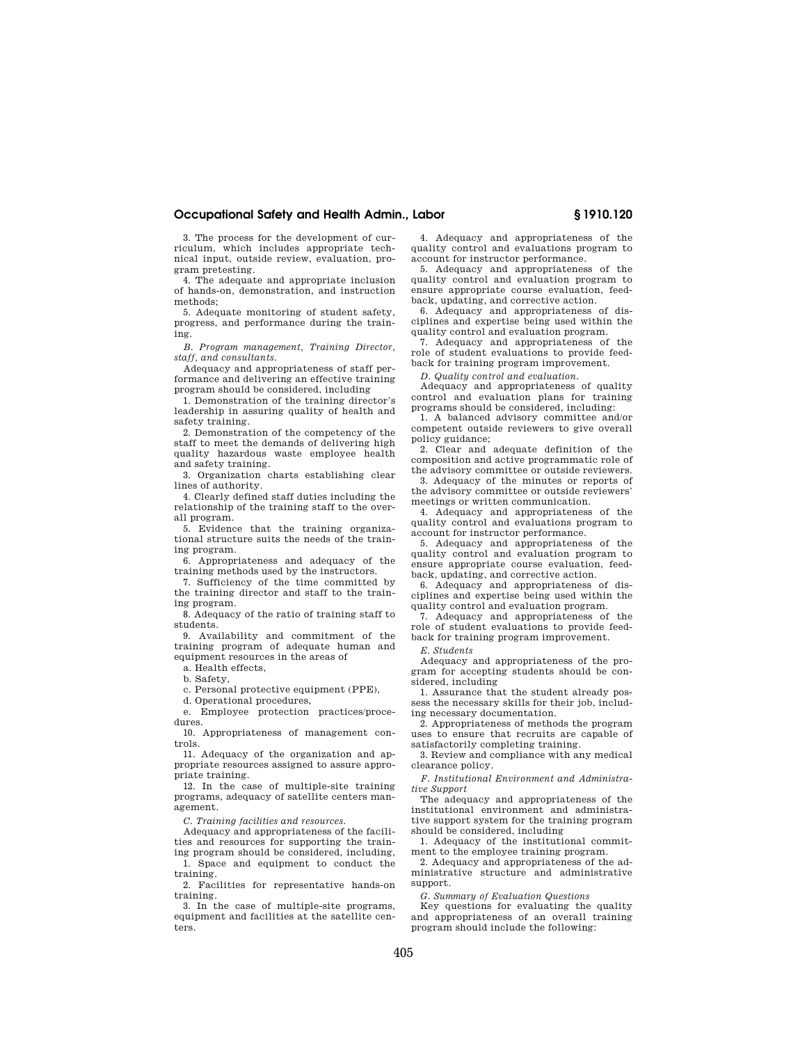3. The process for the development of curriculum, which includes appropriate technical input, outside review, evaluation, program pretesting.

4. The adequate and appropriate inclusion of hands-on, demonstration, and instruction methods;

5. Adequate monitoring of student safety, progress, and performance during the training.

*B. Program management, Training Director, staff, and consultants.*

Adequacy and appropriateness of staff performance and delivering an effective training program should be considered, including

1. Demonstration of the training director's leadership in assuring quality of health and safety training.

2. Demonstration of the competency of the staff to meet the demands of delivering high quality hazardous waste employee health and safety training.

3. Organization charts establishing clear lines of authority.

4. Clearly defined staff duties including the relationship of the training staff to the overall program.

5. Evidence that the training organizational structure suits the needs of the training program.

6. Appropriateness and adequacy of the training methods used by the instructors.

7. Sufficiency of the time committed by the training director and staff to the training program.

8. Adequacy of the ratio of training staff to students.

9. Availability and commitment of the training program of adequate human and equipment resources in the areas of

a. Health effects,

b. Safety,

c. Personal protective equipment (PPE),

d. Operational procedures,

e. Employee protection practices/procedures.

10. Appropriateness of management controls.

11. Adequacy of the organization and appropriate resources assigned to assure appropriate training.

12. In the case of multiple-site training programs, adequacy of satellite centers management.

*C. Training facilities and resources.*

Adequacy and appropriateness of the facilities and resources for supporting the training program should be considered, including,

1. Space and equipment to conduct the training.

2. Facilities for representative hands-on training.

3. In the case of multiple-site programs, equipment and facilities at the satellite centers.

4. Adequacy and appropriateness of the quality control and evaluations program to account for instructor performance.

5. Adequacy and appropriateness of the quality control and evaluation program to ensure appropriate course evaluation, feedback, updating, and corrective action.

6. Adequacy and appropriateness of disciplines and expertise being used within the quality control and evaluation program.

7. Adequacy and appropriateness of the role of student evaluations to provide feedback for training program improvement.

*D. Quality control and evaluation.*

Adequacy and appropriateness of quality control and evaluation plans for training programs should be considered, including:

1. A balanced advisory committee and/or competent outside reviewers to give overall policy guidance;

2. Clear and adequate definition of the composition and active programmatic role of the advisory committee or outside reviewers.

3. Adequacy of the minutes or reports of the advisory committee or outside reviewers' meetings or written communication.

4. Adequacy and appropriateness of the quality control and evaluations program to account for instructor performance.

5. Adequacy and appropriateness of the quality control and evaluation program to ensure appropriate course evaluation, feedback, updating, and corrective action.

6. Adequacy and appropriateness of disciplines and expertise being used within the quality control and evaluation program.

7. Adequacy and appropriateness of the role of student evaluations to provide feedback for training program improvement.

*E. Students*

Adequacy and appropriateness of the program for accepting students should be considered, including

1. Assurance that the student already possess the necessary skills for their job, including necessary documentation.

2. Appropriateness of methods the program uses to ensure that recruits are capable of satisfactorily completing training.

3. Review and compliance with any medical clearance policy.

*F. Institutional Environment and Administrative Support*

The adequacy and appropriateness of the institutional environment and administrative support system for the training program should be considered, including

1. Adequacy of the institutional commitment to the employee training program.

2. Adequacy and appropriateness of the administrative structure and administrative support.

*G. Summary of Evaluation Questions*

Key questions for evaluating the quality and appropriateness of an overall training program should include the following: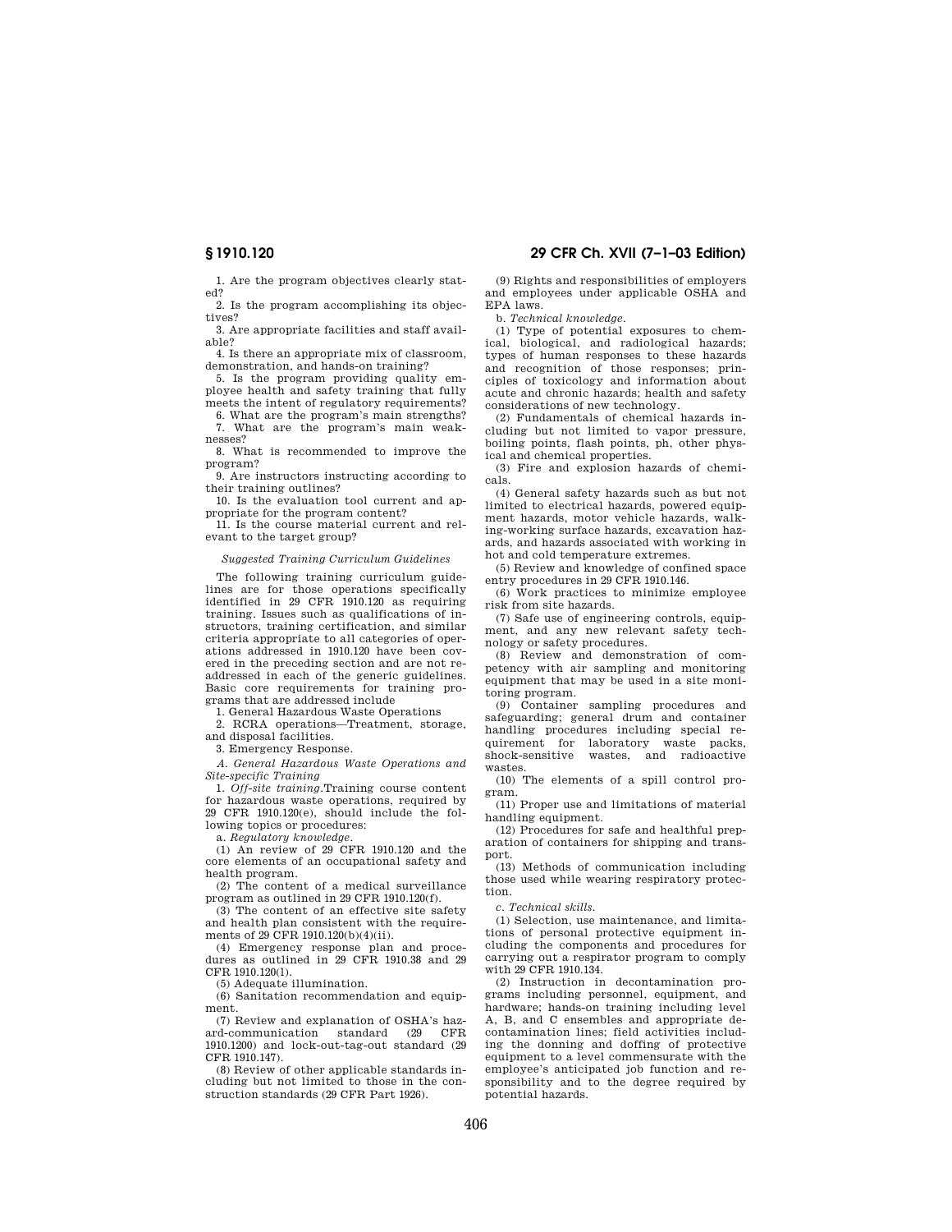1. Are the program objectives clearly stated?

2. Is the program accomplishing its objectives?

3. Are appropriate facilities and staff available?

4. Is there an appropriate mix of classroom, demonstration, and hands-on training?

5. Is the program providing quality employee health and safety training that fully meets the intent of regulatory requirements?

6. What are the program's main strengths?

7. What are the program's main weaknesses?

8. What is recommended to improve the program?

9. Are instructors instructing according to their training outlines?

10. Is the evaluation tool current and appropriate for the program content?

11. Is the course material current and relevant to the target group?

*Suggested Training Curriculum Guidelines*

The following training curriculum guidelines are for those operations specifically identified in 29 CFR 1910.120 as requiring training. Issues such as qualifications of instructors, training certification, and similar criteria appropriate to all categories of operations addressed in 1910.120 have been covered in the preceding section and are not readdressed in each of the generic guidelines. Basic core requirements for training programs that are addressed include

1. General Hazardous Waste Operations
2. RCRA operations—Treatment, storage, and disposal facilities.
3. Emergency Response.

*A. General Hazardous Waste Operations and Site-specific Training*

1. *Off-site training.*Training course content for hazardous waste operations, required by 29 CFR 1910.120(e), should include the following topics or procedures:

a. *Regulatory knowledge.*

(1) An review of 29 CFR 1910.120 and the core elements of an occupational safety and health program.

(2) The content of a medical surveillance program as outlined in 29 CFR 1910.120(f).

(3) The content of an effective site safety and health plan consistent with the requirements of 29 CFR 1910.120(b)(4)(ii).

(4) Emergency response plan and procedures as outlined in 29 CFR 1910.38 and 29 CFR 1910.120(l).

(5) Adequate illumination.

(6) Sanitation recommendation and equipment.

(7) Review and explanation of OSHA's hazard-communication standard (29 CFR 1910.1200) and lock-out-tag-out standard (29 CFR 1910.147).

(8) Review of other applicable standards including but not limited to those in the construction standards (29 CFR Part 1926).

(9) Rights and responsibilities of employers and employees under applicable OSHA and EPA laws.

b. *Technical knowledge.*

(1) Type of potential exposures to chemical, biological, and radiological hazards; types of human responses to these hazards and recognition of those responses; principles of toxicology and information about acute and chronic hazards; health and safety considerations of new technology.

(2) Fundamentals of chemical hazards including but not limited to vapor pressure, boiling points, flash points, ph, other physical and chemical properties.

(3) Fire and explosion hazards of chemicals.

(4) General safety hazards such as but not limited to electrical hazards, powered equipment hazards, motor vehicle hazards, walking-working surface hazards, excavation hazards, and hazards associated with working in hot and cold temperature extremes.

(5) Review and knowledge of confined space entry procedures in 29 CFR 1910.146.

(6) Work practices to minimize employee risk from site hazards.

(7) Safe use of engineering controls, equipment, and any new relevant safety technology or safety procedures.

(8) Review and demonstration of competency with air sampling and monitoring equipment that may be used in a site monitoring program.

(9) Container sampling procedures and safeguarding; general drum and container handling procedures including special requirement for laboratory waste packs, shock-sensitive wastes, and radioactive wastes.

(10) The elements of a spill control program.

(11) Proper use and limitations of material handling equipment.

(12) Procedures for safe and healthful preparation of containers for shipping and transport.

(13) Methods of communication including those used while wearing respiratory protection.

c. *Technical skills.*

(1) Selection, use maintenance, and limitations of personal protective equipment including the components and procedures for carrying out a respirator program to comply with 29 CFR 1910.134.

(2) Instruction in decontamination programs including personnel, equipment, and hardware; hands-on training including level A, B, and C ensembles and appropriate decontamination lines; field activities including the donning and doffing of protective equipment to a level commensurate with the employee's anticipated job function and responsibility and to the degree required by potential hazards.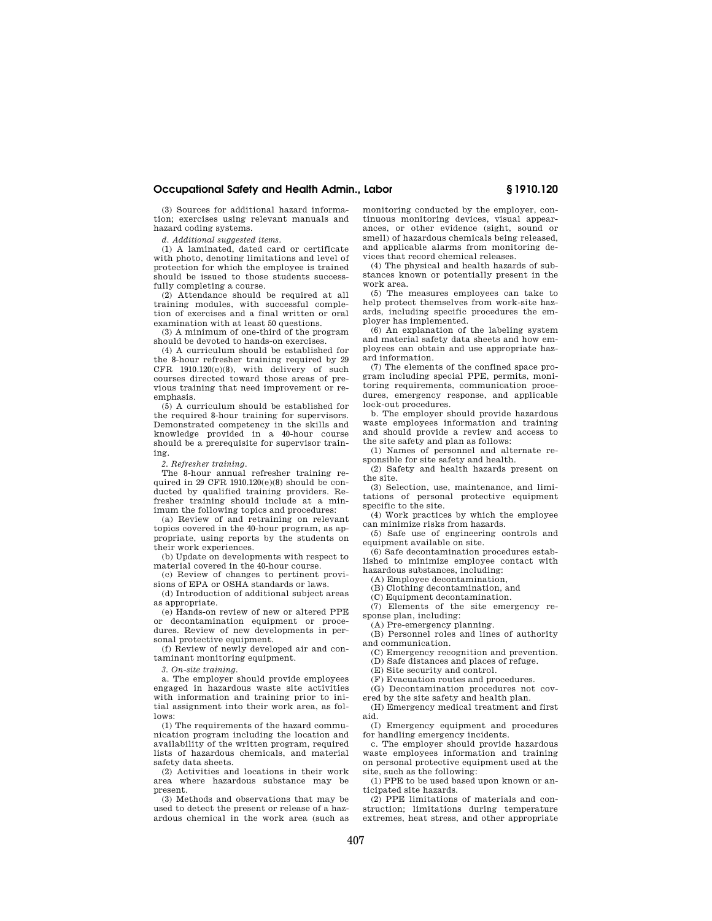(3) Sources for additional hazard information; exercises using relevant manuals and hazard coding systems.

*d. Additional suggested items.*

(1) A laminated, dated card or certificate with photo, denoting limitations and level of protection for which the employee is trained should be issued to those students successfully completing a course.

(2) Attendance should be required at all training modules, with successful completion of exercises and a final written or oral examination with at least 50 questions.

(3) A minimum of one-third of the program should be devoted to hands-on exercises.

(4) A curriculum should be established for the 8-hour refresher training required by 29 CFR 1910.120(e)(8), with delivery of such courses directed toward those areas of previous training that need improvement or reemphasis.

(5) A curriculum should be established for the required 8-hour training for supervisors. Demonstrated competency in the skills and knowledge provided in a 40-hour course should be a prerequisite for supervisor training.

*2. Refresher training.*

The 8-hour annual refresher training required in 29 CFR 1910.120(e)(8) should be conducted by qualified training providers. Refresher training should include at a minimum the following topics and procedures:

(a) Review of and retraining on relevant topics covered in the 40-hour program, as appropriate, using reports by the students on their work experiences.

(b) Update on developments with respect to material covered in the 40-hour course.

(c) Review of changes to pertinent provisions of EPA or OSHA standards or laws.

(d) Introduction of additional subject areas as appropriate.

(e) Hands-on review of new or altered PPE or decontamination equipment or procedures. Review of new developments in personal protective equipment.

(f) Review of newly developed air and contaminant monitoring equipment.

*3. On-site training.*

a. The employer should provide employees engaged in hazardous waste site activities with information and training prior to initial assignment into their work area, as follows:

(1) The requirements of the hazard communication program including the location and availability of the written program, required lists of hazardous chemicals, and material safety data sheets.

(2) Activities and locations in their work area where hazardous substance may be present.

(3) Methods and observations that may be used to detect the present or release of a hazardous chemical in the work area (such as monitoring conducted by the employer, continuous monitoring devices, visual appearances, or other evidence (sight, sound or smell) of hazardous chemicals being released, and applicable alarms from monitoring devices that record chemical releases.

(4) The physical and health hazards of substances known or potentially present in the work area.

(5) The measures employees can take to help protect themselves from work-site hazards, including specific procedures the employer has implemented.

(6) An explanation of the labeling system and material safety data sheets and how employees can obtain and use appropriate hazard information.

(7) The elements of the confined space program including special PPE, permits, monitoring requirements, communication procedures, emergency response, and applicable lock-out procedures.

b. The employer should provide hazardous waste employees information and training and should provide a review and access to the site safety and plan as follows:

(1) Names of personnel and alternate responsible for site safety and health.

(2) Safety and health hazards present on the site.

(3) Selection, use, maintenance, and limitations of personal protective equipment specific to the site.

(4) Work practices by which the employee can minimize risks from hazards.

(5) Safe use of engineering controls and equipment available on site.

(6) Safe decontamination procedures established to minimize employee contact with hazardous substances, including:

(A) Employee decontamination,

(B) Clothing decontamination, and

(C) Equipment decontamination.

(7) Elements of the site emergency response plan, including:

(A) Pre-emergency planning.

(B) Personnel roles and lines of authority and communication.

(C) Emergency recognition and prevention.

(D) Safe distances and places of refuge.

(E) Site security and control.

(F) Evacuation routes and procedures.

(G) Decontamination procedures not covered by the site safety and health plan.

(H) Emergency medical treatment and first aid.

(I) Emergency equipment and procedures for handling emergency incidents.

c. The employer should provide hazardous waste employees information and training on personal protective equipment used at the site, such as the following:

(1) PPE to be used based upon known or anticipated site hazards.

(2) PPE limitations of materials and construction; limitations during temperature extremes, heat stress, and other appropriate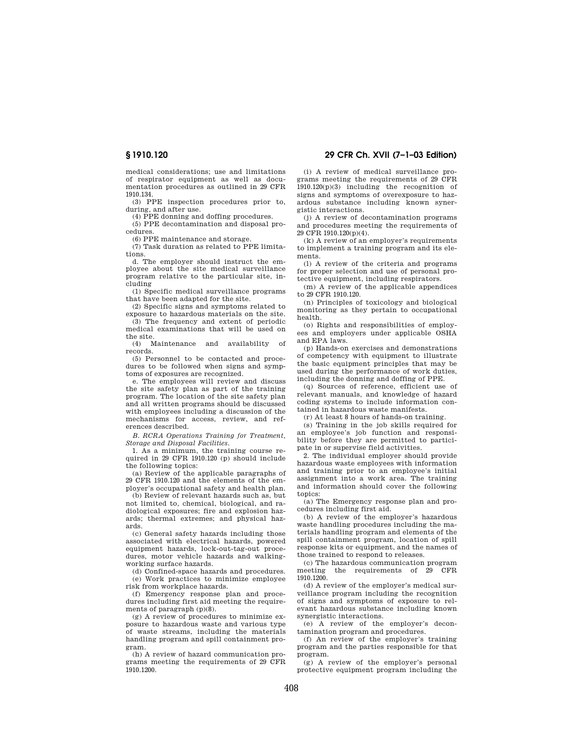medical considerations; use and limitations of respirator equipment as well as documentation procedures as outlined in 29 CFR 1910.134.

(3) PPE inspection procedures prior to, during, and after use.

(4) PPE donning and doffing procedures.

(5) PPE decontamination and disposal procedures.

(6) PPE maintenance and storage.

(7) Task duration as related to PPE limitations.

d. The employer should instruct the employee about the site medical surveillance program relative to the particular site, including

(1) Specific medical surveillance programs that have been adapted for the site.

(2) Specific signs and symptoms related to exposure to hazardous materials on the site.

(3) The frequency and extent of periodic medical examinations that will be used on the site.

(4) Maintenance and availability of records.

(5) Personnel to be contacted and procedures to be followed when signs and symptoms of exposures are recognized.

e. The employees will review and discuss the site safety plan as part of the training program. The location of the site safety plan and all written programs should be discussed with employees including a discussion of the mechanisms for access, review, and references described.

*B. RCRA Operations Training for Treatment, Storage and Disposal Facilities.*

1. As a minimum, the training course required in 29 CFR 1910.120 (p) should include the following topics:

(a) Review of the applicable paragraphs of 29 CFR 1910.120 and the elements of the employer's occupational safety and health plan.

(b) Review of relevant hazards such as, but not limited to, chemical, biological, and radiological exposures; fire and explosion hazards; thermal extremes; and physical hazards.

(c) General safety hazards including those associated with electrical hazards, powered equipment hazards, lock-out-tag-out procedures, motor vehicle hazards and walking-working surface hazards.

(d) Confined-space hazards and procedures.

(e) Work practices to minimize employee risk from workplace hazards.

(f) Emergency response plan and procedures including first aid meeting the requirements of paragraph (p)(8).

(g) A review of procedures to minimize exposure to hazardous waste and various type of waste streams, including the materials handling program and spill containment program.

(h) A review of hazard communication programs meeting the requirements of 29 CFR 1910.1200.

(i) A review of medical surveillance programs meeting the requirements of 29 CFR 1910.120(p)(3) including the recognition of signs and symptoms of overexposure to hazardous substance including known synergistic interactions.

(j) A review of decontamination programs and procedures meeting the requirements of 29 CFR 1910.120(p)(4).

(k) A review of an employer's requirements to implement a training program and its elements.

(l) A review of the criteria and programs for proper selection and use of personal protective equipment, including respirators.

(m) A review of the applicable appendices to 29 CFR 1910.120.

(n) Principles of toxicology and biological monitoring as they pertain to occupational health.

(o) Rights and responsibilities of employees and employers under applicable OSHA and EPA laws.

(p) Hands-on exercises and demonstrations of competency with equipment to illustrate the basic equipment principles that may be used during the performance of work duties, including the donning and doffing of PPE.

(q) Sources of reference, efficient use of relevant manuals, and knowledge of hazard coding systems to include information contained in hazardous waste manifests.

(r) At least 8 hours of hands-on training.

(s) Training in the job skills required for an employee's job function and responsibility before they are permitted to participate in or supervise field activities.

2. The individual employer should provide hazardous waste employees with information and training prior to an employee's initial assignment into a work area. The training and information should cover the following topics:

(a) The Emergency response plan and procedures including first aid.

(b) A review of the employer's hazardous waste handling procedures including the materials handling program and elements of the spill containment program, location of spill response kits or equipment, and the names of those trained to respond to releases.

(c) The hazardous communication program meeting the requirements of 29 CFR 1910.1200.

(d) A review of the employer's medical surveillance program including the recognition of signs and symptoms of exposure to relevant hazardous substance including known synergistic interactions.

(e) A review of the employer's decontamination program and procedures.

(f) An review of the employer's training program and the parties responsible for that program.

(g) A review of the employer's personal protective equipment program including the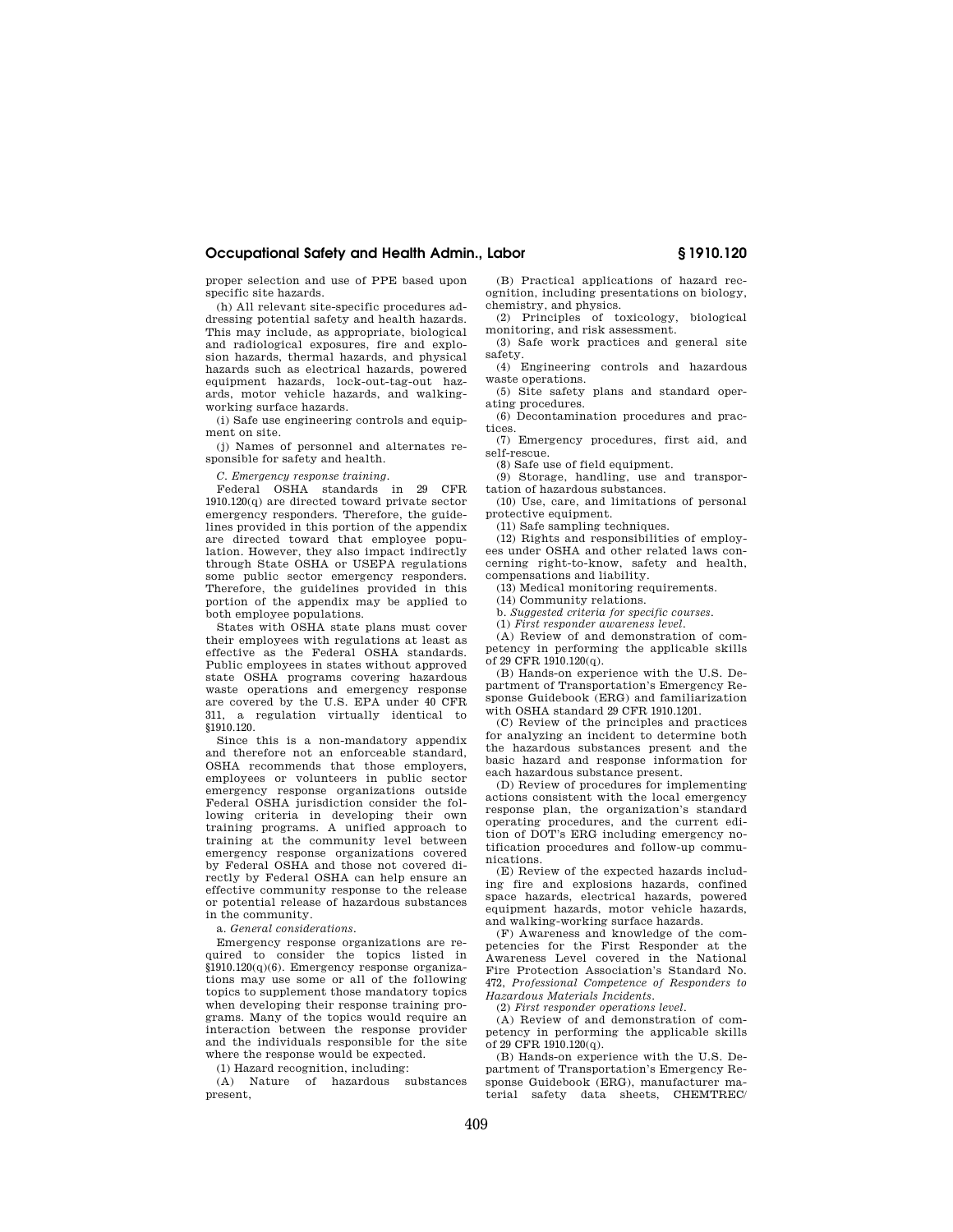proper selection and use of PPE based upon specific site hazards.

(h) All relevant site-specific procedures addressing potential safety and health hazards. This may include, as appropriate, biological and radiological exposures, fire and explosion hazards, thermal hazards, and physical hazards such as electrical hazards, powered equipment hazards, lock-out-tag-out hazards, motor vehicle hazards, and walking-working surface hazards.

(i) Safe use engineering controls and equipment on site.

(j) Names of personnel and alternates responsible for safety and health.

*C. Emergency response training.*

Federal OSHA standards in 29 CFR 1910.120(q) are directed toward private sector emergency responders. Therefore, the guidelines provided in this portion of the appendix are directed toward that employee population. However, they also impact indirectly through State OSHA or USEPA regulations some public sector emergency responders. Therefore, the guidelines provided in this portion of the appendix may be applied to both employee populations.

States with OSHA state plans must cover their employees with regulations at least as effective as the Federal OSHA standards. Public employees in states without approved state OSHA programs covering hazardous waste operations and emergency response are covered by the U.S. EPA under 40 CFR 311, a regulation virtually identical to §1910.120.

Since this is a non-mandatory appendix and therefore not an enforceable standard, OSHA recommends that those employers, employees or volunteers in public sector emergency response organizations outside Federal OSHA jurisdiction consider the following criteria in developing their own training programs. A unified approach to training at the community level between emergency response organizations covered by Federal OSHA and those not covered directly by Federal OSHA can help ensure an effective community response to the release or potential release of hazardous substances in the community.

a. *General considerations.*

Emergency response organizations are required to consider the topics listed in §1910.120(q)(6). Emergency response organizations may use some or all of the following topics to supplement those mandatory topics when developing their response training programs. Many of the topics would require an interaction between the response provider and the individuals responsible for the site where the response would be expected.

(1) Hazard recognition, including:

(A) Nature of hazardous substances present,

(B) Practical applications of hazard recognition, including presentations on biology, chemistry, and physics.

(2) Principles of toxicology, biological monitoring, and risk assessment.

(3) Safe work practices and general site safety.

(4) Engineering controls and hazardous waste operations.

(5) Site safety plans and standard operating procedures.

(6) Decontamination procedures and practices.

(7) Emergency procedures, first aid, and self-rescue.

(8) Safe use of field equipment.

(9) Storage, handling, use and transportation of hazardous substances.

(10) Use, care, and limitations of personal protective equipment.

(11) Safe sampling techniques.

(12) Rights and responsibilities of employees under OSHA and other related laws concerning right-to-know, safety and health, compensations and liability.

(13) Medical monitoring requirements.

(14) Community relations.

b. *Suggested criteria for specific courses.*

(1) *First responder awareness level.*

(A) Review of and demonstration of competency in performing the applicable skills of 29 CFR 1910.120(q).

(B) Hands-on experience with the U.S. Department of Transportation's Emergency Response Guidebook (ERG) and familiarization with OSHA standard 29 CFR 1910.1201.

(C) Review of the principles and practices for analyzing an incident to determine both the hazardous substances present and the basic hazard and response information for each hazardous substance present.

(D) Review of procedures for implementing actions consistent with the local emergency response plan, the organization's standard operating procedures, and the current edition of DOT's ERG including emergency notification procedures and follow-up communications.

(E) Review of the expected hazards including fire and explosions hazards, confined space hazards, electrical hazards, powered equipment hazards, motor vehicle hazards, and walking-working surface hazards.

(F) Awareness and knowledge of the competencies for the First Responder at the Awareness Level covered in the National Fire Protection Association's Standard No. 472, *Professional Competence of Responders to Hazardous Materials Incidents.*

(2) *First responder operations level.*

(A) Review of and demonstration of competency in performing the applicable skills of 29 CFR 1910.120(q).

(B) Hands-on experience with the U.S. Department of Transportation's Emergency Response Guidebook (ERG), manufacturer material safety data sheets, CHEMTREC/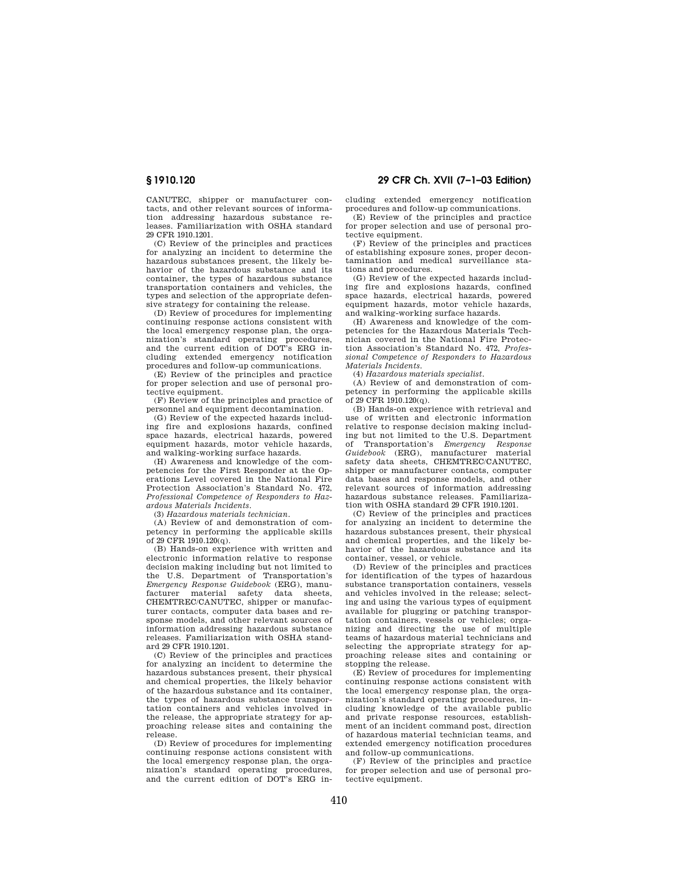CANUTEC, shipper or manufacturer contacts, and other relevant sources of information addressing hazardous substance releases. Familiarization with OSHA standard 29 CFR 1910.1201.

(C) Review of the principles and practices for analyzing an incident to determine the hazardous substances present, the likely behavior of the hazardous substance and its container, the types of hazardous substance transportation containers and vehicles, the types and selection of the appropriate defensive strategy for containing the release.

(D) Review of procedures for implementing continuing response actions consistent with the local emergency response plan, the organization's standard operating procedures, and the current edition of DOT's ERG including extended emergency notification procedures and follow-up communications.

(E) Review of the principles and practice for proper selection and use of personal protective equipment.

(F) Review of the principles and practice of personnel and equipment decontamination.

(G) Review of the expected hazards including fire and explosions hazards, confined space hazards, electrical hazards, powered equipment hazards, motor vehicle hazards, and walking-working surface hazards.

(H) Awareness and knowledge of the competencies for the First Responder at the Operations Level covered in the National Fire Protection Association's Standard No. 472, *Professional Competence of Responders to Hazardous Materials Incidents*.

(3) *Hazardous materials technician*.

(A) Review of and demonstration of competency in performing the applicable skills of 29 CFR 1910.120(q).

(B) Hands-on experience with written and electronic information relative to response decision making including but not limited to the U.S. Department of Transportation's *Emergency Response Guidebook* (ERG), manufacturer material safety data sheets, CHEMTREC/CANUTEC, shipper or manufacturer contacts, computer data bases and response models, and other relevant sources of information addressing hazardous substance releases. Familiarization with OSHA standard 29 CFR 1910.1201.

(C) Review of the principles and practices for analyzing an incident to determine the hazardous substances present, their physical and chemical properties, the likely behavior of the hazardous substance and its container, the types of hazardous substance transportation containers and vehicles involved in the release, the appropriate strategy for approaching release sites and containing the release.

(D) Review of procedures for implementing continuing response actions consistent with the local emergency response plan, the organization's standard operating procedures, and the current edition of DOT's ERG including extended emergency notification procedures and follow-up communications.

(E) Review of the principles and practice for proper selection and use of personal protective equipment.

(F) Review of the principles and practices of establishing exposure zones, proper decontamination and medical surveillance stations and procedures.

(G) Review of the expected hazards including fire and explosions hazards, confined space hazards, electrical hazards, powered equipment hazards, motor vehicle hazards, and walking-working surface hazards.

(H) Awareness and knowledge of the competencies for the Hazardous Materials Technician covered in the National Fire Protection Association's Standard No. 472, *Professional Competence of Responders to Hazardous Materials Incidents*.

(4) *Hazardous materials specialist*.

(A) Review of and demonstration of competency in performing the applicable skills of 29 CFR 1910.120(q).

(B) Hands-on experience with retrieval and use of written and electronic information relative to response decision making including but not limited to the U.S. Department of Transportation's *Emergency Response Guidebook* (ERG), manufacturer material safety data sheets, CHEMTREC/CANUTEC, shipper or manufacturer contacts, computer data bases and response models, and other relevant sources of information addressing hazardous substance releases. Familiarization with OSHA standard 29 CFR 1910.1201.

(C) Review of the principles and practices for analyzing an incident to determine the hazardous substances present, their physical and chemical properties, and the likely behavior of the hazardous substance and its container, vessel, or vehicle.

(D) Review of the principles and practices for identification of the types of hazardous substance transportation containers, vessels and vehicles involved in the release; selecting and using the various types of equipment available for plugging or patching transportation containers, vessels or vehicles; organizing and directing the use of multiple teams of hazardous material technicians and selecting the appropriate strategy for approaching release sites and containing or stopping the release.

(E) Review of procedures for implementing continuing response actions consistent with the local emergency response plan, the organization's standard operating procedures, including knowledge of the available public and private response resources, establishment of an incident command post, direction of hazardous material technician teams, and extended emergency notification procedures and follow-up communications.

(F) Review of the principles and practice for proper selection and use of personal protective equipment.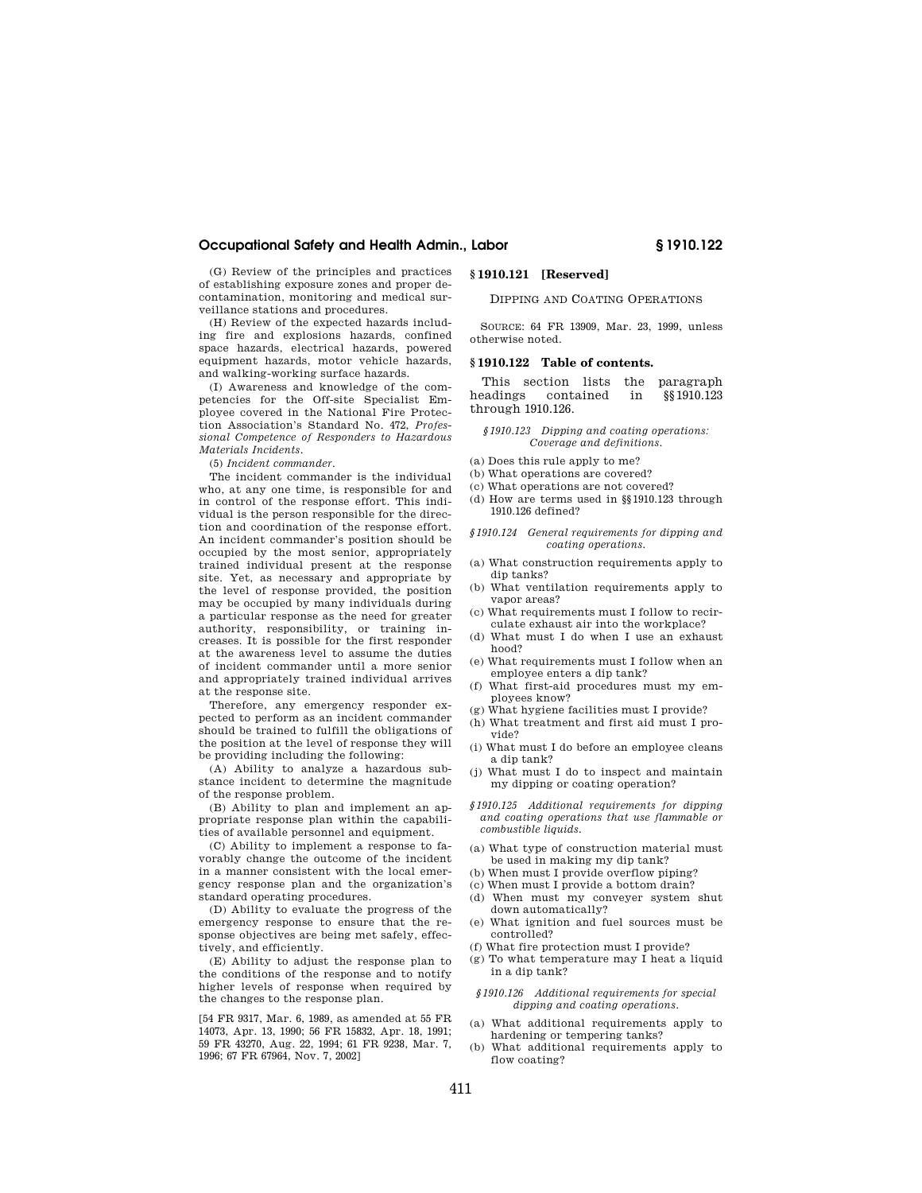(G) Review of the principles and practices of establishing exposure zones and proper decontamination, monitoring and medical surveillance stations and procedures.

(H) Review of the expected hazards including fire and explosions hazards, confined space hazards, electrical hazards, powered equipment hazards, motor vehicle hazards, and walking-working surface hazards.

(I) Awareness and knowledge of the competencies for the Off-site Specialist Employee covered in the National Fire Protection Association's Standard No. 472, *Professional Competence of Responders to Hazardous Materials Incidents*.

(5) *Incident commander*.

The incident commander is the individual who, at any one time, is responsible for and in control of the response effort. This individual is the person responsible for the direction and coordination of the response effort. An incident commander's position should be occupied by the most senior, appropriately trained individual present at the response site. Yet, as necessary and appropriate by the level of response provided, the position may be occupied by many individuals during a particular response as the need for greater authority, responsibility, or training increases. It is possible for the first responder at the awareness level to assume the duties of incident commander until a more senior and appropriately trained individual arrives at the response site.

Therefore, any emergency responder expected to perform as an incident commander should be trained to fulfill the obligations of the position at the level of response they will be providing including the following:

(A) Ability to analyze a hazardous substance incident to determine the magnitude of the response problem.

(B) Ability to plan and implement an appropriate response plan within the capabilities of available personnel and equipment.

(C) Ability to implement a response to favorably change the outcome of the incident in a manner consistent with the local emergency response plan and the organization's standard operating procedures.

(D) Ability to evaluate the progress of the emergency response to ensure that the response objectives are being met safely, effectively, and efficiently.

(E) Ability to adjust the response plan to the conditions of the response and to notify higher levels of response when required by the changes to the response plan.

[54 FR 9317, Mar. 6, 1989, as amended at 55 FR 14073, Apr. 13, 1990; 56 FR 15832, Apr. 18, 1991; 59 FR 43270, Aug. 22, 1994; 61 FR 9238, Mar. 7, 1996; 67 FR 67964, Nov. 7, 2002]

## § 1910.121 [Reserved]

DIPPING AND COATING OPERATIONS

SOURCE: 64 FR 13909, Mar. 23, 1999, unless otherwise noted.

## § 1910.122 Table of contents.

This section lists the paragraph headings contained in §§ 1910.123 through 1910.126.

*§ 1910.123 Dipping and coating operations: Coverage and definitions.*

(a) Does this rule apply to me?
(b) What operations are covered?
(c) What operations are not covered?
(d) How are terms used in §§ 1910.123 through 1910.126 defined?

*§ 1910.124 General requirements for dipping and coating operations.*

(a) What construction requirements apply to dip tanks?
(b) What ventilation requirements apply to vapor areas?
(c) What requirements must I follow to recirculate exhaust air into the workplace?
(d) What must I do when I use an exhaust hood?
(e) What requirements must I follow when an employee enters a dip tank?
(f) What first-aid procedures must my employees know?
(g) What hygiene facilities must I provide?
(h) What treatment and first aid must I provide?
(i) What must I do before an employee cleans a dip tank?
(j) What must I do to inspect and maintain my dipping or coating operation?

*§ 1910.125 Additional requirements for dipping and coating operations that use flammable or combustible liquids.*

(a) What type of construction material must be used in making my dip tank?
(b) When must I provide overflow piping?
(c) When must I provide a bottom drain?
(d) When must my conveyer system shut down automatically?
(e) What ignition and fuel sources must be controlled?
(f) What fire protection must I provide?
(g) To what temperature may I heat a liquid in a dip tank?

*§ 1910.126 Additional requirements for special dipping and coating operations.*

(a) What additional requirements apply to hardening or tempering tanks?
(b) What additional requirements apply to flow coating?